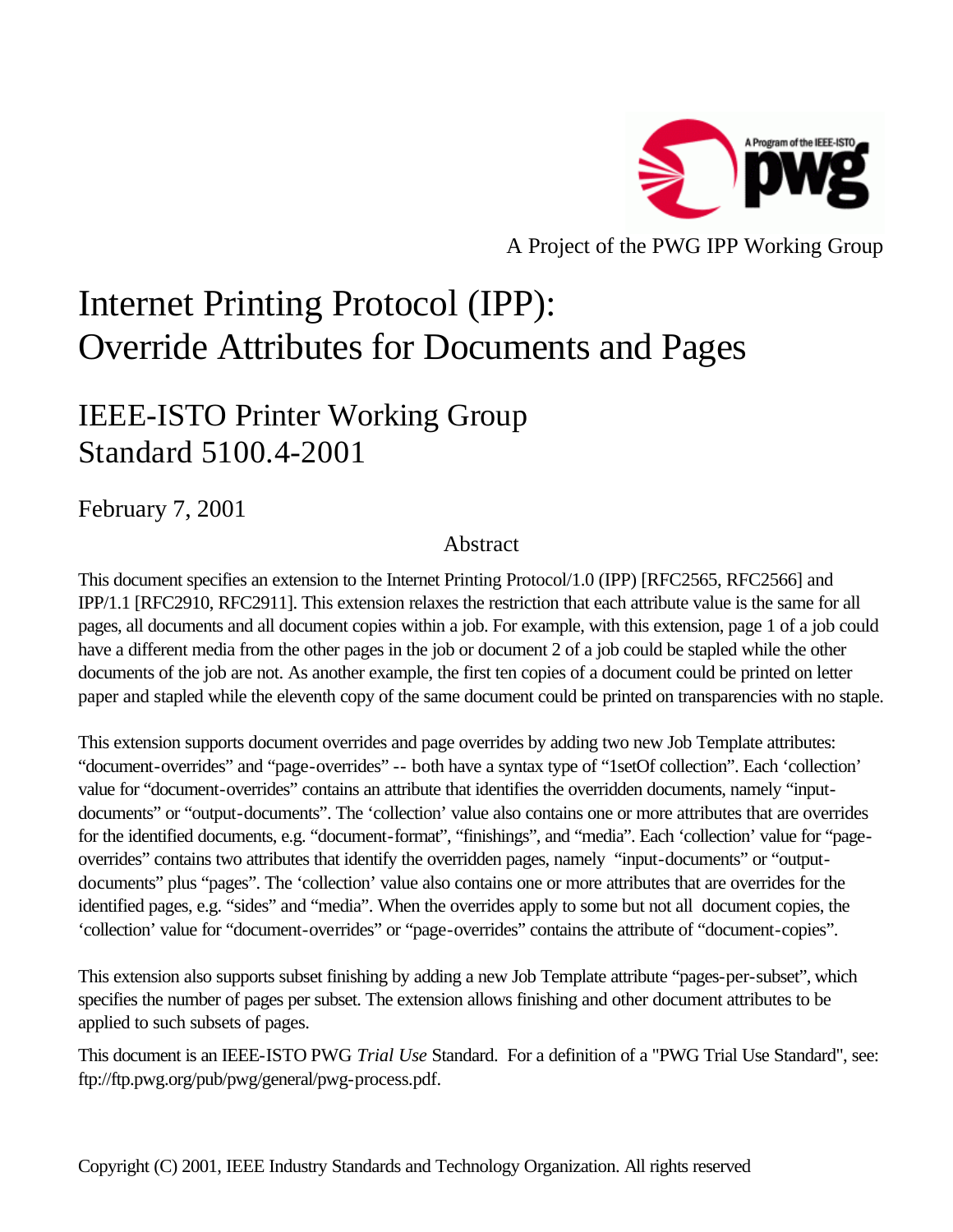A Project of the PWG IPP Working Group

# Internet Printing Protocol (IPP): Override Attributes for Documents and Pages

## IEEE-ISTO Printer Working Group Standard 5100.4-2001

February 7, 2001

### Abstract

This document specifies an extension to the Internet Printing Protocol/1.0 (IPP) [RFC2565, RFC2566] and IPP/1.1 [RFC2910, RFC2911]. This extension relaxes the restriction that each attribute value is the same for all pages, all documents and all document copies within a job. For example, with this extension, page 1 of a job could have a different media from the other pages in the job or document 2 of a job could be stapled while the other documents of the job are not. As another example, the first ten copies of a document could be printed on letter paper and stapled while the eleventh copy of the same document could be printed on transparencies with no staple.

This extension supports document overrides and page overrides by adding two new Job Template attributes: “document-overrides” and “page-overrides” -- both have a syntax type of “1setOf collection”. Each ‘collection’ value for “document-overrides” contains an attribute that identifies the overridden documents, namely “input-documents” or “output-documents”. The ‘collection’ value also contains one or more attributes that are overrides for the identified documents, e.g. “document-format”, “finishings”, and “media”. Each ‘collection’ value for “page-overrides” contains two attributes that identify the overridden pages, namely “input-documents” or “output-documents” plus “pages”. The ‘collection’ value also contains one or more attributes that are overrides for the identified pages, e.g. “sides” and “media”. When the overrides apply to some but not all document copies, the ‘collection’ value for “document-overrides” or “page-overrides” contains the attribute of “document-copies”.

This extension also supports subset finishing by adding a new Job Template attribute “pages-per-subset”, which specifies the number of pages per subset. The extension allows finishing and other document attributes to be applied to such subsets of pages.

This document is an IEEE-ISTO PWG *Trial Use* Standard. For a definition of a "PWG Trial Use Standard", see: ftp://ftp.pwg.org/pub/pwg/general/pwg-process.pdf.

Copyright (C) 2001, IEEE Industry Standards and Technology Organization. All rights reserved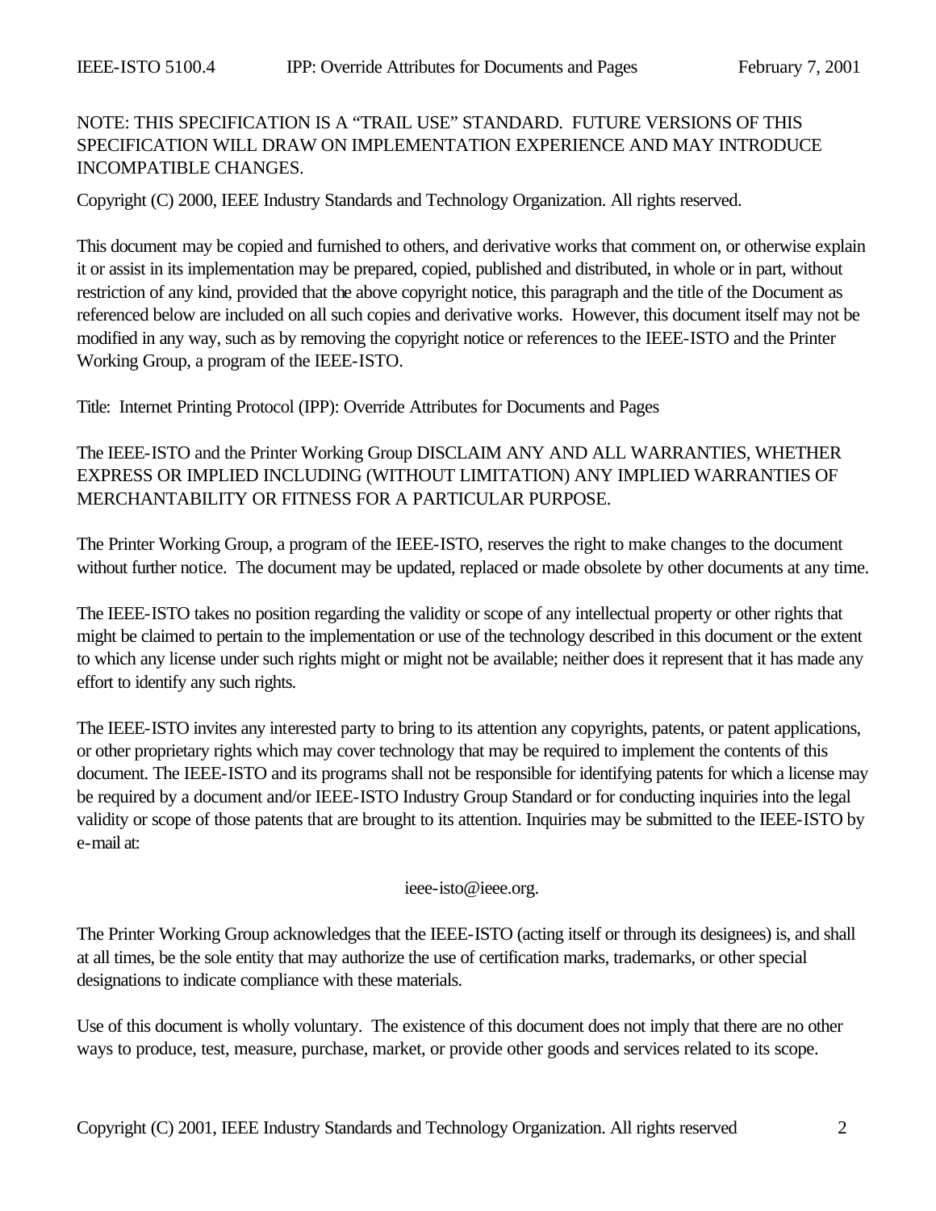NOTE: THIS SPECIFICATION IS A "TRAIL USE" STANDARD. FUTURE VERSIONS OF THIS SPECIFICATION WILL DRAW ON IMPLEMENTATION EXPERIENCE AND MAY INTRODUCE INCOMPATIBLE CHANGES.

Copyright (C) 2000, IEEE Industry Standards and Technology Organization. All rights reserved.

This document may be copied and furnished to others, and derivative works that comment on, or otherwise explain it or assist in its implementation may be prepared, copied, published and distributed, in whole or in part, without restriction of any kind, provided that the above copyright notice, this paragraph and the title of the Document as referenced below are included on all such copies and derivative works. However, this document itself may not be modified in any way, such as by removing the copyright notice or references to the IEEE-ISTO and the Printer Working Group, a program of the IEEE-ISTO.

Title: Internet Printing Protocol (IPP): Override Attributes for Documents and Pages

The IEEE-ISTO and the Printer Working Group DISCLAIM ANY AND ALL WARRANTIES, WHETHER EXPRESS OR IMPLIED INCLUDING (WITHOUT LIMITATION) ANY IMPLIED WARRANTIES OF MERCHANTABILITY OR FITNESS FOR A PARTICULAR PURPOSE.

The Printer Working Group, a program of the IEEE-ISTO, reserves the right to make changes to the document without further notice. The document may be updated, replaced or made obsolete by other documents at any time.

The IEEE-ISTO takes no position regarding the validity or scope of any intellectual property or other rights that might be claimed to pertain to the implementation or use of the technology described in this document or the extent to which any license under such rights might or might not be available; neither does it represent that it has made any effort to identify any such rights.

The IEEE-ISTO invites any interested party to bring to its attention any copyrights, patents, or patent applications, or other proprietary rights which may cover technology that may be required to implement the contents of this document. The IEEE-ISTO and its programs shall not be responsible for identifying patents for which a license may be required by a document and/or IEEE-ISTO Industry Group Standard or for conducting inquiries into the legal validity or scope of those patents that are brought to its attention. Inquiries may be submitted to the IEEE-ISTO by e-mail at:

ieee-isto@ieee.org.

The Printer Working Group acknowledges that the IEEE-ISTO (acting itself or through its designees) is, and shall at all times, be the sole entity that may authorize the use of certification marks, trademarks, or other special designations to indicate compliance with these materials.

Use of this document is wholly voluntary. The existence of this document does not imply that there are no other ways to produce, test, measure, purchase, market, or provide other goods and services related to its scope.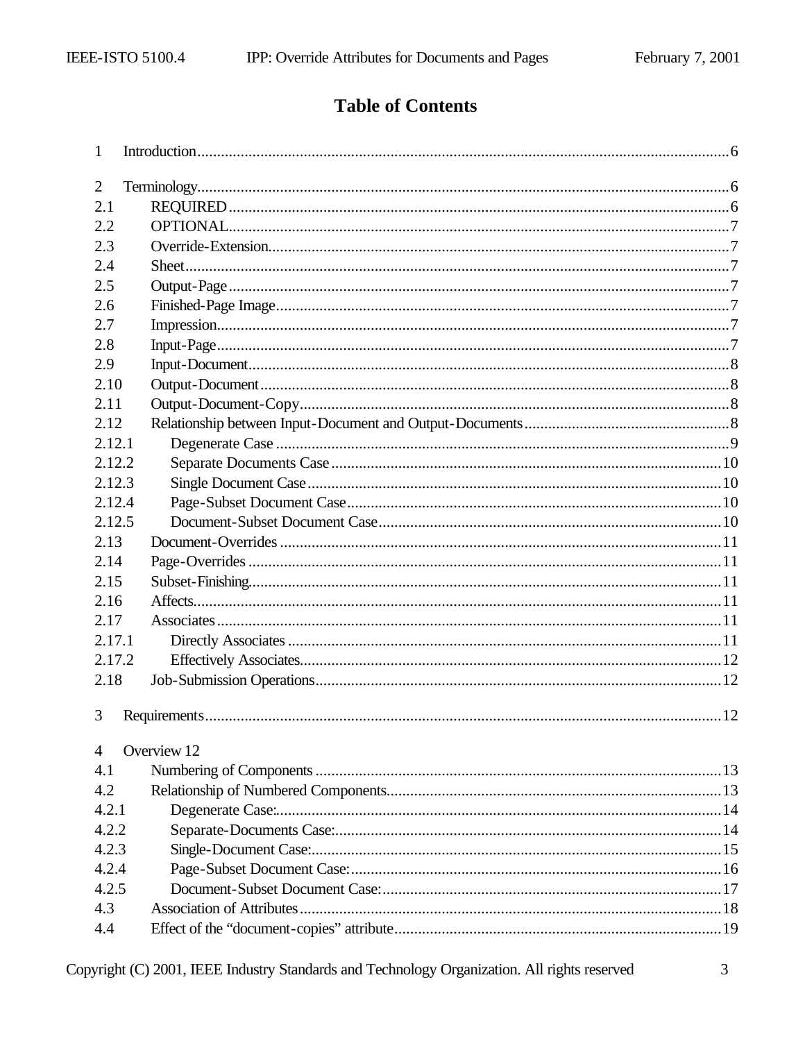# Table of Contents

1 Introduction....................................................................................................................................6

2 Terminology.....................................................................................................................................6
2.1 REQUIRED.....................................................................................................................................6
2.2 OPTIONAL......................................................................................................................................7
2.3 Override-Extension...........................................................................................................................7
2.4 Sheet..................................................................................................................................................7
2.5 Output-Page.......................................................................................................................................7
2.6 Finished-Page Image..........................................................................................................................7
2.7 Impression..........................................................................................................................................7
2.8 Input-Page..........................................................................................................................................7
2.9 Input-Document.................................................................................................................................8
2.10 Output-Document.............................................................................................................................8
2.11 Output-Document-Copy....................................................................................................................8
2.12 Relationship between Input-Document and Output-Documents...........................................................8
2.12.1 Degenerate Case.............................................................................................................................9
2.12.2 Separate Documents Case.............................................................................................................10
2.12.3 Single Document Case...................................................................................................................10
2.12.4 Page-Subset Document Case.........................................................................................................10
2.12.5 Document-Subset Document Case.................................................................................................10
2.13 Document-Overrides........................................................................................................................11
2.14 Page-Overrides................................................................................................................................11
2.15 Subset-Finishing..............................................................................................................................11
2.16 Affects.............................................................................................................................................11
2.17 Associates........................................................................................................................................11
2.17.1 Directly Associates........................................................................................................................11
2.17.2 Effectively Associates....................................................................................................................12
2.18 Job-Submission Operations..............................................................................................................12

3 Requirements.....................................................................................................................................12

4 Overview 12
4.1 Numbering of Components.................................................................................................................13
4.2 Relationship of Numbered Components...............................................................................................13
4.2.1 Degenerate Case:..............................................................................................................................14
4.2.2 Separate-Documents Case:................................................................................................................14
4.2.3 Single-Document Case:.....................................................................................................................15
4.2.4 Page-Subset Document Case:............................................................................................................16
4.2.5 Document-Subset Document Case:....................................................................................................17
4.3 Association of Attributes......................................................................................................................18
4.4 Effect of the “document-copies” attribute.............................................................................................19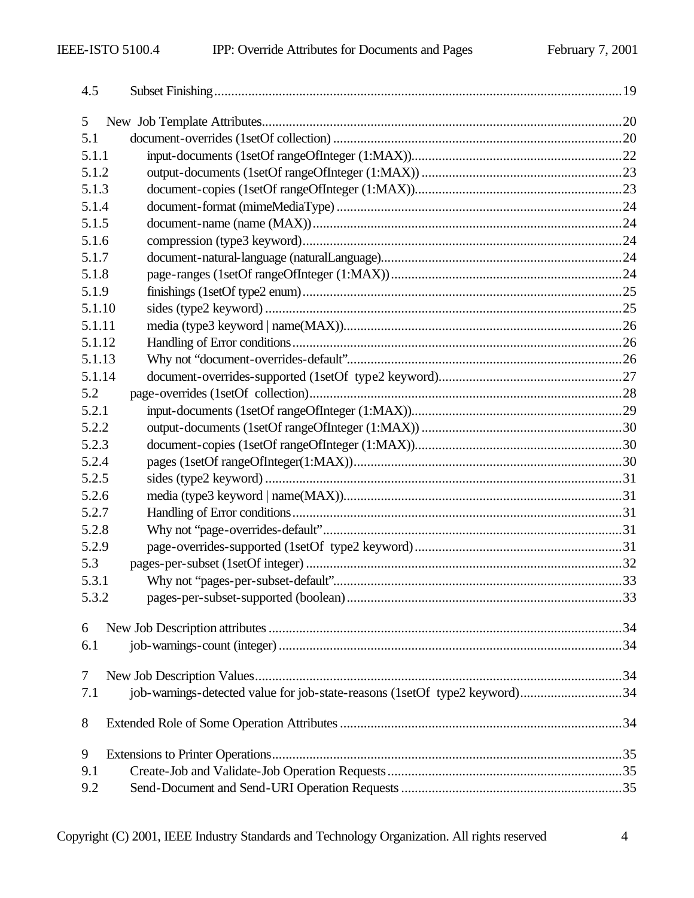4.5 Subset Finishing .......... 19

5 New Job Template Attributes .......... 20
5.1 document-overrides (1setOf collection) .......... 20
5.1.1 input-documents (1setOf rangeOfInteger (1:MAX)) .......... 22
5.1.2 output-documents (1setOf rangeOfInteger (1:MAX)) .......... 23
5.1.3 document-copies (1setOf rangeOfInteger (1:MAX)) .......... 23
5.1.4 document-format (mimeMediaType) .......... 24
5.1.5 document-name (name (MAX)) .......... 24
5.1.6 compression (type3 keyword) .......... 24
5.1.7 document-natural-language (naturalLanguage) .......... 24
5.1.8 page-ranges (1setOf rangeOfInteger (1:MAX)) .......... 24
5.1.9 finishings (1setOf type2 enum) .......... 25
5.1.10 sides (type2 keyword) .......... 25
5.1.11 media (type3 keyword | name(MAX)) .......... 26
5.1.12 Handling of Error conditions .......... 26
5.1.13 Why not "document-overrides-default" .......... 26
5.1.14 document-overrides-supported (1setOf type2 keyword) .......... 27
5.2 page-overrides (1setOf collection) .......... 28
5.2.1 input-documents (1setOf rangeOfInteger (1:MAX)) .......... 29
5.2.2 output-documents (1setOf rangeOfInteger (1:MAX)) .......... 30
5.2.3 document-copies (1setOf rangeOfInteger (1:MAX)) .......... 30
5.2.4 pages (1setOf rangeOfInteger(1:MAX)) .......... 30
5.2.5 sides (type2 keyword) .......... 31
5.2.6 media (type3 keyword | name(MAX)) .......... 31
5.2.7 Handling of Error conditions .......... 31
5.2.8 Why not "page-overrides-default" .......... 31
5.2.9 page-overrides-supported (1setOf type2 keyword) .......... 31
5.3 pages-per-subset (1setOf integer) .......... 32
5.3.1 Why not "pages-per-subset-default" .......... 33
5.3.2 pages-per-subset-supported (boolean) .......... 33

6 New Job Description attributes .......... 34
6.1 job-warnings-count (integer) .......... 34

7 New Job Description Values .......... 34
7.1 job-warnings-detected value for job-state-reasons (1setOf type2 keyword) .......... 34

8 Extended Role of Some Operation Attributes .......... 34

9 Extensions to Printer Operations .......... 35
9.1 Create-Job and Validate-Job Operation Requests .......... 35
9.2 Send-Document and Send-URI Operation Requests .......... 35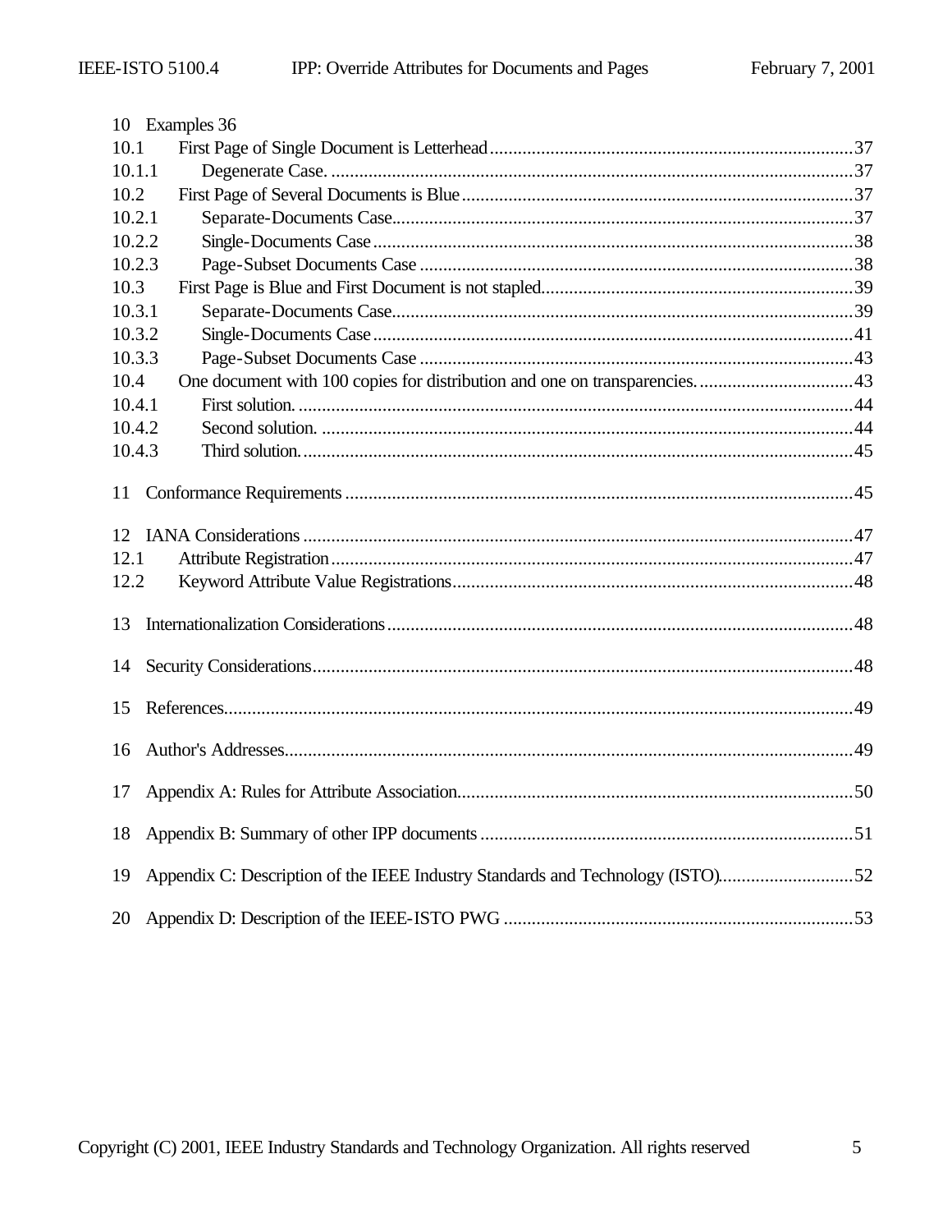10 Examples 36

10.1 First Page of Single Document is Letterhead....37

10.1.1 Degenerate Case. ....37

10.2 First Page of Several Documents is Blue....37

10.2.1 Separate-Documents Case....37

10.2.2 Single-Documents Case....38

10.2.3 Page-Subset Documents Case ....38

10.3 First Page is Blue and First Document is not stapled....39

10.3.1 Separate-Documents Case....39

10.3.2 Single-Documents Case....41

10.3.3 Page-Subset Documents Case ....43

10.4 One document with 100 copies for distribution and one on transparencies. ....43

10.4.1 First solution. ....44

10.4.2 Second solution. ....44

10.4.3 Third solution. ....45

11 Conformance Requirements ....45

12 IANA Considerations ....47

12.1 Attribute Registration....47

12.2 Keyword Attribute Value Registrations....48

13 Internationalization Considerations....48

14 Security Considerations....48

15 References....49

16 Author's Addresses....49

17 Appendix A: Rules for Attribute Association....50

18 Appendix B: Summary of other IPP documents ....51

19 Appendix C: Description of the IEEE Industry Standards and Technology (ISTO)....52

20 Appendix D: Description of the IEEE-ISTO PWG ....53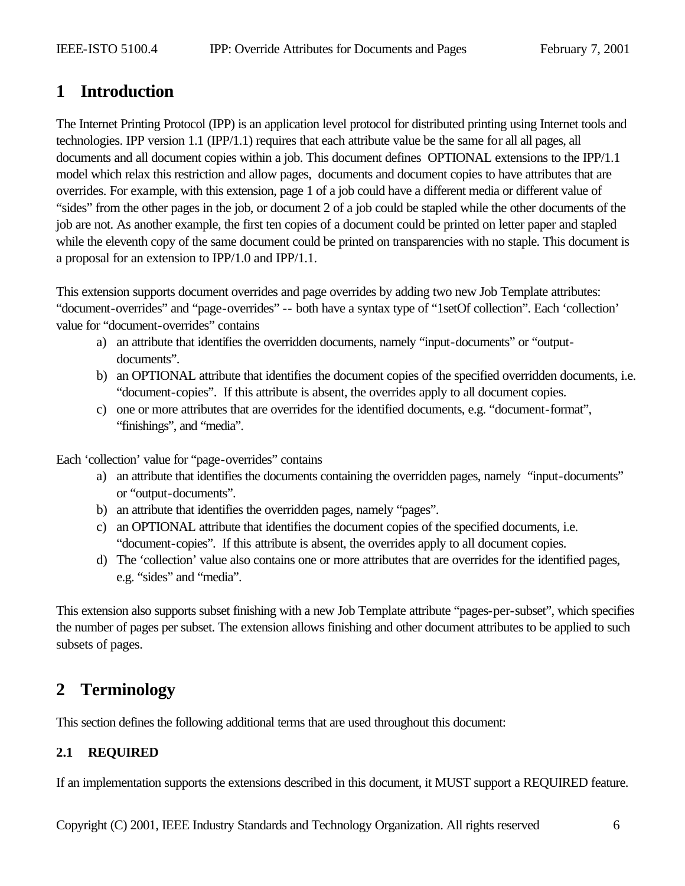# 1 Introduction

The Internet Printing Protocol (IPP) is an application level protocol for distributed printing using Internet tools and technologies. IPP version 1.1 (IPP/1.1) requires that each attribute value be the same for all all pages, all documents and all document copies within a job. This document defines OPTIONAL extensions to the IPP/1.1 model which relax this restriction and allow pages, documents and document copies to have attributes that are overrides. For example, with this extension, page 1 of a job could have a different media or different value of "sides" from the other pages in the job, or document 2 of a job could be stapled while the other documents of the job are not. As another example, the first ten copies of a document could be printed on letter paper and stapled while the eleventh copy of the same document could be printed on transparencies with no staple. This document is a proposal for an extension to IPP/1.0 and IPP/1.1.

This extension supports document overrides and page overrides by adding two new Job Template attributes: "document-overrides" and "page-overrides" -- both have a syntax type of "1setOf collection". Each 'collection' value for "document-overrides" contains

a) an attribute that identifies the overridden documents, namely "input-documents" or "output-documents".
b) an OPTIONAL attribute that identifies the document copies of the specified overridden documents, i.e. "document-copies". If this attribute is absent, the overrides apply to all document copies.
c) one or more attributes that are overrides for the identified documents, e.g. "document-format", "finishings", and "media".

Each 'collection' value for "page-overrides" contains

a) an attribute that identifies the documents containing the overridden pages, namely "input-documents" or "output-documents".
b) an attribute that identifies the overridden pages, namely "pages".
c) an OPTIONAL attribute that identifies the document copies of the specified documents, i.e. "document-copies". If this attribute is absent, the overrides apply to all document copies.
d) The 'collection' value also contains one or more attributes that are overrides for the identified pages, e.g. "sides" and "media".

This extension also supports subset finishing with a new Job Template attribute "pages-per-subset", which specifies the number of pages per subset. The extension allows finishing and other document attributes to be applied to such subsets of pages.

# 2 Terminology

This section defines the following additional terms that are used throughout this document:

## 2.1 REQUIRED

If an implementation supports the extensions described in this document, it MUST support a REQUIRED feature.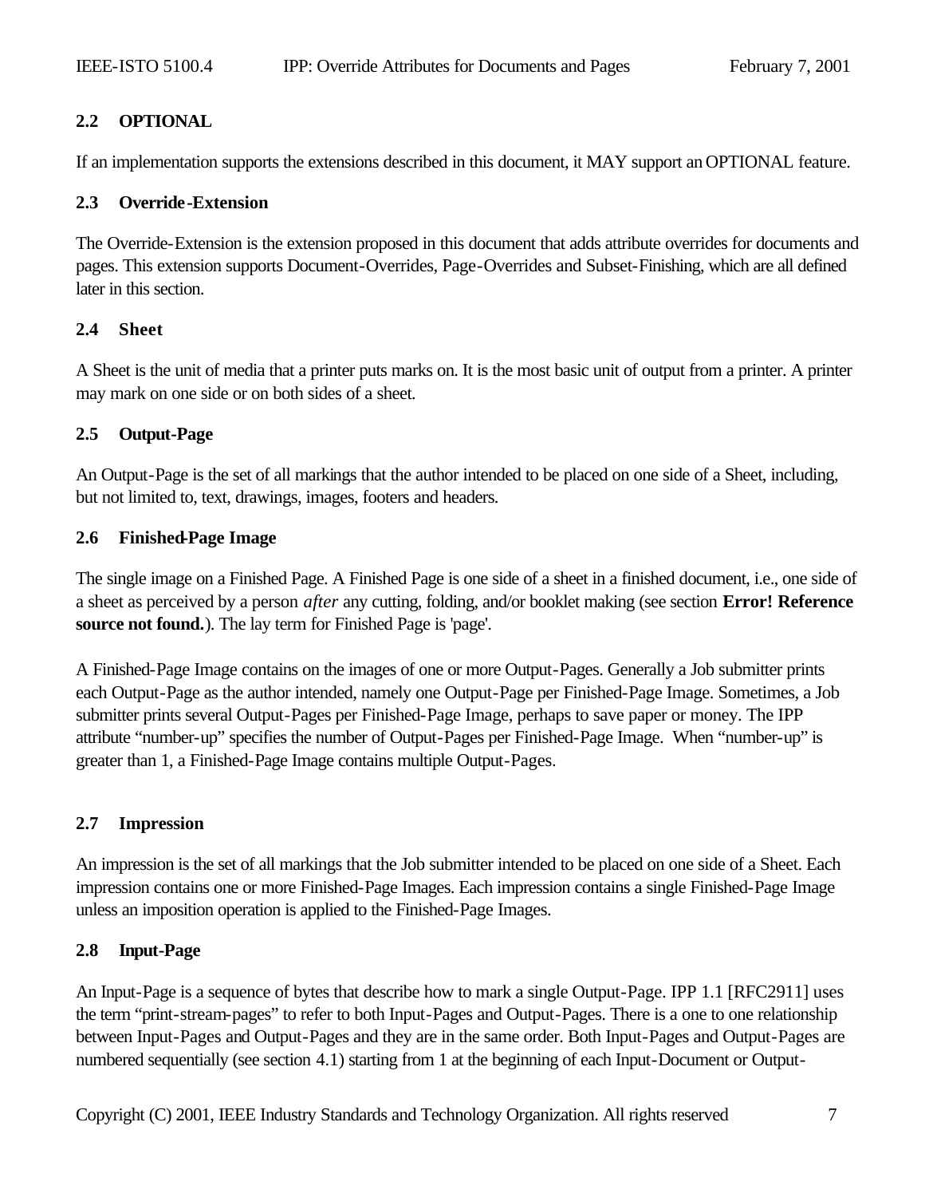### 2.2 OPTIONAL

If an implementation supports the extensions described in this document, it MAY support an OPTIONAL feature.

### 2.3 Override-Extension

The Override-Extension is the extension proposed in this document that adds attribute overrides for documents and pages. This extension supports Document-Overrides, Page-Overrides and Subset-Finishing, which are all defined later in this section.

### 2.4 Sheet

A Sheet is the unit of media that a printer puts marks on. It is the most basic unit of output from a printer. A printer may mark on one side or on both sides of a sheet.

### 2.5 Output-Page

An Output-Page is the set of all markings that the author intended to be placed on one side of a Sheet, including, but not limited to, text, drawings, images, footers and headers.

### 2.6 Finished-Page Image

The single image on a Finished Page. A Finished Page is one side of a sheet in a finished document, i.e., one side of a sheet as perceived by a person *after* any cutting, folding, and/or booklet making (see section **Error! Reference source not found.**). The lay term for Finished Page is 'page'.

A Finished-Page Image contains on the images of one or more Output-Pages. Generally a Job submitter prints each Output-Page as the author intended, namely one Output-Page per Finished-Page Image. Sometimes, a Job submitter prints several Output-Pages per Finished-Page Image, perhaps to save paper or money. The IPP attribute "number-up" specifies the number of Output-Pages per Finished-Page Image. When "number-up" is greater than 1, a Finished-Page Image contains multiple Output-Pages.

### 2.7 Impression

An impression is the set of all markings that the Job submitter intended to be placed on one side of a Sheet. Each impression contains one or more Finished-Page Images. Each impression contains a single Finished-Page Image unless an imposition operation is applied to the Finished-Page Images.

### 2.8 Input-Page

An Input-Page is a sequence of bytes that describe how to mark a single Output-Page. IPP 1.1 [RFC2911] uses the term "print-stream-pages" to refer to both Input-Pages and Output-Pages. There is a one to one relationship between Input-Pages and Output-Pages and they are in the same order. Both Input-Pages and Output-Pages are numbered sequentially (see section 4.1) starting from 1 at the beginning of each Input-Document or Output-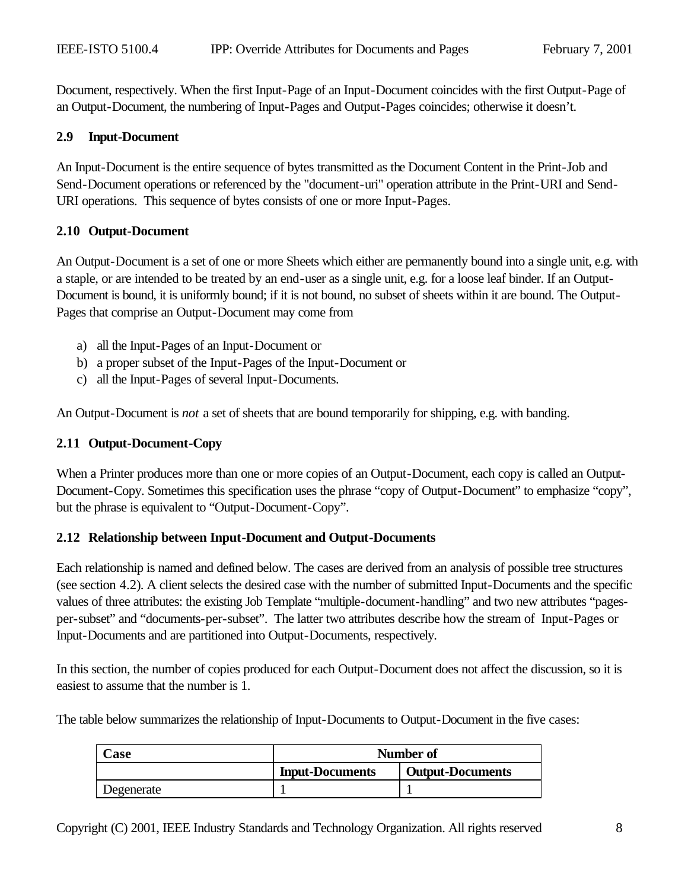Document, respectively. When the first Input-Page of an Input-Document coincides with the first Output-Page of an Output-Document, the numbering of Input-Pages and Output-Pages coincides; otherwise it doesn't.

### 2.9 Input-Document

An Input-Document is the entire sequence of bytes transmitted as the Document Content in the Print-Job and Send-Document operations or referenced by the "document-uri" operation attribute in the Print-URI and Send-URI operations. This sequence of bytes consists of one or more Input-Pages.

### 2.10 Output-Document

An Output-Document is a set of one or more Sheets which either are permanently bound into a single unit, e.g. with a staple, or are intended to be treated by an end-user as a single unit, e.g. for a loose leaf binder. If an Output-Document is bound, it is uniformly bound; if it is not bound, no subset of sheets within it are bound. The Output-Pages that comprise an Output-Document may come from

a) all the Input-Pages of an Input-Document or
b) a proper subset of the Input-Pages of the Input-Document or
c) all the Input-Pages of several Input-Documents.

An Output-Document is *not* a set of sheets that are bound temporarily for shipping, e.g. with banding.

### 2.11 Output-Document-Copy

When a Printer produces more than one or more copies of an Output-Document, each copy is called an Output-Document-Copy. Sometimes this specification uses the phrase "copy of Output-Document" to emphasize "copy", but the phrase is equivalent to "Output-Document-Copy".

### 2.12 Relationship between Input-Document and Output-Documents

Each relationship is named and defined below. The cases are derived from an analysis of possible tree structures (see section 4.2). A client selects the desired case with the number of submitted Input-Documents and the specific values of three attributes: the existing Job Template "multiple-document-handling" and two new attributes "pages-per-subset" and "documents-per-subset". The latter two attributes describe how the stream of Input-Pages or Input-Documents and are partitioned into Output-Documents, respectively.

In this section, the number of copies produced for each Output-Document does not affect the discussion, so it is easiest to assume that the number is 1.

The table below summarizes the relationship of Input-Documents to Output-Document in the five cases:

| Case | Number of | |
|---|---|---|
| | **Input-Documents** | **Output-Documents** |
| Degenerate | 1 | 1 |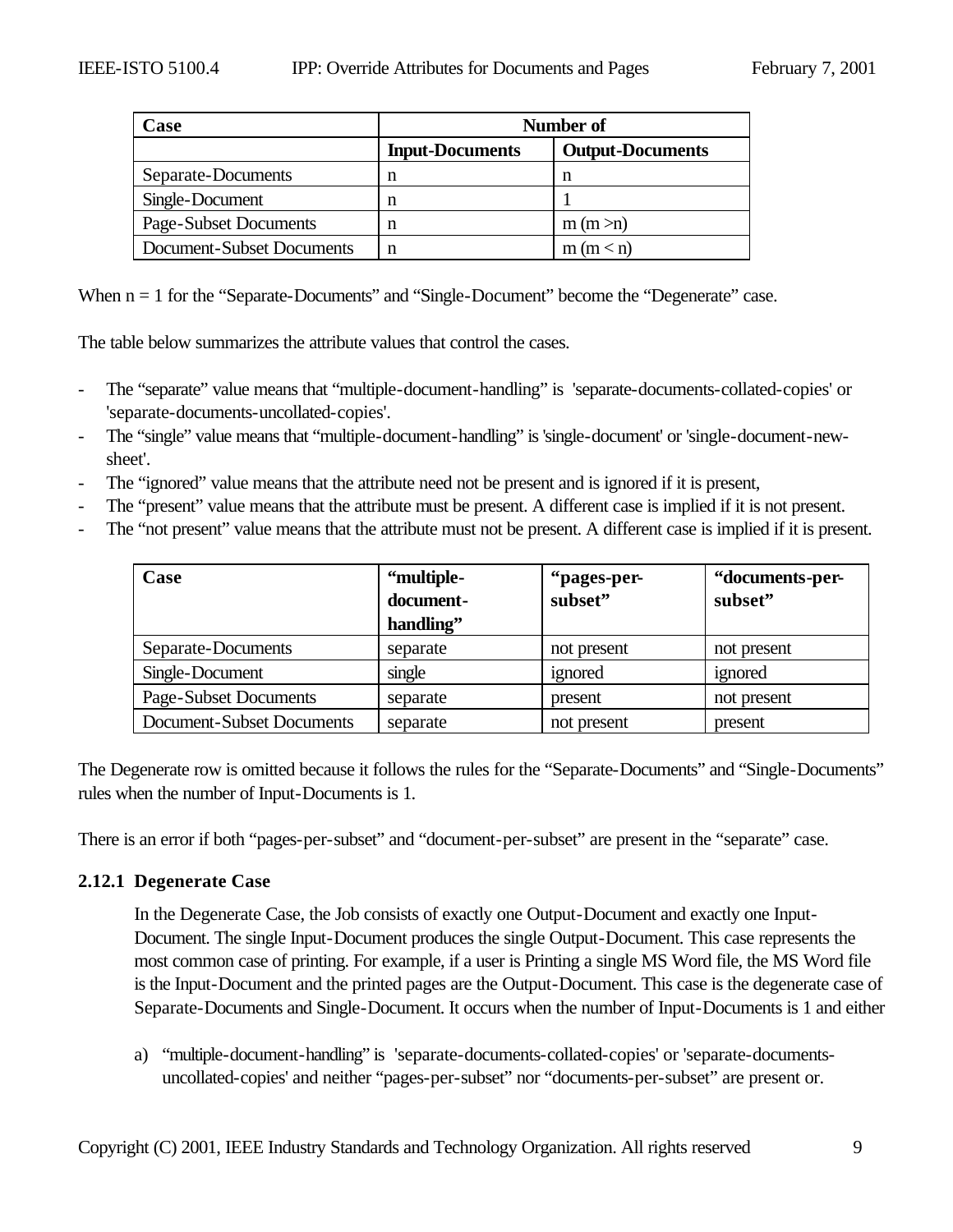| Case | Number of | |
|---|---|---|
| | **Input-Documents** | **Output-Documents** |
| Separate-Documents | n | n |
| Single-Document | n | 1 |
| Page-Subset Documents | n | m (m >n) |
| Document-Subset Documents | n | m (m < n) |

When n = 1 for the “Separate-Documents” and “Single-Document” become the “Degenerate” case.

The table below summarizes the attribute values that control the cases.

- The “separate” value means that “multiple-document-handling” is 'separate-documents-collated-copies' or 'separate-documents-uncollated-copies'.
- The “single” value means that “multiple-document-handling” is 'single-document' or 'single-document-new-sheet'.
- The “ignored” value means that the attribute need not be present and is ignored if it is present,
- The “present” value means that the attribute must be present. A different case is implied if it is not present.
- The “not present” value means that the attribute must not be present. A different case is implied if it is present.

| Case | “multiple-document-handling” | “pages-per-subset” | “documents-per-subset” |
|---|---|---|---|
| Separate-Documents | separate | not present | not present |
| Single-Document | single | ignored | ignored |
| Page-Subset Documents | separate | present | not present |
| Document-Subset Documents | separate | not present | present |

The Degenerate row is omitted because it follows the rules for the “Separate-Documents” and “Single-Documents” rules when the number of Input-Documents is 1.

There is an error if both “pages-per-subset” and “document-per-subset” are present in the “separate” case.

### 2.12.1 Degenerate Case

In the Degenerate Case, the Job consists of exactly one Output-Document and exactly one Input-Document. The single Input-Document produces the single Output-Document. This case represents the most common case of printing. For example, if a user is Printing a single MS Word file, the MS Word file is the Input-Document and the printed pages are the Output-Document. This case is the degenerate case of Separate-Documents and Single-Document. It occurs when the number of Input-Documents is 1 and either

a) “multiple-document-handling” is 'separate-documents-collated-copies' or 'separate-documents-uncollated-copies' and neither “pages-per-subset” nor “documents-per-subset” are present or.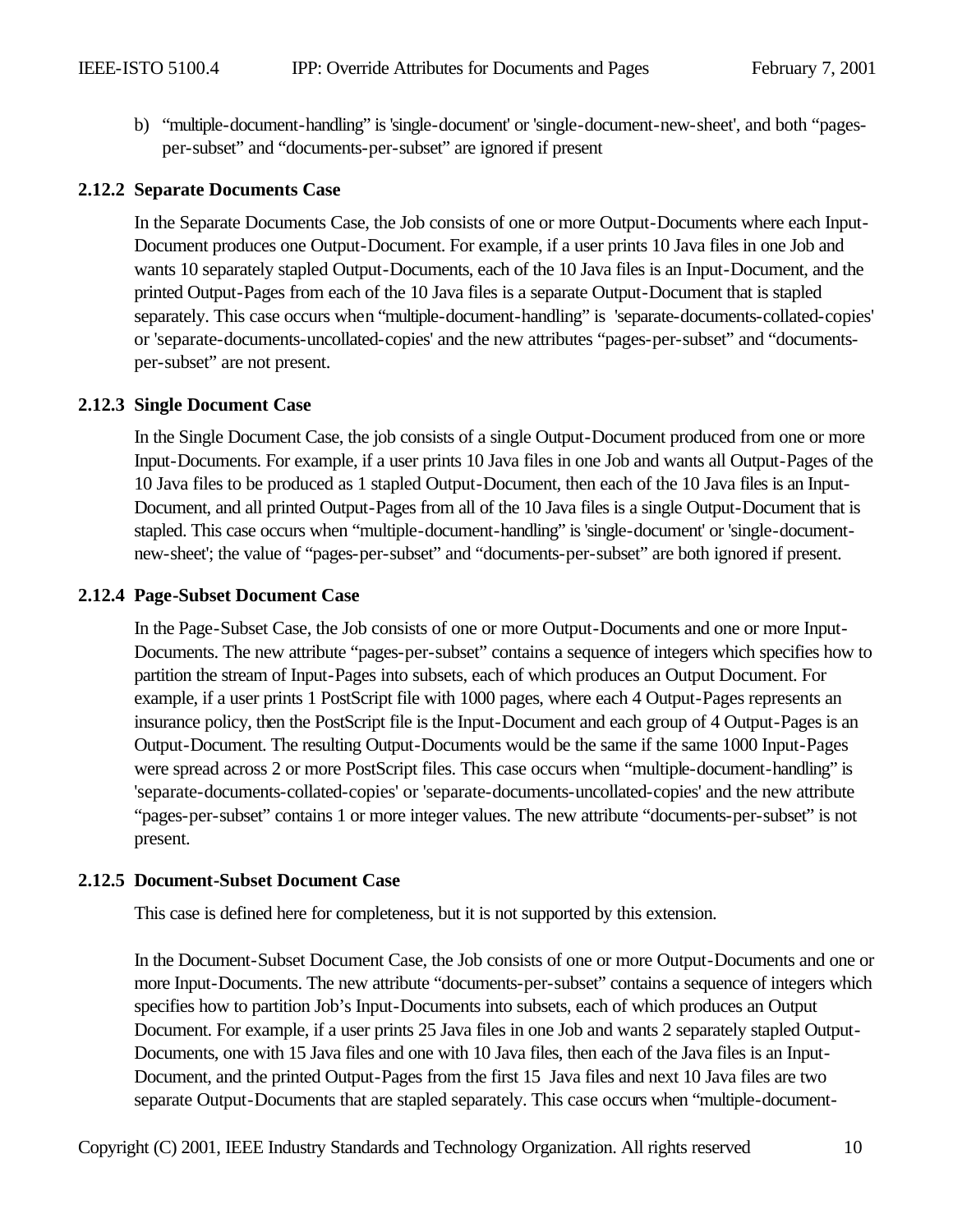b) "multiple-document-handling" is 'single-document' or 'single-document-new-sheet', and both "pages-per-subset" and "documents-per-subset" are ignored if present

### 2.12.2 Separate Documents Case

In the Separate Documents Case, the Job consists of one or more Output-Documents where each Input-Document produces one Output-Document. For example, if a user prints 10 Java files in one Job and wants 10 separately stapled Output-Documents, each of the 10 Java files is an Input-Document, and the printed Output-Pages from each of the 10 Java files is a separate Output-Document that is stapled separately. This case occurs when "multiple-document-handling" is 'separate-documents-collated-copies' or 'separate-documents-uncollated-copies' and the new attributes "pages-per-subset" and "documents-per-subset" are not present.

### 2.12.3 Single Document Case

In the Single Document Case, the job consists of a single Output-Document produced from one or more Input-Documents. For example, if a user prints 10 Java files in one Job and wants all Output-Pages of the 10 Java files to be produced as 1 stapled Output-Document, then each of the 10 Java files is an Input-Document, and all printed Output-Pages from all of the 10 Java files is a single Output-Document that is stapled. This case occurs when "multiple-document-handling" is 'single-document' or 'single-document-new-sheet'; the value of "pages-per-subset" and "documents-per-subset" are both ignored if present.

### 2.12.4 Page-Subset Document Case

In the Page-Subset Case, the Job consists of one or more Output-Documents and one or more Input-Documents. The new attribute "pages-per-subset" contains a sequence of integers which specifies how to partition the stream of Input-Pages into subsets, each of which produces an Output Document. For example, if a user prints 1 PostScript file with 1000 pages, where each 4 Output-Pages represents an insurance policy, then the PostScript file is the Input-Document and each group of 4 Output-Pages is an Output-Document. The resulting Output-Documents would be the same if the same 1000 Input-Pages were spread across 2 or more PostScript files. This case occurs when "multiple-document-handling" is 'separate-documents-collated-copies' or 'separate-documents-uncollated-copies' and the new attribute "pages-per-subset" contains 1 or more integer values. The new attribute "documents-per-subset" is not present.

### 2.12.5 Document-Subset Document Case

This case is defined here for completeness, but it is not supported by this extension.

In the Document-Subset Document Case, the Job consists of one or more Output-Documents and one or more Input-Documents. The new attribute "documents-per-subset" contains a sequence of integers which specifies how to partition Job's Input-Documents into subsets, each of which produces an Output Document. For example, if a user prints 25 Java files in one Job and wants 2 separately stapled Output-Documents, one with 15 Java files and one with 10 Java files, then each of the Java files is an Input-Document, and the printed Output-Pages from the first 15 Java files and next 10 Java files are two separate Output-Documents that are stapled separately. This case occurs when "multiple-document-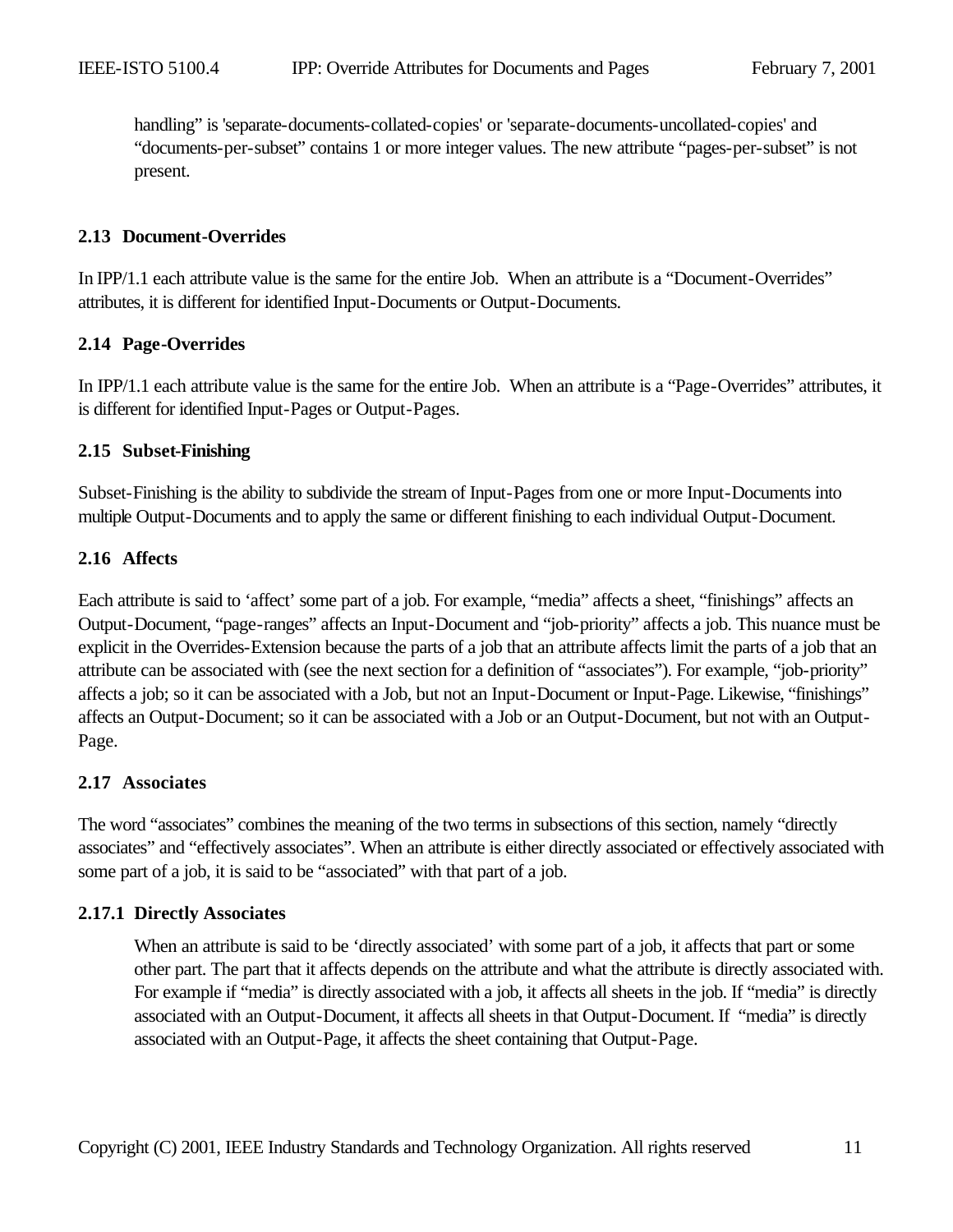handling" is 'separate-documents-collated-copies' or 'separate-documents-uncollated-copies' and "documents-per-subset" contains 1 or more integer values. The new attribute "pages-per-subset" is not present.

### 2.13 Document-Overrides

In IPP/1.1 each attribute value is the same for the entire Job. When an attribute is a "Document-Overrides" attributes, it is different for identified Input-Documents or Output-Documents.

### 2.14 Page-Overrides

In IPP/1.1 each attribute value is the same for the entire Job. When an attribute is a "Page-Overrides" attributes, it is different for identified Input-Pages or Output-Pages.

### 2.15 Subset-Finishing

Subset-Finishing is the ability to subdivide the stream of Input-Pages from one or more Input-Documents into multiple Output-Documents and to apply the same or different finishing to each individual Output-Document.

### 2.16 Affects

Each attribute is said to 'affect' some part of a job. For example, "media" affects a sheet, "finishings" affects an Output-Document, "page-ranges" affects an Input-Document and "job-priority" affects a job. This nuance must be explicit in the Overrides-Extension because the parts of a job that an attribute affects limit the parts of a job that an attribute can be associated with (see the next section for a definition of "associates"). For example, "job-priority" affects a job; so it can be associated with a Job, but not an Input-Document or Input-Page. Likewise, "finishings" affects an Output-Document; so it can be associated with a Job or an Output-Document, but not with an Output-Page.

### 2.17 Associates

The word "associates" combines the meaning of the two terms in subsections of this section, namely "directly associates" and "effectively associates". When an attribute is either directly associated or effectively associated with some part of a job, it is said to be "associated" with that part of a job.

#### 2.17.1 Directly Associates

When an attribute is said to be 'directly associated' with some part of a job, it affects that part or some other part. The part that it affects depends on the attribute and what the attribute is directly associated with. For example if "media" is directly associated with a job, it affects all sheets in the job. If "media" is directly associated with an Output-Document, it affects all sheets in that Output-Document. If "media" is directly associated with an Output-Page, it affects the sheet containing that Output-Page.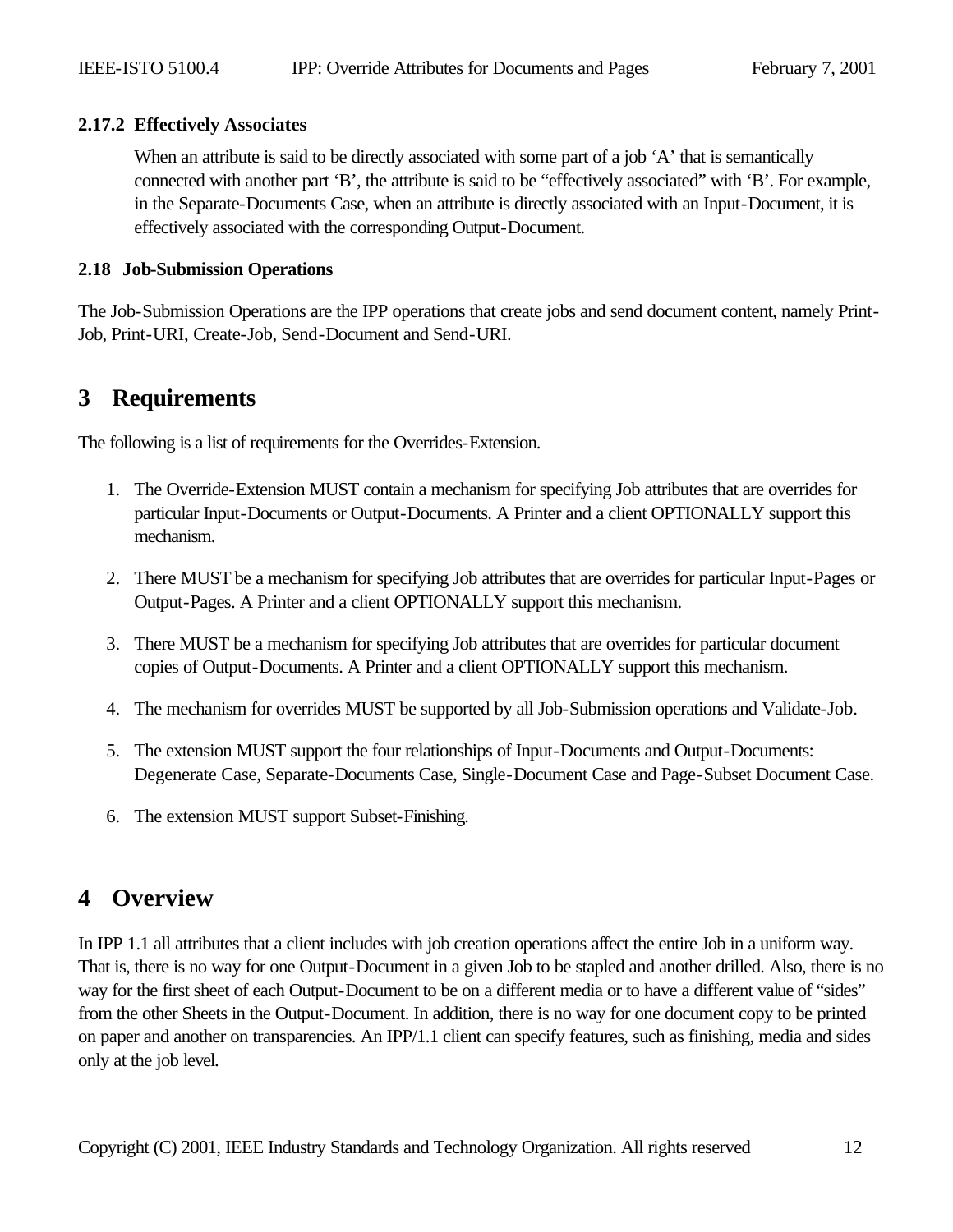### 2.17.2 Effectively Associates

When an attribute is said to be directly associated with some part of a job 'A' that is semantically connected with another part 'B', the attribute is said to be "effectively associated" with 'B'. For example, in the Separate-Documents Case, when an attribute is directly associated with an Input-Document, it is effectively associated with the corresponding Output-Document.

### 2.18 Job-Submission Operations

The Job-Submission Operations are the IPP operations that create jobs and send document content, namely Print-Job, Print-URI, Create-Job, Send-Document and Send-URI.

## 3 Requirements

The following is a list of requirements for the Overrides-Extension.

1. The Override-Extension MUST contain a mechanism for specifying Job attributes that are overrides for particular Input-Documents or Output-Documents. A Printer and a client OPTIONALLY support this mechanism.

2. There MUST be a mechanism for specifying Job attributes that are overrides for particular Input-Pages or Output-Pages. A Printer and a client OPTIONALLY support this mechanism.

3. There MUST be a mechanism for specifying Job attributes that are overrides for particular document copies of Output-Documents. A Printer and a client OPTIONALLY support this mechanism.

4. The mechanism for overrides MUST be supported by all Job-Submission operations and Validate-Job.

5. The extension MUST support the four relationships of Input-Documents and Output-Documents: Degenerate Case, Separate-Documents Case, Single-Document Case and Page-Subset Document Case.

6. The extension MUST support Subset-Finishing.

## 4 Overview

In IPP 1.1 all attributes that a client includes with job creation operations affect the entire Job in a uniform way. That is, there is no way for one Output-Document in a given Job to be stapled and another drilled. Also, there is no way for the first sheet of each Output-Document to be on a different media or to have a different value of "sides" from the other Sheets in the Output-Document. In addition, there is no way for one document copy to be printed on paper and another on transparencies. An IPP/1.1 client can specify features, such as finishing, media and sides only at the job level.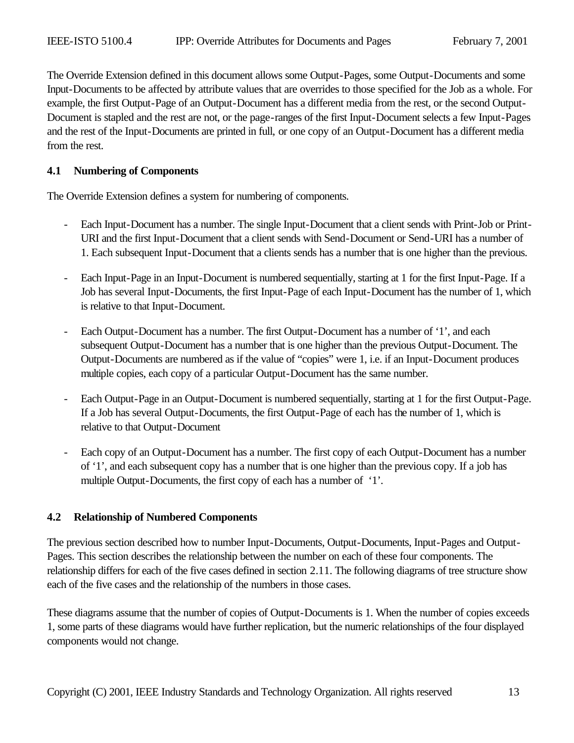The Override Extension defined in this document allows some Output-Pages, some Output-Documents and some Input-Documents to be affected by attribute values that are overrides to those specified for the Job as a whole. For example, the first Output-Page of an Output-Document has a different media from the rest, or the second Output-Document is stapled and the rest are not, or the page-ranges of the first Input-Document selects a few Input-Pages and the rest of the Input-Documents are printed in full, or one copy of an Output-Document has a different media from the rest.

### 4.1 Numbering of Components

The Override Extension defines a system for numbering of components.

- Each Input-Document has a number. The single Input-Document that a client sends with Print-Job or Print-URI and the first Input-Document that a client sends with Send-Document or Send-URI has a number of 1. Each subsequent Input-Document that a clients sends has a number that is one higher than the previous.

- Each Input-Page in an Input-Document is numbered sequentially, starting at 1 for the first Input-Page. If a Job has several Input-Documents, the first Input-Page of each Input-Document has the number of 1, which is relative to that Input-Document.

- Each Output-Document has a number. The first Output-Document has a number of '1', and each subsequent Output-Document has a number that is one higher than the previous Output-Document. The Output-Documents are numbered as if the value of "copies" were 1, i.e. if an Input-Document produces multiple copies, each copy of a particular Output-Document has the same number.

- Each Output-Page in an Output-Document is numbered sequentially, starting at 1 for the first Output-Page. If a Job has several Output-Documents, the first Output-Page of each has the number of 1, which is relative to that Output-Document

- Each copy of an Output-Document has a number. The first copy of each Output-Document has a number of '1', and each subsequent copy has a number that is one higher than the previous copy. If a job has multiple Output-Documents, the first copy of each has a number of '1'.

### 4.2 Relationship of Numbered Components

The previous section described how to number Input-Documents, Output-Documents, Input-Pages and Output-Pages. This section describes the relationship between the number on each of these four components. The relationship differs for each of the five cases defined in section 2.11. The following diagrams of tree structure show each of the five cases and the relationship of the numbers in those cases.

These diagrams assume that the number of copies of Output-Documents is 1. When the number of copies exceeds 1, some parts of these diagrams would have further replication, but the numeric relationships of the four displayed components would not change.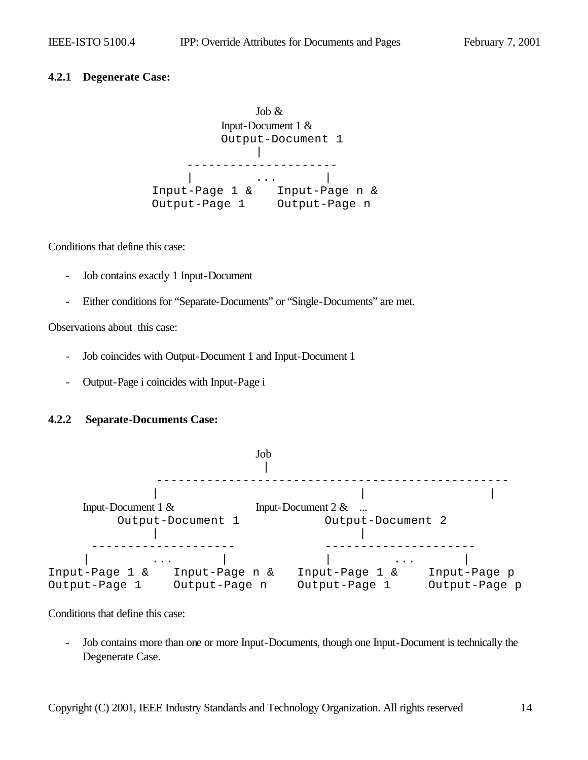### 4.2.1 Degenerate Case:

```
                    Job &
               Input-Document 1 &
               Output-Document 1
                       |
          ---------------------
          |          ...       |
     Input-Page 1 &     Input-Page n &
     Output-Page 1      Output-Page n
```

Conditions that define this case:

- Job contains exactly 1 Input-Document
- Either conditions for "Separate-Documents" or "Single-Documents" are met.

Observations about this case:

- Job coincides with Output-Document 1 and Input-Document 1
- Output-Page i coincides with Input-Page i

### 4.2.2 Separate-Documents Case:

```
                                Job
                                 |
              --------------------------------------------------
              |                             |                  |
     Input-Document 1 &            Input-Document 2 &   ...
          Output-Document 1             Output-Document 2
              |                             |
     --------------------           --------------------
     |        ...       |           |        ...       |
Input-Page 1 &   Input-Page n &   Input-Page 1 &    Input-Page p
Output-Page 1    Output-Page n    Output-Page 1     Output-Page p
```

Conditions that define this case:

- Job contains more than one or more Input-Documents, though one Input-Document is technically the Degenerate Case.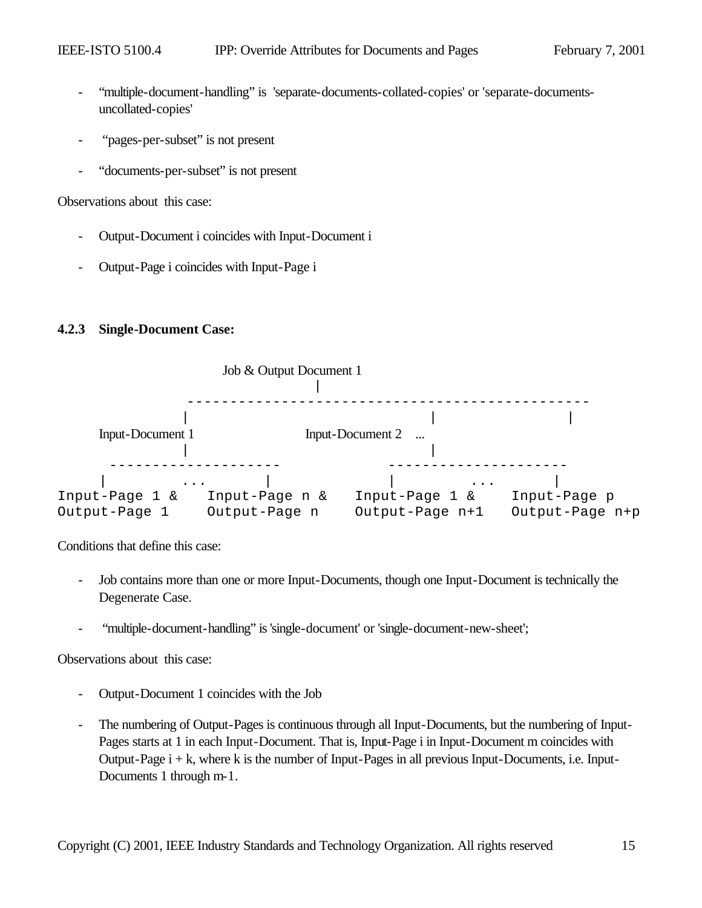- "multiple-document-handling" is 'separate-documents-collated-copies' or 'separate-documents-uncollated-copies'

- "pages-per-subset" is not present

- "documents-per-subset" is not present

Observations about this case:

- Output-Document i coincides with Input-Document i

- Output-Page i coincides with Input-Page i

### 4.2.3 Single-Document Case:

```
                         Job & Output Document 1
                                    |
              ---------------------------------------------
             |                            |                |
       Input-Document 1            Input-Document 2    ...
             |                            |
      --------------------          --------------------
     |        ...        |         |        ...        |
Input-Page 1 &    Input-Page n &   Input-Page 1 &    Input-Page p
Output-Page 1     Output-Page n    Output-Page n+1   Output-Page n+p
```

Conditions that define this case:

- Job contains more than one or more Input-Documents, though one Input-Document is technically the Degenerate Case.

- "multiple-document-handling" is 'single-document' or 'single-document-new-sheet';

Observations about this case:

- Output-Document 1 coincides with the Job

- The numbering of Output-Pages is continuous through all Input-Documents, but the numbering of Input-Pages starts at 1 in each Input-Document. That is, Input-Page i in Input-Document m coincides with Output-Page i + k, where k is the number of Input-Pages in all previous Input-Documents, i.e. Input-Documents 1 through m-1.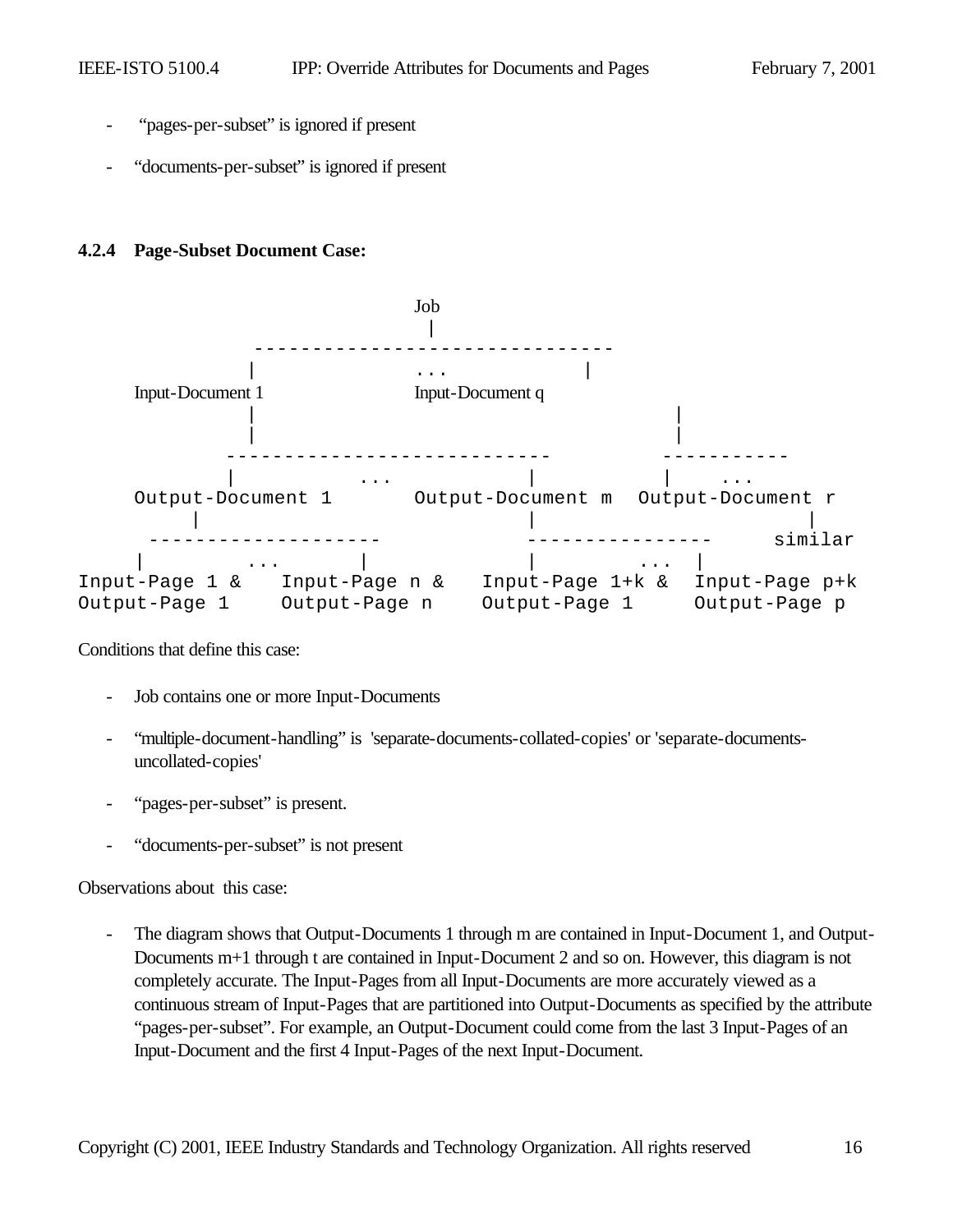- "pages-per-subset" is ignored if present

- "documents-per-subset" is ignored if present

### 4.2.4 Page-Subset Document Case:

```
                            Job
                             |
              ------------------------------
             |              ...            |
     Input-Document 1              Input-Document q
             |                                  |
             |                                  |
           ---------------------------        -----------
           |          ...            |        |    ...
     Output-Document 1       Output-Document m  Output-Document r
         |                           |                       |
      -------------------          ---------------       similar
     |        ...       |           |         ...  |
Input-Page 1 &    Input-Page n &   Input-Page 1+k &  Input-Page p+k
Output-Page 1     Output-Page n    Output-Page 1     Output-Page p
```

Conditions that define this case:

- Job contains one or more Input-Documents

- "multiple-document-handling" is 'separate-documents-collated-copies' or 'separate-documents-uncollated-copies'

- "pages-per-subset" is present.

- "documents-per-subset" is not present

Observations about this case:

- The diagram shows that Output-Documents 1 through m are contained in Input-Document 1, and Output-Documents m+1 through t are contained in Input-Document 2 and so on. However, this diagram is not completely accurate. The Input-Pages from all Input-Documents are more accurately viewed as a continuous stream of Input-Pages that are partitioned into Output-Documents as specified by the attribute "pages-per-subset". For example, an Output-Document could come from the last 3 Input-Pages of an Input-Document and the first 4 Input-Pages of the next Input-Document.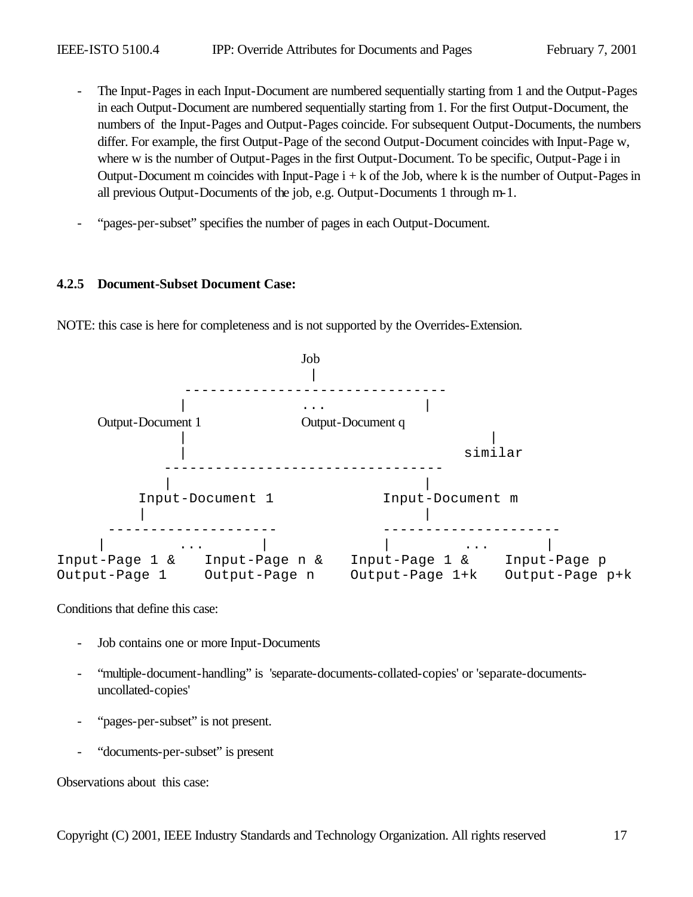- The Input-Pages in each Input-Document are numbered sequentially starting from 1 and the Output-Pages in each Output-Document are numbered sequentially starting from 1. For the first Output-Document, the numbers of the Input-Pages and Output-Pages coincide. For subsequent Output-Documents, the numbers differ. For example, the first Output-Page of the second Output-Document coincides with Input-Page w, where w is the number of Output-Pages in the first Output-Document. To be specific, Output-Page i in Output-Document m coincides with Input-Page i + k of the Job, where k is the number of Output-Pages in all previous Output-Documents of the job, e.g. Output-Documents 1 through m-1.

- "pages-per-subset" specifies the number of pages in each Output-Document.

### 4.2.5 Document-Subset Document Case:

NOTE: this case is here for completeness and is not supported by the Overrides-Extension.

```
                              Job
                               |
            ------------------------------
            |                 ...        |
    Output-Document 1           Output-Document q
            |                                   |
            |                                similar
          ---------------------------------
          |                               |
       Input-Document 1           Input-Document m
       |                                  |
     --------------------         --------------------
    |        ...       |          |        ...       |
Input-Page 1 &    Input-Page n &   Input-Page 1 &    Input-Page p
Output-Page 1     Output-Page n    Output-Page 1+k   Output-Page p+k
```

Conditions that define this case:

- Job contains one or more Input-Documents

- "multiple-document-handling" is 'separate-documents-collated-copies' or 'separate-documents-uncollated-copies'

- "pages-per-subset" is not present.

- "documents-per-subset" is present

Observations about this case: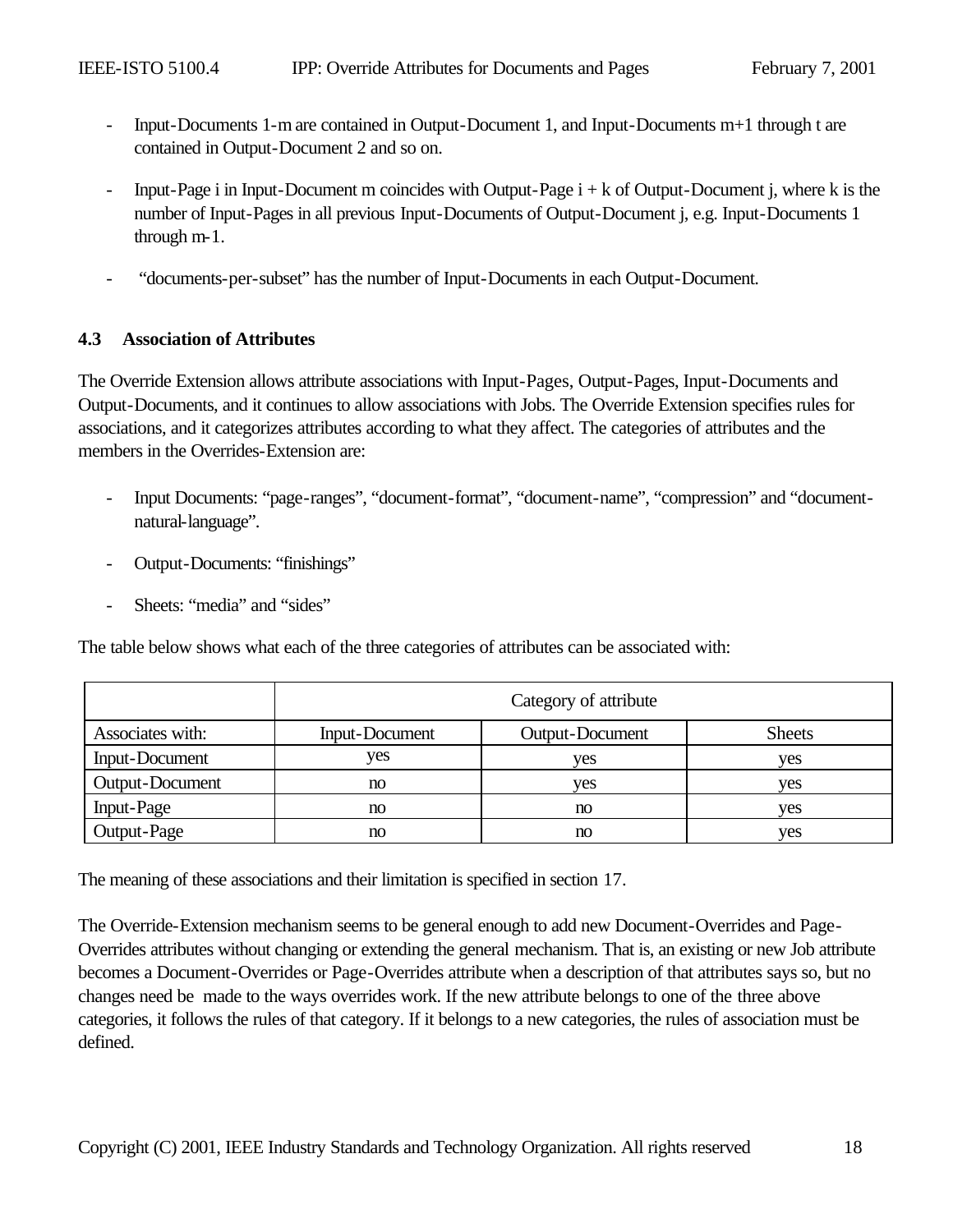- Input-Documents 1-m are contained in Output-Document 1, and Input-Documents m+1 through t are contained in Output-Document 2 and so on.

- Input-Page i in Input-Document m coincides with Output-Page i + k of Output-Document j, where k is the number of Input-Pages in all previous Input-Documents of Output-Document j, e.g. Input-Documents 1 through m-1.

- "documents-per-subset" has the number of Input-Documents in each Output-Document.

### 4.3 Association of Attributes

The Override Extension allows attribute associations with Input-Pages, Output-Pages, Input-Documents and Output-Documents, and it continues to allow associations with Jobs. The Override Extension specifies rules for associations, and it categorizes attributes according to what they affect. The categories of attributes and the members in the Overrides-Extension are:

- Input Documents: "page-ranges", "document-format", "document-name", "compression" and "document-natural-language".

- Output-Documents: "finishings"

- Sheets: "media" and "sides"

The table below shows what each of the three categories of attributes can be associated with:

| | Category of attribute | | |
|---|---|---|---|
| Associates with: | Input-Document | Output-Document | Sheets |
| Input-Document | yes | yes | yes |
| Output-Document | no | yes | yes |
| Input-Page | no | no | yes |
| Output-Page | no | no | yes |

The meaning of these associations and their limitation is specified in section 17.

The Override-Extension mechanism seems to be general enough to add new Document-Overrides and Page-Overrides attributes without changing or extending the general mechanism. That is, an existing or new Job attribute becomes a Document-Overrides or Page-Overrides attribute when a description of that attributes says so, but no changes need be made to the ways overrides work. If the new attribute belongs to one of the three above categories, it follows the rules of that category. If it belongs to a new categories, the rules of association must be defined.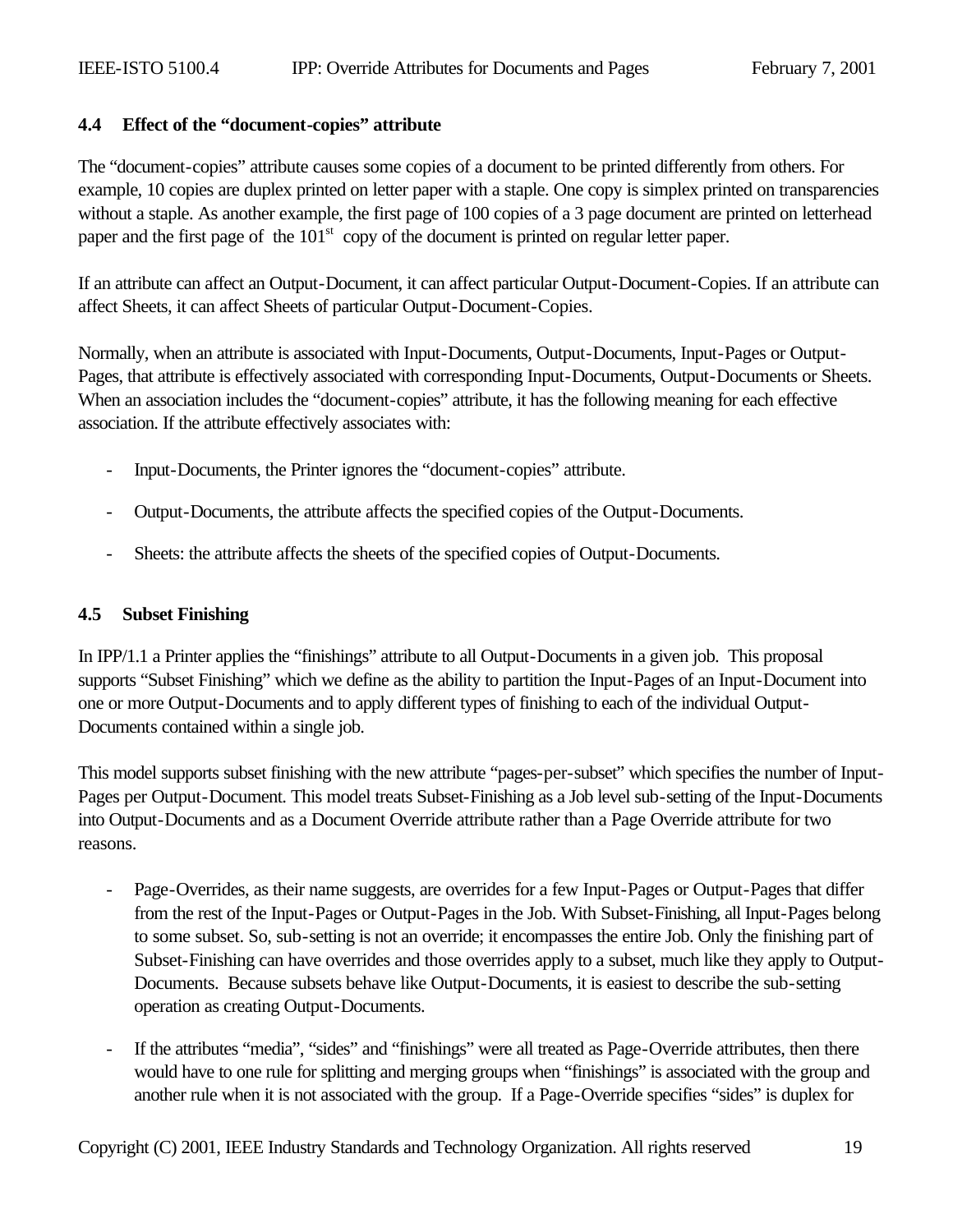### 4.4 Effect of the "document-copies" attribute

The "document-copies" attribute causes some copies of a document to be printed differently from others. For example, 10 copies are duplex printed on letter paper with a staple. One copy is simplex printed on transparencies without a staple. As another example, the first page of 100 copies of a 3 page document are printed on letterhead paper and the first page of the 101st copy of the document is printed on regular letter paper.

If an attribute can affect an Output-Document, it can affect particular Output-Document-Copies. If an attribute can affect Sheets, it can affect Sheets of particular Output-Document-Copies.

Normally, when an attribute is associated with Input-Documents, Output-Documents, Input-Pages or Output-Pages, that attribute is effectively associated with corresponding Input-Documents, Output-Documents or Sheets. When an association includes the "document-copies" attribute, it has the following meaning for each effective association. If the attribute effectively associates with:

- Input-Documents, the Printer ignores the "document-copies" attribute.
- Output-Documents, the attribute affects the specified copies of the Output-Documents.
- Sheets: the attribute affects the sheets of the specified copies of Output-Documents.

### 4.5 Subset Finishing

In IPP/1.1 a Printer applies the "finishings" attribute to all Output-Documents in a given job. This proposal supports "Subset Finishing" which we define as the ability to partition the Input-Pages of an Input-Document into one or more Output-Documents and to apply different types of finishing to each of the individual Output-Documents contained within a single job.

This model supports subset finishing with the new attribute "pages-per-subset" which specifies the number of Input-Pages per Output-Document. This model treats Subset-Finishing as a Job level sub-setting of the Input-Documents into Output-Documents and as a Document Override attribute rather than a Page Override attribute for two reasons.

- Page-Overrides, as their name suggests, are overrides for a few Input-Pages or Output-Pages that differ from the rest of the Input-Pages or Output-Pages in the Job. With Subset-Finishing, all Input-Pages belong to some subset. So, sub-setting is not an override; it encompasses the entire Job. Only the finishing part of Subset-Finishing can have overrides and those overrides apply to a subset, much like they apply to Output-Documents. Because subsets behave like Output-Documents, it is easiest to describe the sub-setting operation as creating Output-Documents.
- If the attributes "media", "sides" and "finishings" were all treated as Page-Override attributes, then there would have to one rule for splitting and merging groups when "finishings" is associated with the group and another rule when it is not associated with the group. If a Page-Override specifies "sides" is duplex for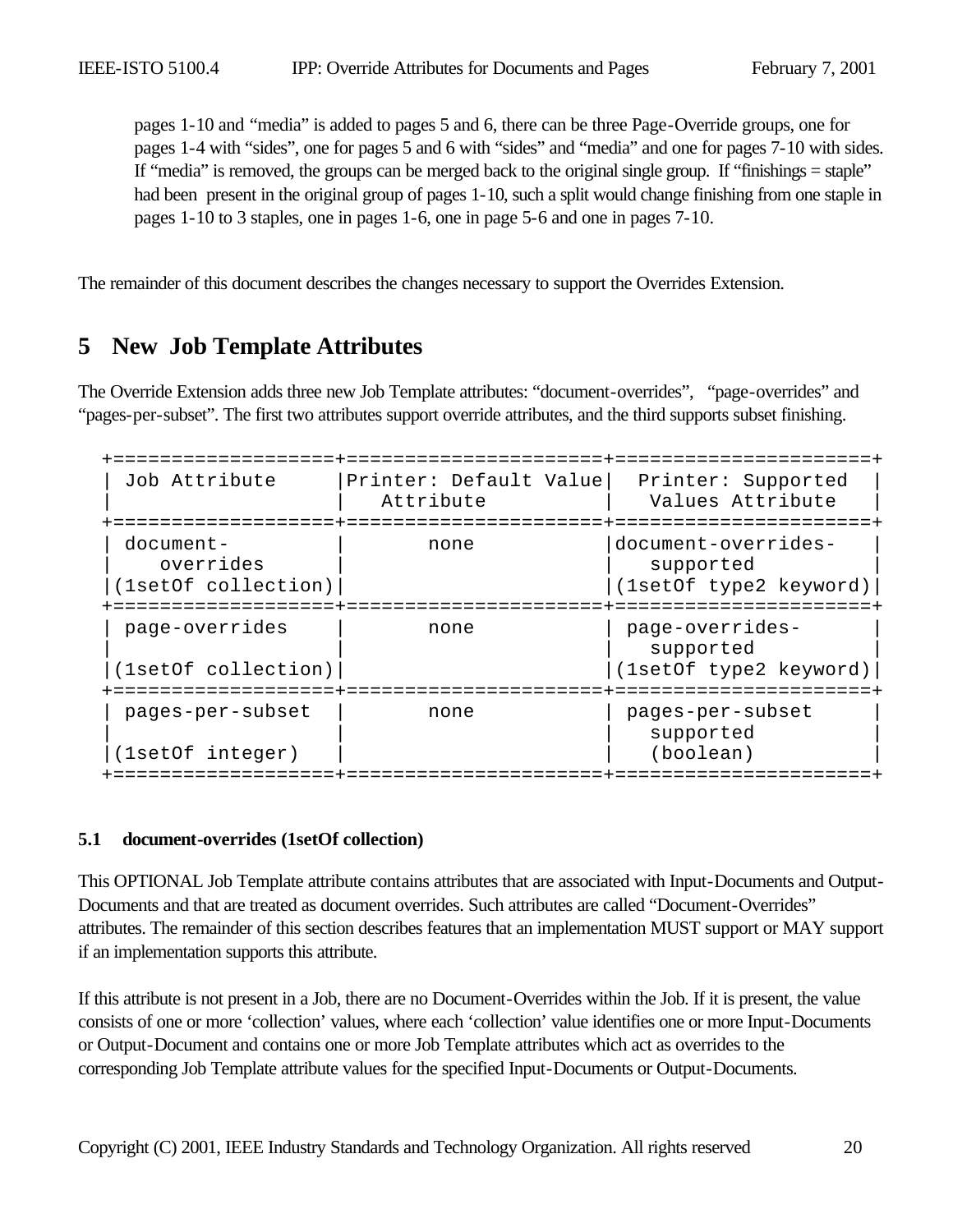pages 1-10 and “media” is added to pages 5 and 6, there can be three Page-Override groups, one for pages 1-4 with “sides”, one for pages 5 and 6 with “sides” and “media” and one for pages 7-10 with sides. If “media” is removed, the groups can be merged back to the original single group. If “finishings = staple” had been present in the original group of pages 1-10, such a split would change finishing from one staple in pages 1-10 to 3 staples, one in pages 1-6, one in page 5-6 and one in pages 7-10.

The remainder of this document describes the changes necessary to support the Overrides Extension.

# 5 New Job Template Attributes

The Override Extension adds three new Job Template attributes: “document-overrides”, “page-overrides” and “pages-per-subset”. The first two attributes support override attributes, and the third supports subset finishing.

| Job Attribute | Printer: Default Value Attribute | Printer: Supported Values Attribute |
|---|---|---|
| document-overrides (1setOf collection) | none | document-overrides-supported (1setOf type2 keyword) |
| page-overrides (1setOf collection) | none | page-overrides-supported (1setOf type2 keyword) |
| pages-per-subset (1setOf integer) | none | pages-per-subset supported (boolean) |

### 5.1 document-overrides (1setOf collection)

This OPTIONAL Job Template attribute contains attributes that are associated with Input-Documents and Output-Documents and that are treated as document overrides. Such attributes are called “Document-Overrides” attributes. The remainder of this section describes features that an implementation MUST support or MAY support if an implementation supports this attribute.

If this attribute is not present in a Job, there are no Document-Overrides within the Job. If it is present, the value consists of one or more ‘collection’ values, where each ‘collection’ value identifies one or more Input-Documents or Output-Document and contains one or more Job Template attributes which act as overrides to the corresponding Job Template attribute values for the specified Input-Documents or Output-Documents.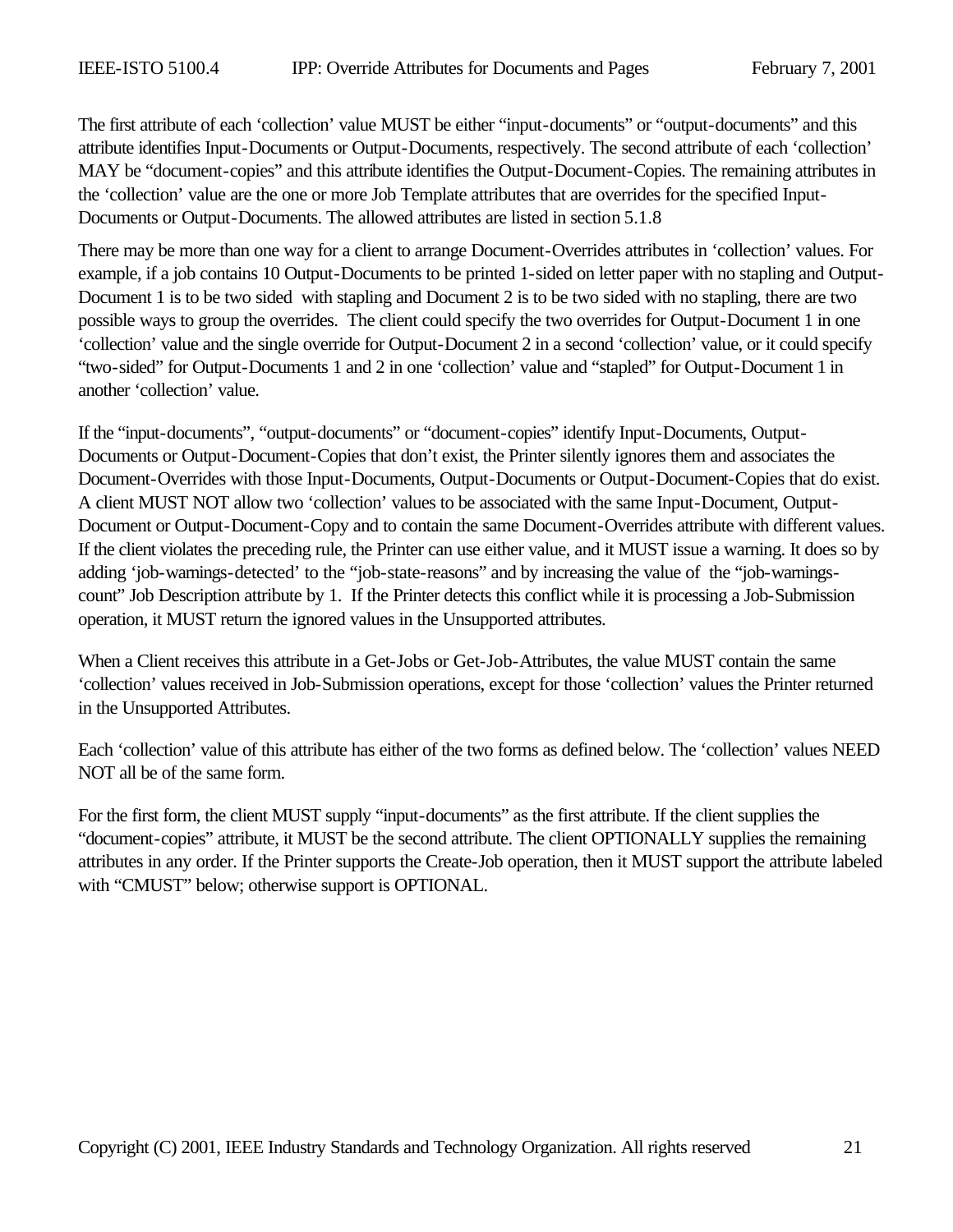The first attribute of each ‘collection’ value MUST be either “input-documents” or “output-documents” and this attribute identifies Input-Documents or Output-Documents, respectively. The second attribute of each ‘collection’ MAY be “document-copies” and this attribute identifies the Output-Document-Copies. The remaining attributes in the ‘collection’ value are the one or more Job Template attributes that are overrides for the specified Input-Documents or Output-Documents. The allowed attributes are listed in section 5.1.8

There may be more than one way for a client to arrange Document-Overrides attributes in ‘collection’ values. For example, if a job contains 10 Output-Documents to be printed 1-sided on letter paper with no stapling and Output-Document 1 is to be two sided with stapling and Document 2 is to be two sided with no stapling, there are two possible ways to group the overrides. The client could specify the two overrides for Output-Document 1 in one ‘collection’ value and the single override for Output-Document 2 in a second ‘collection’ value, or it could specify “two-sided” for Output-Documents 1 and 2 in one ‘collection’ value and “stapled” for Output-Document 1 in another ‘collection’ value.

If the “input-documents”, “output-documents” or “document-copies” identify Input-Documents, Output-Documents or Output-Document-Copies that don’t exist, the Printer silently ignores them and associates the Document-Overrides with those Input-Documents, Output-Documents or Output-Document-Copies that do exist. A client MUST NOT allow two ‘collection’ values to be associated with the same Input-Document, Output-Document or Output-Document-Copy and to contain the same Document-Overrides attribute with different values. If the client violates the preceding rule, the Printer can use either value, and it MUST issue a warning. It does so by adding ‘job-warnings-detected’ to the “job-state-reasons” and by increasing the value of the “job-warnings-count” Job Description attribute by 1. If the Printer detects this conflict while it is processing a Job-Submission operation, it MUST return the ignored values in the Unsupported attributes.

When a Client receives this attribute in a Get-Jobs or Get-Job-Attributes, the value MUST contain the same ‘collection’ values received in Job-Submission operations, except for those ‘collection’ values the Printer returned in the Unsupported Attributes.

Each ‘collection’ value of this attribute has either of the two forms as defined below. The ‘collection’ values NEED NOT all be of the same form.

For the first form, the client MUST supply “input-documents” as the first attribute. If the client supplies the “document-copies” attribute, it MUST be the second attribute. The client OPTIONALLY supplies the remaining attributes in any order. If the Printer supports the Create-Job operation, then it MUST support the attribute labeled with “CMUST” below; otherwise support is OPTIONAL.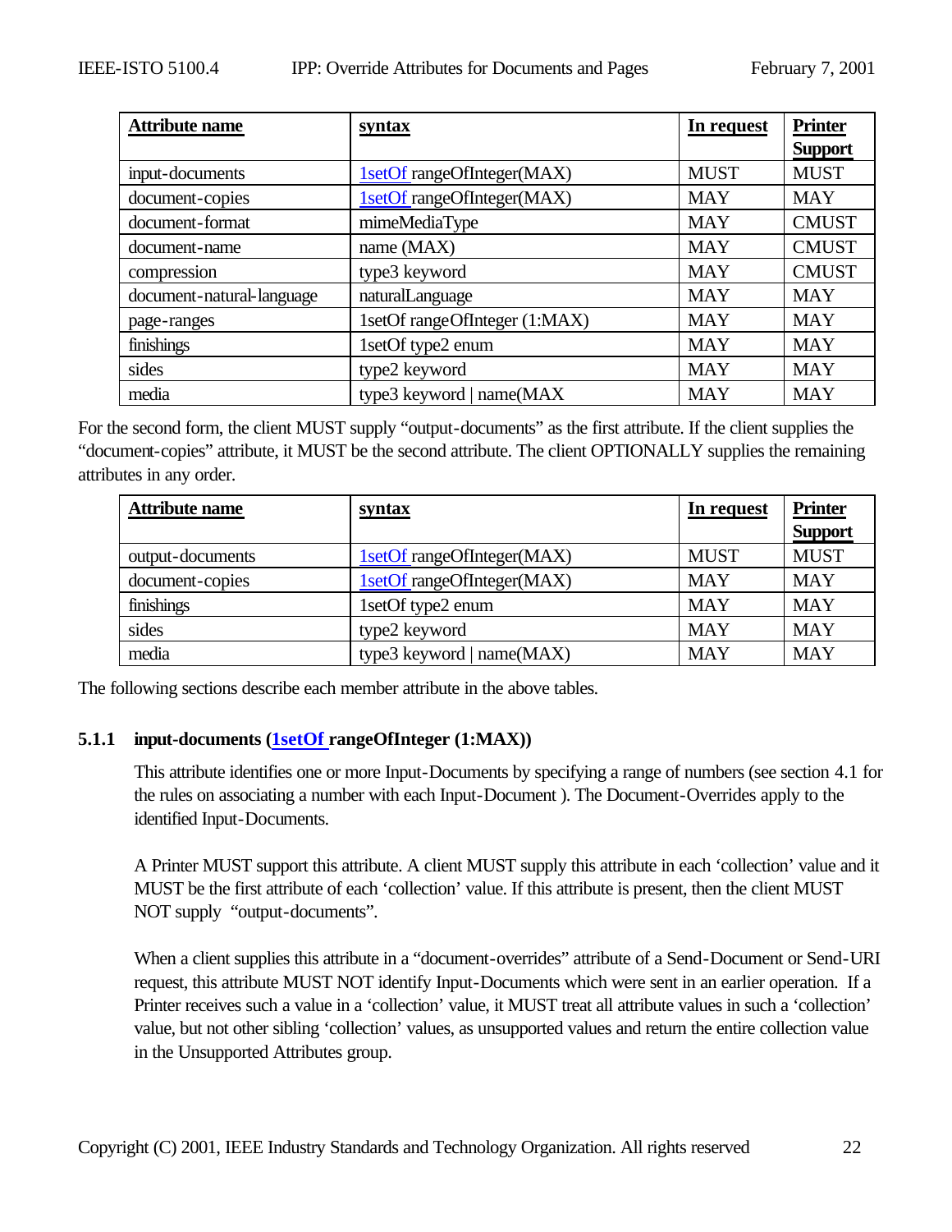| Attribute name | syntax | In request | Printer Support |
| --- | --- | --- | --- |
| input-documents | 1setOf rangeOfInteger(MAX) | MUST | MUST |
| document-copies | 1setOf rangeOfInteger(MAX) | MAY | MAY |
| document-format | mimeMediaType | MAY | CMUST |
| document-name | name (MAX) | MAY | CMUST |
| compression | type3 keyword | MAY | CMUST |
| document-natural-language | naturalLanguage | MAY | MAY |
| page-ranges | 1setOf rangeOfInteger (1:MAX) | MAY | MAY |
| finishings | 1setOf type2 enum | MAY | MAY |
| sides | type2 keyword | MAY | MAY |
| media | type3 keyword \| name(MAX | MAY | MAY |

For the second form, the client MUST supply “output-documents” as the first attribute. If the client supplies the “document-copies” attribute, it MUST be the second attribute. The client OPTIONALLY supplies the remaining attributes in any order.

| Attribute name | syntax | In request | Printer Support |
| --- | --- | --- | --- |
| output-documents | 1setOf rangeOfInteger(MAX) | MUST | MUST |
| document-copies | 1setOf rangeOfInteger(MAX) | MAY | MAY |
| finishings | 1setOf type2 enum | MAY | MAY |
| sides | type2 keyword | MAY | MAY |
| media | type3 keyword \| name(MAX) | MAY | MAY |

The following sections describe each member attribute in the above tables.

### 5.1.1 input-documents (1setOf rangeOfInteger (1:MAX))

This attribute identifies one or more Input-Documents by specifying a range of numbers (see section 4.1 for the rules on associating a number with each Input-Document ). The Document-Overrides apply to the identified Input-Documents.

A Printer MUST support this attribute. A client MUST supply this attribute in each ‘collection’ value and it MUST be the first attribute of each ‘collection’ value. If this attribute is present, then the client MUST NOT supply “output-documents”.

When a client supplies this attribute in a “document-overrides” attribute of a Send-Document or Send-URI request, this attribute MUST NOT identify Input-Documents which were sent in an earlier operation. If a Printer receives such a value in a ‘collection’ value, it MUST treat all attribute values in such a ‘collection’ value, but not other sibling ‘collection’ values, as unsupported values and return the entire collection value in the Unsupported Attributes group.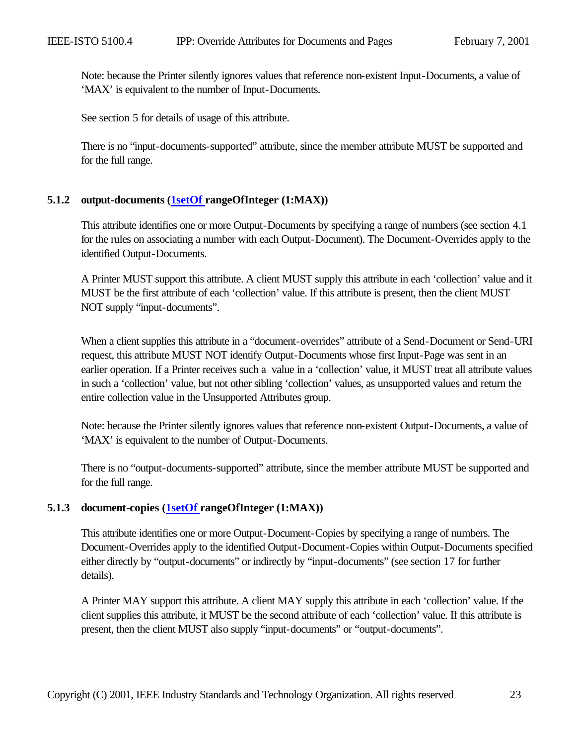Note: because the Printer silently ignores values that reference non-existent Input-Documents, a value of 'MAX' is equivalent to the number of Input-Documents.

See section 5 for details of usage of this attribute.

There is no "input-documents-supported" attribute, since the member attribute MUST be supported and for the full range.

### 5.1.2 output-documents (1setOf rangeOfInteger (1:MAX))

This attribute identifies one or more Output-Documents by specifying a range of numbers (see section 4.1 for the rules on associating a number with each Output-Document). The Document-Overrides apply to the identified Output-Documents.

A Printer MUST support this attribute. A client MUST supply this attribute in each 'collection' value and it MUST be the first attribute of each 'collection' value. If this attribute is present, then the client MUST NOT supply "input-documents".

When a client supplies this attribute in a "document-overrides" attribute of a Send-Document or Send-URI request, this attribute MUST NOT identify Output-Documents whose first Input-Page was sent in an earlier operation. If a Printer receives such a value in a 'collection' value, it MUST treat all attribute values in such a 'collection' value, but not other sibling 'collection' values, as unsupported values and return the entire collection value in the Unsupported Attributes group.

Note: because the Printer silently ignores values that reference non-existent Output-Documents, a value of 'MAX' is equivalent to the number of Output-Documents.

There is no "output-documents-supported" attribute, since the member attribute MUST be supported and for the full range.

### 5.1.3 document-copies (1setOf rangeOfInteger (1:MAX))

This attribute identifies one or more Output-Document-Copies by specifying a range of numbers. The Document-Overrides apply to the identified Output-Document-Copies within Output-Documents specified either directly by "output-documents" or indirectly by "input-documents" (see section 17 for further details).

A Printer MAY support this attribute. A client MAY supply this attribute in each 'collection' value. If the client supplies this attribute, it MUST be the second attribute of each 'collection' value. If this attribute is present, then the client MUST also supply "input-documents" or "output-documents".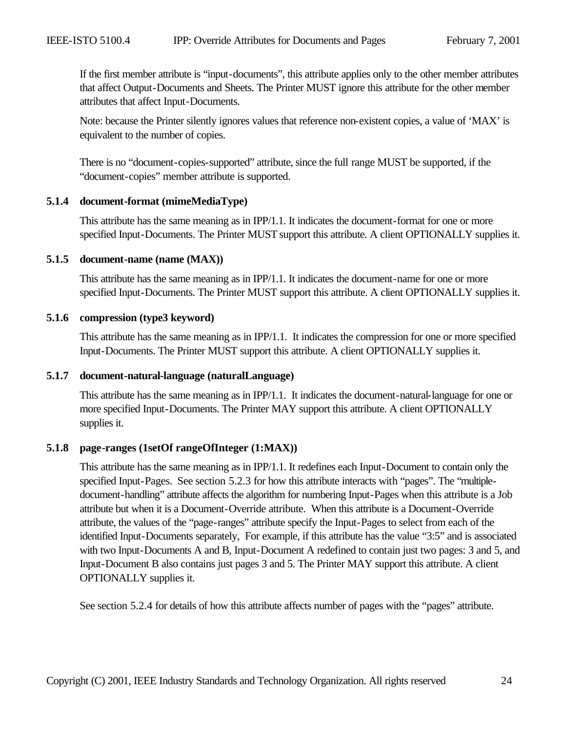If the first member attribute is "input-documents", this attribute applies only to the other member attributes that affect Output-Documents and Sheets. The Printer MUST ignore this attribute for the other member attributes that affect Input-Documents.

Note: because the Printer silently ignores values that reference non-existent copies, a value of 'MAX' is equivalent to the number of copies.

There is no "document-copies-supported" attribute, since the full range MUST be supported, if the "document-copies" member attribute is supported.

### 5.1.4 document-format (mimeMediaType)

This attribute has the same meaning as in IPP/1.1. It indicates the document-format for one or more specified Input-Documents. The Printer MUST support this attribute. A client OPTIONALLY supplies it.

### 5.1.5 document-name (name (MAX))

This attribute has the same meaning as in IPP/1.1. It indicates the document-name for one or more specified Input-Documents. The Printer MUST support this attribute. A client OPTIONALLY supplies it.

### 5.1.6 compression (type3 keyword)

This attribute has the same meaning as in IPP/1.1. It indicates the compression for one or more specified Input-Documents. The Printer MUST support this attribute. A client OPTIONALLY supplies it.

### 5.1.7 document-natural-language (naturalLanguage)

This attribute has the same meaning as in IPP/1.1. It indicates the document-natural-language for one or more specified Input-Documents. The Printer MAY support this attribute. A client OPTIONALLY supplies it.

### 5.1.8 page-ranges (1setOf rangeOfInteger (1:MAX))

This attribute has the same meaning as in IPP/1.1. It redefines each Input-Document to contain only the specified Input-Pages. See section 5.2.3 for how this attribute interacts with "pages". The "multiple-document-handling" attribute affects the algorithm for numbering Input-Pages when this attribute is a Job attribute but when it is a Document-Override attribute. When this attribute is a Document-Override attribute, the values of the "page-ranges" attribute specify the Input-Pages to select from each of the identified Input-Documents separately, For example, if this attribute has the value "3:5" and is associated with two Input-Documents A and B, Input-Document A redefined to contain just two pages: 3 and 5, and Input-Document B also contains just pages 3 and 5. The Printer MAY support this attribute. A client OPTIONALLY supplies it.

See section 5.2.4 for details of how this attribute affects number of pages with the "pages" attribute.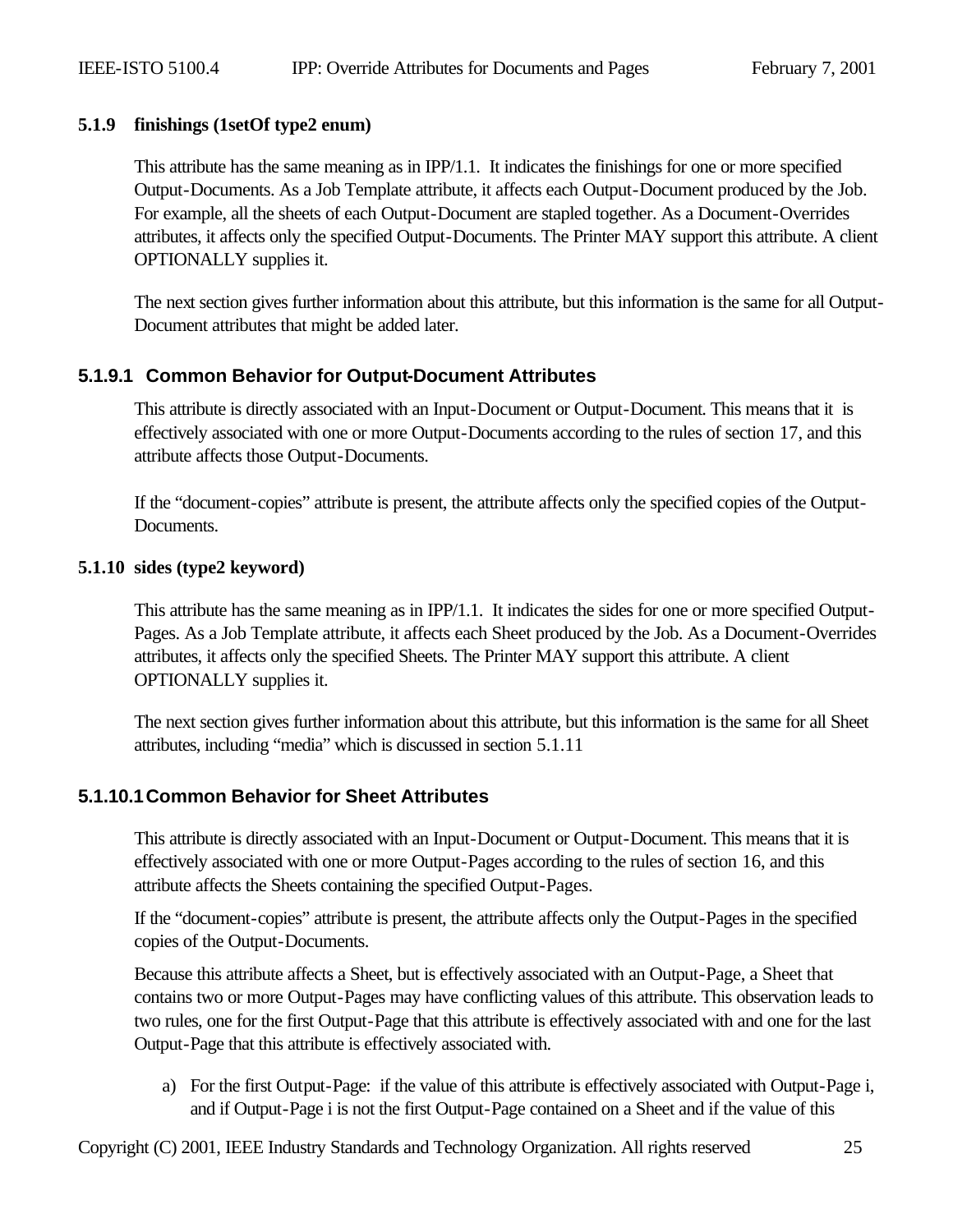#### 5.1.9 finishings (1setOf type2 enum)

This attribute has the same meaning as in IPP/1.1. It indicates the finishings for one or more specified Output-Documents. As a Job Template attribute, it affects each Output-Document produced by the Job. For example, all the sheets of each Output-Document are stapled together. As a Document-Overrides attributes, it affects only the specified Output-Documents. The Printer MAY support this attribute. A client OPTIONALLY supplies it.

The next section gives further information about this attribute, but this information is the same for all Output-Document attributes that might be added later.

##### 5.1.9.1 Common Behavior for Output-Document Attributes

This attribute is directly associated with an Input-Document or Output-Document. This means that it is effectively associated with one or more Output-Documents according to the rules of section 17, and this attribute affects those Output-Documents.

If the “document-copies” attribute is present, the attribute affects only the specified copies of the Output-Documents.

#### 5.1.10 sides (type2 keyword)

This attribute has the same meaning as in IPP/1.1. It indicates the sides for one or more specified Output-Pages. As a Job Template attribute, it affects each Sheet produced by the Job. As a Document-Overrides attributes, it affects only the specified Sheets. The Printer MAY support this attribute. A client OPTIONALLY supplies it.

The next section gives further information about this attribute, but this information is the same for all Sheet attributes, including “media” which is discussed in section 5.1.11

##### 5.1.10.1 Common Behavior for Sheet Attributes

This attribute is directly associated with an Input-Document or Output-Document. This means that it is effectively associated with one or more Output-Pages according to the rules of section 16, and this attribute affects the Sheets containing the specified Output-Pages.

If the “document-copies” attribute is present, the attribute affects only the Output-Pages in the specified copies of the Output-Documents.

Because this attribute affects a Sheet, but is effectively associated with an Output-Page, a Sheet that contains two or more Output-Pages may have conflicting values of this attribute. This observation leads to two rules, one for the first Output-Page that this attribute is effectively associated with and one for the last Output-Page that this attribute is effectively associated with.

a) For the first Output-Page: if the value of this attribute is effectively associated with Output-Page i, and if Output-Page i is not the first Output-Page contained on a Sheet and if the value of this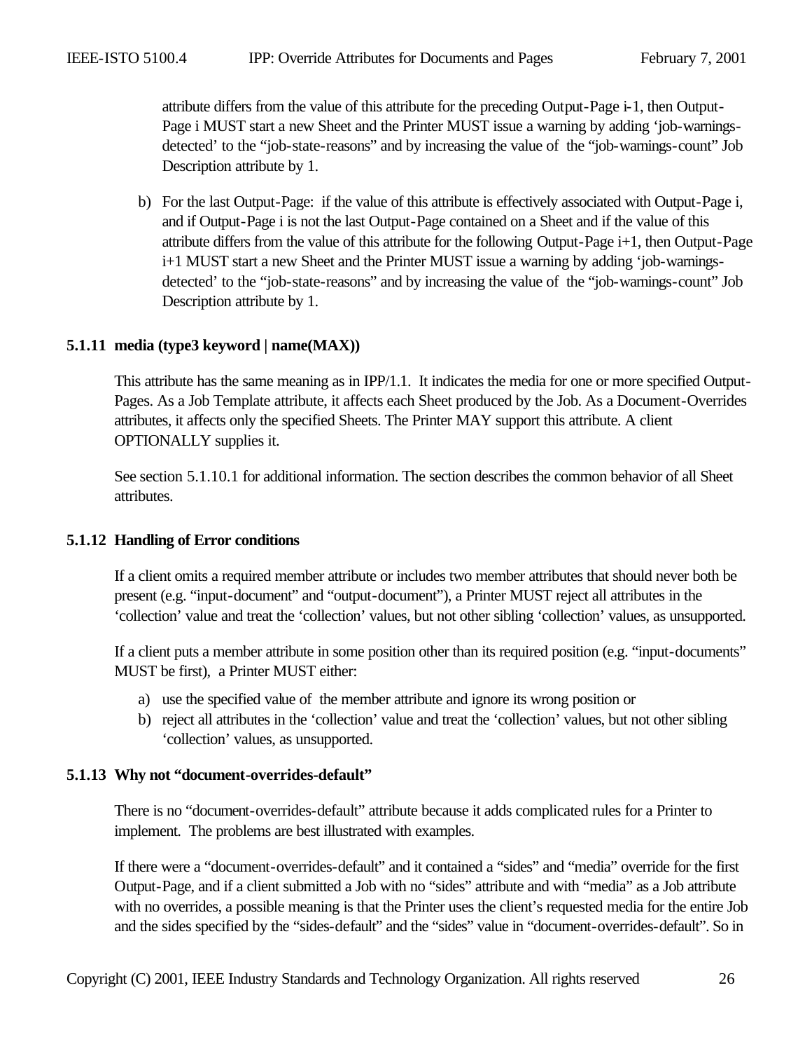attribute differs from the value of this attribute for the preceding Output-Page i-1, then Output-Page i MUST start a new Sheet and the Printer MUST issue a warning by adding 'job-warnings-detected' to the "job-state-reasons" and by increasing the value of the "job-warnings-count" Job Description attribute by 1.

b) For the last Output-Page: if the value of this attribute is effectively associated with Output-Page i, and if Output-Page i is not the last Output-Page contained on a Sheet and if the value of this attribute differs from the value of this attribute for the following Output-Page i+1, then Output-Page i+1 MUST start a new Sheet and the Printer MUST issue a warning by adding 'job-warnings-detected' to the "job-state-reasons" and by increasing the value of the "job-warnings-count" Job Description attribute by 1.

### 5.1.11 media (type3 keyword | name(MAX))

This attribute has the same meaning as in IPP/1.1. It indicates the media for one or more specified Output-Pages. As a Job Template attribute, it affects each Sheet produced by the Job. As a Document-Overrides attributes, it affects only the specified Sheets. The Printer MAY support this attribute. A client OPTIONALLY supplies it.

See section 5.1.10.1 for additional information. The section describes the common behavior of all Sheet attributes.

### 5.1.12 Handling of Error conditions

If a client omits a required member attribute or includes two member attributes that should never both be present (e.g. "input-document" and "output-document"), a Printer MUST reject all attributes in the 'collection' value and treat the 'collection' values, but not other sibling 'collection' values, as unsupported.

If a client puts a member attribute in some position other than its required position (e.g. "input-documents" MUST be first), a Printer MUST either:

a) use the specified value of the member attribute and ignore its wrong position or
b) reject all attributes in the 'collection' value and treat the 'collection' values, but not other sibling 'collection' values, as unsupported.

### 5.1.13 Why not "document-overrides-default"

There is no "document-overrides-default" attribute because it adds complicated rules for a Printer to implement. The problems are best illustrated with examples.

If there were a "document-overrides-default" and it contained a "sides" and "media" override for the first Output-Page, and if a client submitted a Job with no "sides" attribute and with "media" as a Job attribute with no overrides, a possible meaning is that the Printer uses the client's requested media for the entire Job and the sides specified by the "sides-default" and the "sides" value in "document-overrides-default". So in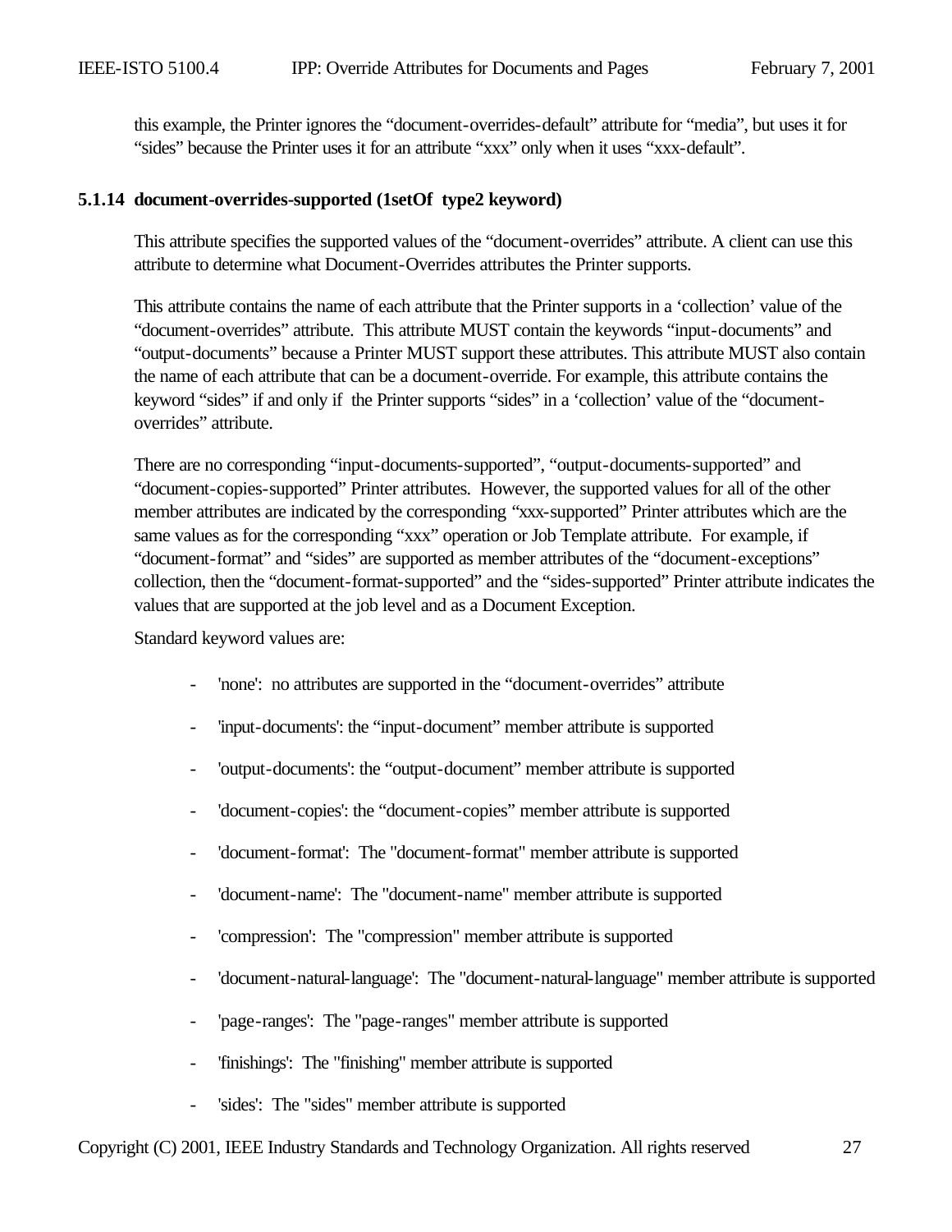this example, the Printer ignores the “document-overrides-default” attribute for “media”, but uses it for “sides” because the Printer uses it for an attribute “xxx” only when it uses “xxx-default”.

### 5.1.14 document-overrides-supported (1setOf type2 keyword)

This attribute specifies the supported values of the “document-overrides” attribute. A client can use this attribute to determine what Document-Overrides attributes the Printer supports.

This attribute contains the name of each attribute that the Printer supports in a ‘collection’ value of the “document-overrides” attribute. This attribute MUST contain the keywords “input-documents” and “output-documents” because a Printer MUST support these attributes. This attribute MUST also contain the name of each attribute that can be a document-override. For example, this attribute contains the keyword “sides” if and only if the Printer supports “sides” in a ‘collection’ value of the “document-overrides” attribute.

There are no corresponding “input-documents-supported”, “output-documents-supported” and “document-copies-supported” Printer attributes. However, the supported values for all of the other member attributes are indicated by the corresponding “xxx-supported” Printer attributes which are the same values as for the corresponding “xxx” operation or Job Template attribute. For example, if “document-format” and “sides” are supported as member attributes of the “document-exceptions” collection, then the “document-format-supported” and the “sides-supported” Printer attribute indicates the values that are supported at the job level and as a Document Exception.

Standard keyword values are:

- 'none': no attributes are supported in the “document-overrides” attribute
- 'input-documents': the “input-document” member attribute is supported
- 'output-documents': the “output-document” member attribute is supported
- 'document-copies': the “document-copies” member attribute is supported
- 'document-format': The "document-format" member attribute is supported
- 'document-name': The "document-name" member attribute is supported
- 'compression': The "compression" member attribute is supported
- 'document-natural-language': The "document-natural-language" member attribute is supported
- 'page-ranges': The "page-ranges" member attribute is supported
- 'finishings': The "finishing" member attribute is supported
- 'sides': The "sides" member attribute is supported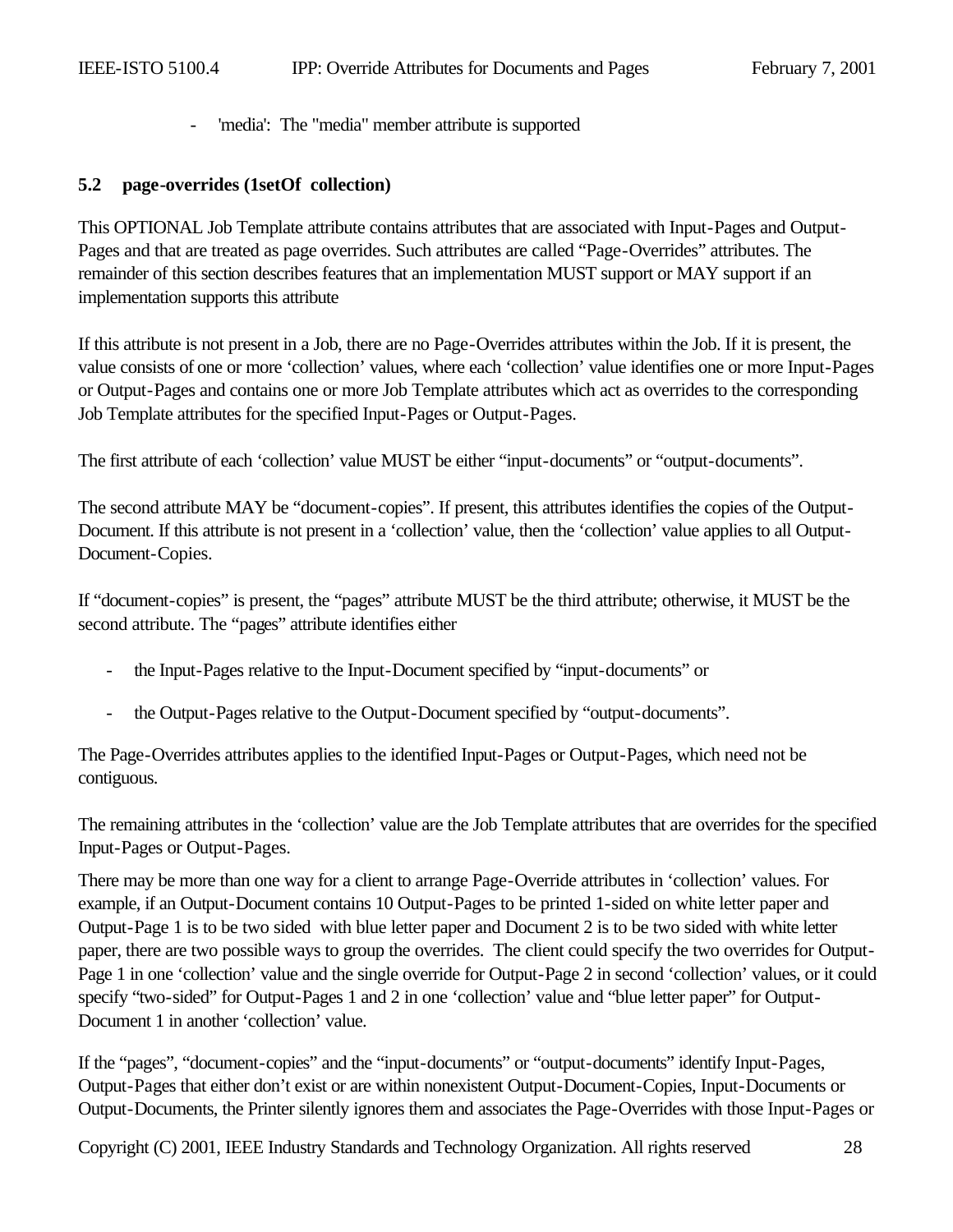- 'media': The "media" member attribute is supported

### 5.2 page-overrides (1setOf collection)

This OPTIONAL Job Template attribute contains attributes that are associated with Input-Pages and Output-Pages and that are treated as page overrides. Such attributes are called “Page-Overrides” attributes. The remainder of this section describes features that an implementation MUST support or MAY support if an implementation supports this attribute

If this attribute is not present in a Job, there are no Page-Overrides attributes within the Job. If it is present, the value consists of one or more ‘collection’ values, where each ‘collection’ value identifies one or more Input-Pages or Output-Pages and contains one or more Job Template attributes which act as overrides to the corresponding Job Template attributes for the specified Input-Pages or Output-Pages.

The first attribute of each ‘collection’ value MUST be either “input-documents” or “output-documents”.

The second attribute MAY be “document-copies”. If present, this attributes identifies the copies of the Output-Document. If this attribute is not present in a ‘collection’ value, then the ‘collection’ value applies to all Output-Document-Copies.

If “document-copies” is present, the “pages” attribute MUST be the third attribute; otherwise, it MUST be the second attribute. The “pages” attribute identifies either

- the Input-Pages relative to the Input-Document specified by “input-documents” or
- the Output-Pages relative to the Output-Document specified by “output-documents”.

The Page-Overrides attributes applies to the identified Input-Pages or Output-Pages, which need not be contiguous.

The remaining attributes in the ‘collection’ value are the Job Template attributes that are overrides for the specified Input-Pages or Output-Pages.

There may be more than one way for a client to arrange Page-Override attributes in ‘collection’ values. For example, if an Output-Document contains 10 Output-Pages to be printed 1-sided on white letter paper and Output-Page 1 is to be two sided with blue letter paper and Document 2 is to be two sided with white letter paper, there are two possible ways to group the overrides. The client could specify the two overrides for Output-Page 1 in one ‘collection’ value and the single override for Output-Page 2 in second ‘collection’ values, or it could specify “two-sided” for Output-Pages 1 and 2 in one ‘collection’ value and “blue letter paper” for Output-Document 1 in another ‘collection’ value.

If the “pages”, “document-copies” and the “input-documents” or “output-documents” identify Input-Pages, Output-Pages that either don’t exist or are within nonexistent Output-Document-Copies, Input-Documents or Output-Documents, the Printer silently ignores them and associates the Page-Overrides with those Input-Pages or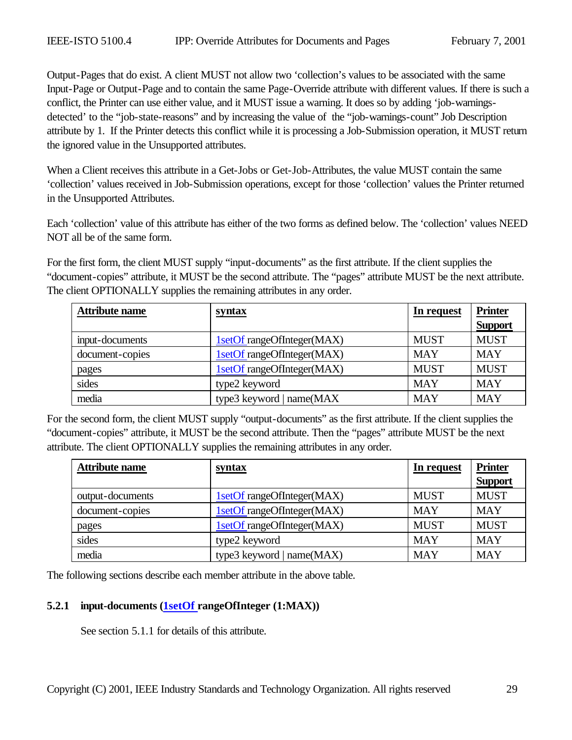Output-Pages that do exist. A client MUST not allow two 'collection's values to be associated with the same Input-Page or Output-Page and to contain the same Page-Override attribute with different values. If there is such a conflict, the Printer can use either value, and it MUST issue a warning. It does so by adding 'job-warnings-detected' to the "job-state-reasons" and by increasing the value of the "job-warnings-count" Job Description attribute by 1. If the Printer detects this conflict while it is processing a Job-Submission operation, it MUST return the ignored value in the Unsupported attributes.

When a Client receives this attribute in a Get-Jobs or Get-Job-Attributes, the value MUST contain the same 'collection' values received in Job-Submission operations, except for those 'collection' values the Printer returned in the Unsupported Attributes.

Each 'collection' value of this attribute has either of the two forms as defined below. The 'collection' values NEED NOT all be of the same form.

For the first form, the client MUST supply "input-documents" as the first attribute. If the client supplies the "document-copies" attribute, it MUST be the second attribute. The "pages" attribute MUST be the next attribute. The client OPTIONALLY supplies the remaining attributes in any order.

| **Attribute name** | **syntax** | **In request** | **Printer Support** |
|---|---|---|---|
| input-documents | 1setOf rangeOfInteger(MAX) | MUST | MUST |
| document-copies | 1setOf rangeOfInteger(MAX) | MAY | MAY |
| pages | 1setOf rangeOfInteger(MAX) | MUST | MUST |
| sides | type2 keyword | MAY | MAY |
| media | type3 keyword \| name(MAX | MAY | MAY |

For the second form, the client MUST supply "output-documents" as the first attribute. If the client supplies the "document-copies" attribute, it MUST be the second attribute. Then the "pages" attribute MUST be the next attribute. The client OPTIONALLY supplies the remaining attributes in any order.

| **Attribute name** | **syntax** | **In request** | **Printer Support** |
|---|---|---|---|
| output-documents | 1setOf rangeOfInteger(MAX) | MUST | MUST |
| document-copies | 1setOf rangeOfInteger(MAX) | MAY | MAY |
| pages | 1setOf rangeOfInteger(MAX) | MUST | MUST |
| sides | type2 keyword | MAY | MAY |
| media | type3 keyword \| name(MAX) | MAY | MAY |

The following sections describe each member attribute in the above table.

### 5.2.1 input-documents (1setOf rangeOfInteger (1:MAX))

See section 5.1.1 for details of this attribute.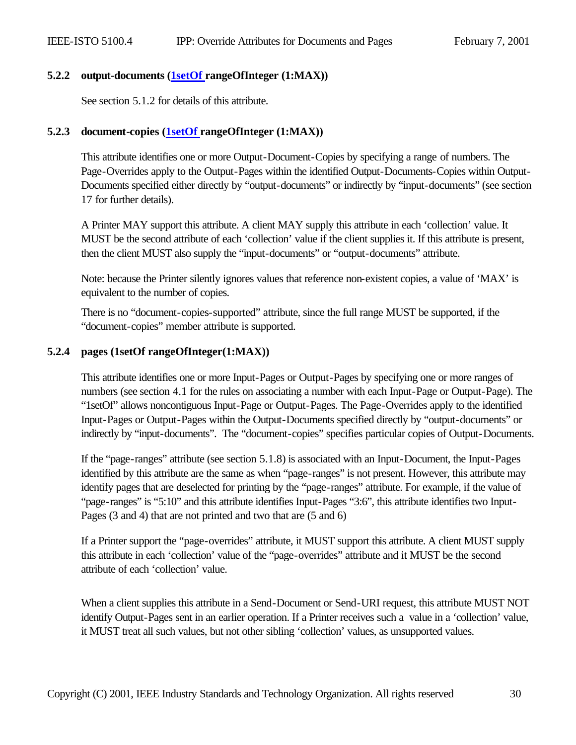#### 5.2.2 output-documents (1setOf rangeOfInteger (1:MAX))

See section 5.1.2 for details of this attribute.

#### 5.2.3 document-copies (1setOf rangeOfInteger (1:MAX))

This attribute identifies one or more Output-Document-Copies by specifying a range of numbers. The Page-Overrides apply to the Output-Pages within the identified Output-Documents-Copies within Output-Documents specified either directly by "output-documents" or indirectly by "input-documents" (see section 17 for further details).

A Printer MAY support this attribute. A client MAY supply this attribute in each 'collection' value. It MUST be the second attribute of each 'collection' value if the client supplies it. If this attribute is present, then the client MUST also supply the "input-documents" or "output-documents" attribute.

Note: because the Printer silently ignores values that reference non-existent copies, a value of 'MAX' is equivalent to the number of copies.

There is no "document-copies-supported" attribute, since the full range MUST be supported, if the "document-copies" member attribute is supported.

#### 5.2.4 pages (1setOf rangeOfInteger(1:MAX))

This attribute identifies one or more Input-Pages or Output-Pages by specifying one or more ranges of numbers (see section 4.1 for the rules on associating a number with each Input-Page or Output-Page). The "1setOf" allows noncontiguous Input-Page or Output-Pages. The Page-Overrides apply to the identified Input-Pages or Output-Pages within the Output-Documents specified directly by "output-documents" or indirectly by "input-documents". The "document-copies" specifies particular copies of Output-Documents.

If the "page-ranges" attribute (see section 5.1.8) is associated with an Input-Document, the Input-Pages identified by this attribute are the same as when "page-ranges" is not present. However, this attribute may identify pages that are deselected for printing by the "page-ranges" attribute. For example, if the value of "page-ranges" is "5:10" and this attribute identifies Input-Pages "3:6", this attribute identifies two Input-Pages (3 and 4) that are not printed and two that are (5 and 6)

If a Printer support the "page-overrides" attribute, it MUST support this attribute. A client MUST supply this attribute in each 'collection' value of the "page-overrides" attribute and it MUST be the second attribute of each 'collection' value.

When a client supplies this attribute in a Send-Document or Send-URI request, this attribute MUST NOT identify Output-Pages sent in an earlier operation. If a Printer receives such a value in a 'collection' value, it MUST treat all such values, but not other sibling 'collection' values, as unsupported values.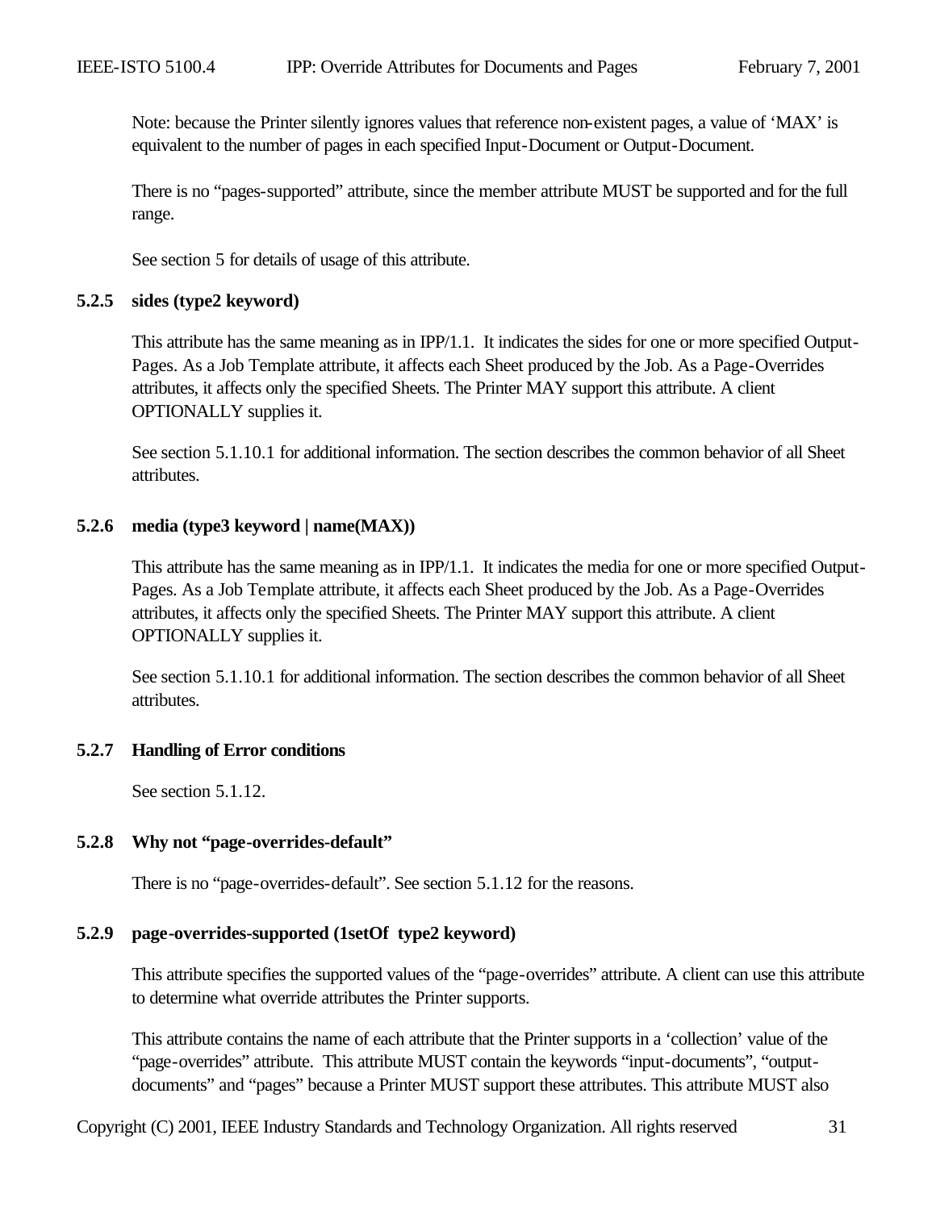Note: because the Printer silently ignores values that reference non-existent pages, a value of 'MAX' is equivalent to the number of pages in each specified Input-Document or Output-Document.

There is no "pages-supported" attribute, since the member attribute MUST be supported and for the full range.

See section 5 for details of usage of this attribute.

### 5.2.5 sides (type2 keyword)

This attribute has the same meaning as in IPP/1.1. It indicates the sides for one or more specified Output-Pages. As a Job Template attribute, it affects each Sheet produced by the Job. As a Page-Overrides attributes, it affects only the specified Sheets. The Printer MAY support this attribute. A client OPTIONALLY supplies it.

See section 5.1.10.1 for additional information. The section describes the common behavior of all Sheet attributes.

### 5.2.6 media (type3 keyword | name(MAX))

This attribute has the same meaning as in IPP/1.1. It indicates the media for one or more specified Output-Pages. As a Job Template attribute, it affects each Sheet produced by the Job. As a Page-Overrides attributes, it affects only the specified Sheets. The Printer MAY support this attribute. A client OPTIONALLY supplies it.

See section 5.1.10.1 for additional information. The section describes the common behavior of all Sheet attributes.

### 5.2.7 Handling of Error conditions

See section 5.1.12.

### 5.2.8 Why not "page-overrides-default"

There is no "page-overrides-default". See section 5.1.12 for the reasons.

### 5.2.9 page-overrides-supported (1setOf type2 keyword)

This attribute specifies the supported values of the "page-overrides" attribute. A client can use this attribute to determine what override attributes the Printer supports.

This attribute contains the name of each attribute that the Printer supports in a 'collection' value of the "page-overrides" attribute. This attribute MUST contain the keywords "input-documents", "output-documents" and "pages" because a Printer MUST support these attributes. This attribute MUST also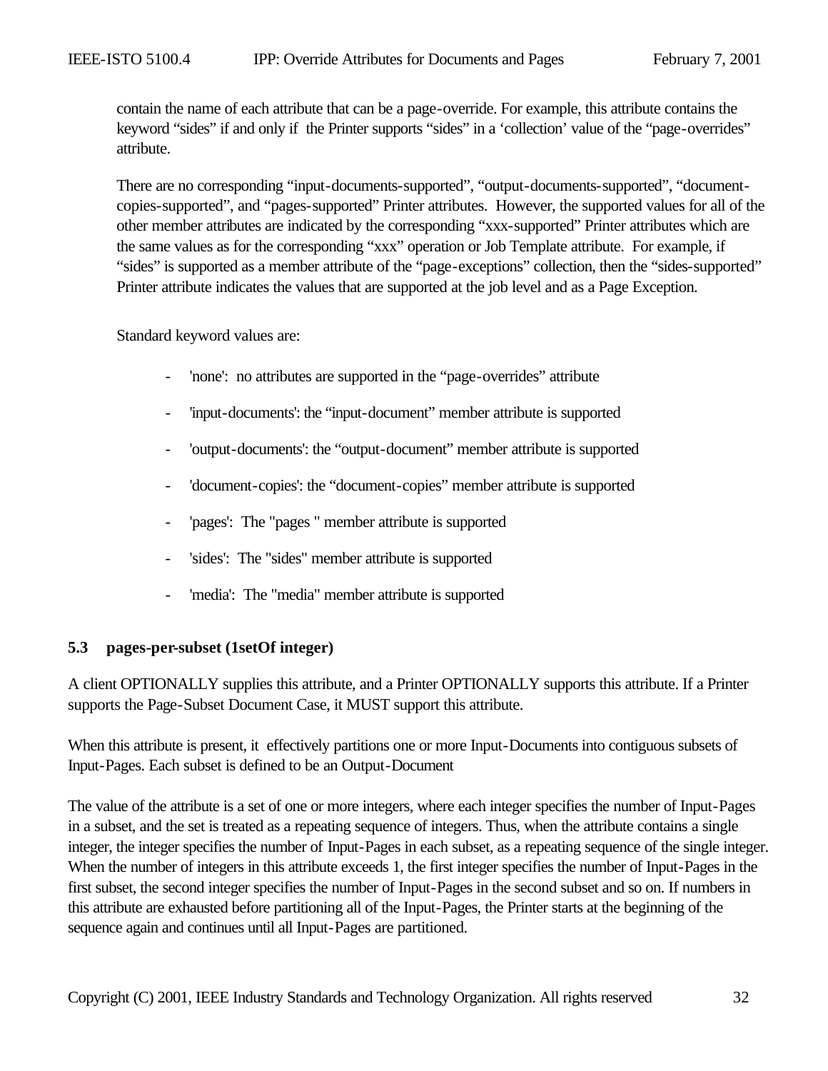contain the name of each attribute that can be a page-override. For example, this attribute contains the keyword "sides" if and only if the Printer supports "sides" in a 'collection' value of the "page-overrides" attribute.

There are no corresponding "input-documents-supported", "output-documents-supported", "document-copies-supported", and "pages-supported" Printer attributes. However, the supported values for all of the other member attributes are indicated by the corresponding "xxx-supported" Printer attributes which are the same values as for the corresponding "xxx" operation or Job Template attribute. For example, if "sides" is supported as a member attribute of the "page-exceptions" collection, then the "sides-supported" Printer attribute indicates the values that are supported at the job level and as a Page Exception.

Standard keyword values are:

- 'none': no attributes are supported in the "page-overrides" attribute
- 'input-documents': the "input-document" member attribute is supported
- 'output-documents': the "output-document" member attribute is supported
- 'document-copies': the "document-copies" member attribute is supported
- 'pages': The "pages " member attribute is supported
- 'sides': The "sides" member attribute is supported
- 'media': The "media" member attribute is supported

### 5.3 pages-per-subset (1setOf integer)

A client OPTIONALLY supplies this attribute, and a Printer OPTIONALLY supports this attribute. If a Printer supports the Page-Subset Document Case, it MUST support this attribute.

When this attribute is present, it effectively partitions one or more Input-Documents into contiguous subsets of Input-Pages. Each subset is defined to be an Output-Document

The value of the attribute is a set of one or more integers, where each integer specifies the number of Input-Pages in a subset, and the set is treated as a repeating sequence of integers. Thus, when the attribute contains a single integer, the integer specifies the number of Input-Pages in each subset, as a repeating sequence of the single integer. When the number of integers in this attribute exceeds 1, the first integer specifies the number of Input-Pages in the first subset, the second integer specifies the number of Input-Pages in the second subset and so on. If numbers in this attribute are exhausted before partitioning all of the Input-Pages, the Printer starts at the beginning of the sequence again and continues until all Input-Pages are partitioned.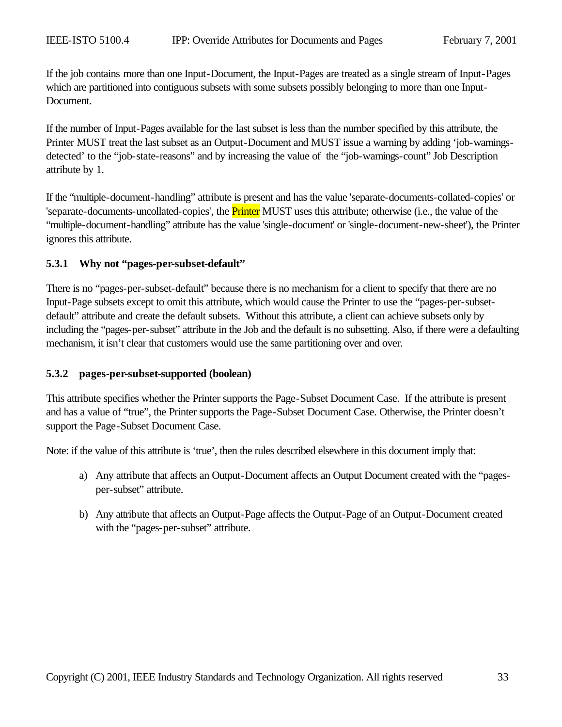If the job contains more than one Input-Document, the Input-Pages are treated as a single stream of Input-Pages which are partitioned into contiguous subsets with some subsets possibly belonging to more than one Input-Document.

If the number of Input-Pages available for the last subset is less than the number specified by this attribute, the Printer MUST treat the last subset as an Output-Document and MUST issue a warning by adding 'job-warnings-detected' to the "job-state-reasons" and by increasing the value of the "job-warnings-count" Job Description attribute by 1.

If the "multiple-document-handling" attribute is present and has the value 'separate-documents-collated-copies' or 'separate-documents-uncollated-copies', the Printer MUST uses this attribute; otherwise (i.e., the value of the "multiple-document-handling" attribute has the value 'single-document' or 'single-document-new-sheet'), the Printer ignores this attribute.

### 5.3.1 Why not "pages-per-subset-default"

There is no "pages-per-subset-default" because there is no mechanism for a client to specify that there are no Input-Page subsets except to omit this attribute, which would cause the Printer to use the "pages-per-subset-default" attribute and create the default subsets. Without this attribute, a client can achieve subsets only by including the "pages-per-subset" attribute in the Job and the default is no subsetting. Also, if there were a defaulting mechanism, it isn't clear that customers would use the same partitioning over and over.

### 5.3.2 pages-per-subset-supported (boolean)

This attribute specifies whether the Printer supports the Page-Subset Document Case. If the attribute is present and has a value of "true", the Printer supports the Page-Subset Document Case. Otherwise, the Printer doesn't support the Page-Subset Document Case.

Note: if the value of this attribute is 'true', then the rules described elsewhere in this document imply that:

a) Any attribute that affects an Output-Document affects an Output Document created with the "pages-per-subset" attribute.

b) Any attribute that affects an Output-Page affects the Output-Page of an Output-Document created with the "pages-per-subset" attribute.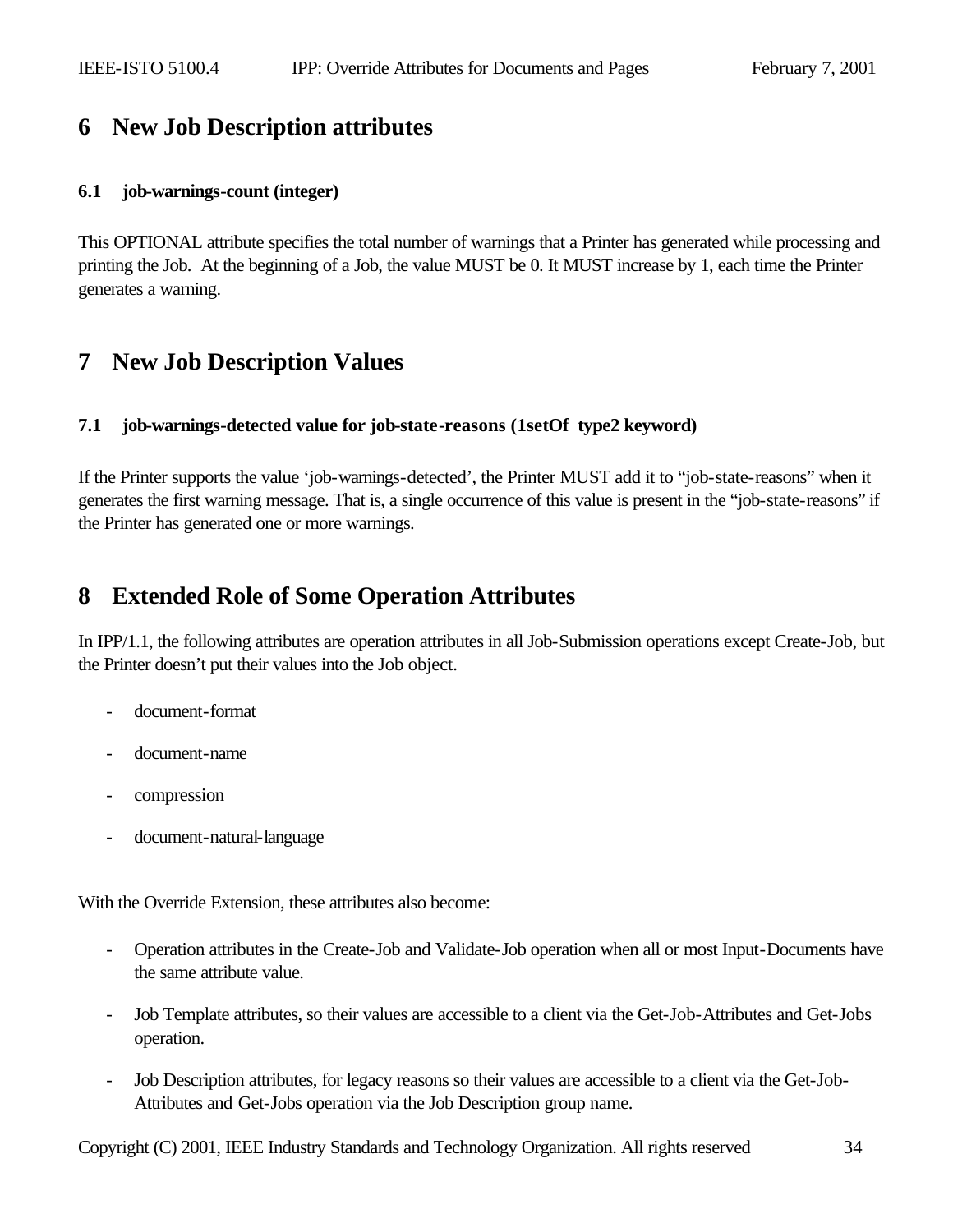# 6 New Job Description attributes

### 6.1 job-warnings-count (integer)

This OPTIONAL attribute specifies the total number of warnings that a Printer has generated while processing and printing the Job. At the beginning of a Job, the value MUST be 0. It MUST increase by 1, each time the Printer generates a warning.

# 7 New Job Description Values

### 7.1 job-warnings-detected value for job-state-reasons (1setOf type2 keyword)

If the Printer supports the value 'job-warnings-detected', the Printer MUST add it to "job-state-reasons" when it generates the first warning message. That is, a single occurrence of this value is present in the "job-state-reasons" if the Printer has generated one or more warnings.

# 8 Extended Role of Some Operation Attributes

In IPP/1.1, the following attributes are operation attributes in all Job-Submission operations except Create-Job, but the Printer doesn't put their values into the Job object.

- document-format
- document-name
- compression
- document-natural-language

With the Override Extension, these attributes also become:

- Operation attributes in the Create-Job and Validate-Job operation when all or most Input-Documents have the same attribute value.
- Job Template attributes, so their values are accessible to a client via the Get-Job-Attributes and Get-Jobs operation.
- Job Description attributes, for legacy reasons so their values are accessible to a client via the Get-Job-Attributes and Get-Jobs operation via the Job Description group name.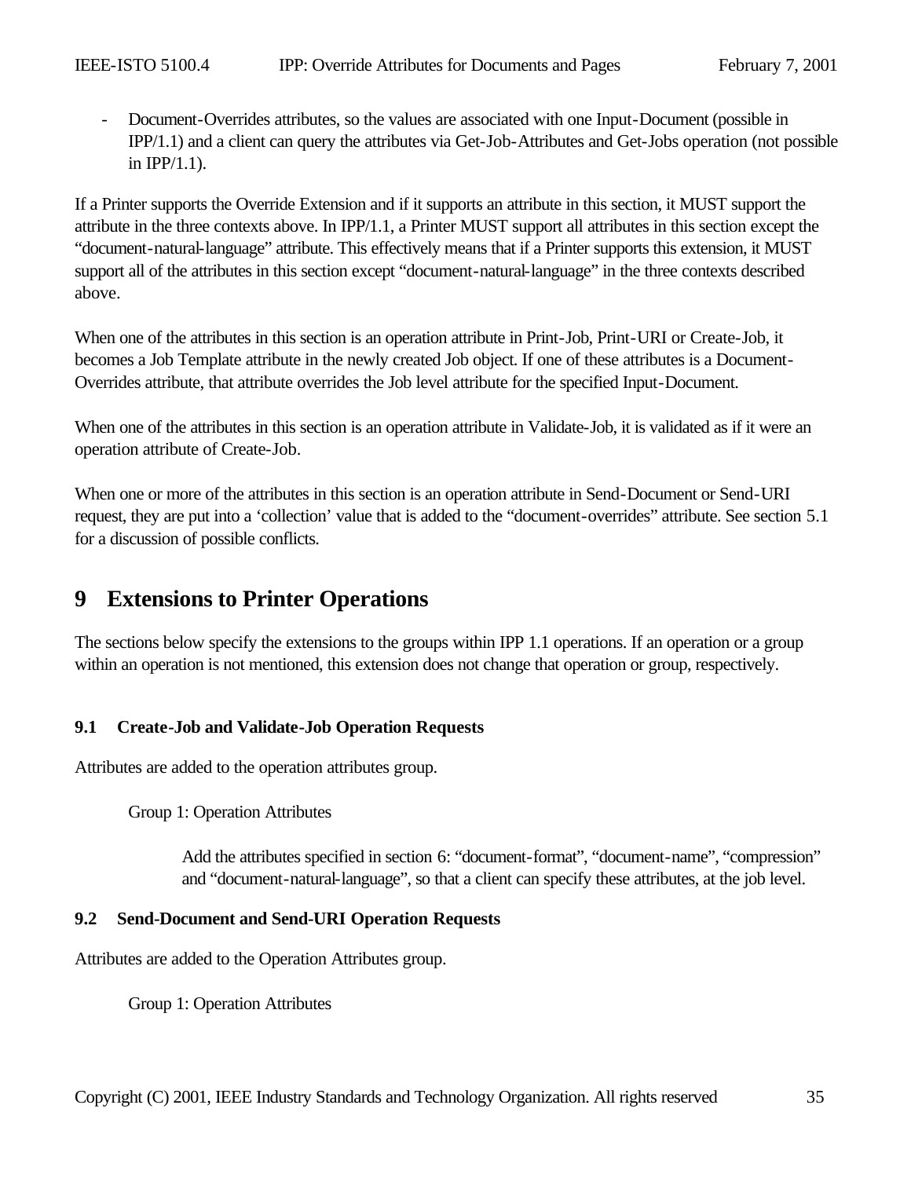- Document-Overrides attributes, so the values are associated with one Input-Document (possible in IPP/1.1) and a client can query the attributes via Get-Job-Attributes and Get-Jobs operation (not possible in IPP/1.1).

If a Printer supports the Override Extension and if it supports an attribute in this section, it MUST support the attribute in the three contexts above. In IPP/1.1, a Printer MUST support all attributes in this section except the "document-natural-language" attribute. This effectively means that if a Printer supports this extension, it MUST support all of the attributes in this section except "document-natural-language" in the three contexts described above.

When one of the attributes in this section is an operation attribute in Print-Job, Print-URI or Create-Job, it becomes a Job Template attribute in the newly created Job object. If one of these attributes is a Document-Overrides attribute, that attribute overrides the Job level attribute for the specified Input-Document.

When one of the attributes in this section is an operation attribute in Validate-Job, it is validated as if it were an operation attribute of Create-Job.

When one or more of the attributes in this section is an operation attribute in Send-Document or Send-URI request, they are put into a 'collection' value that is added to the "document-overrides" attribute. See section 5.1 for a discussion of possible conflicts.

# 9 Extensions to Printer Operations

The sections below specify the extensions to the groups within IPP 1.1 operations. If an operation or a group within an operation is not mentioned, this extension does not change that operation or group, respectively.

### 9.1 Create-Job and Validate-Job Operation Requests

Attributes are added to the operation attributes group.

Group 1: Operation Attributes

Add the attributes specified in section 6: "document-format", "document-name", "compression" and "document-natural-language", so that a client can specify these attributes, at the job level.

### 9.2 Send-Document and Send-URI Operation Requests

Attributes are added to the Operation Attributes group.

Group 1: Operation Attributes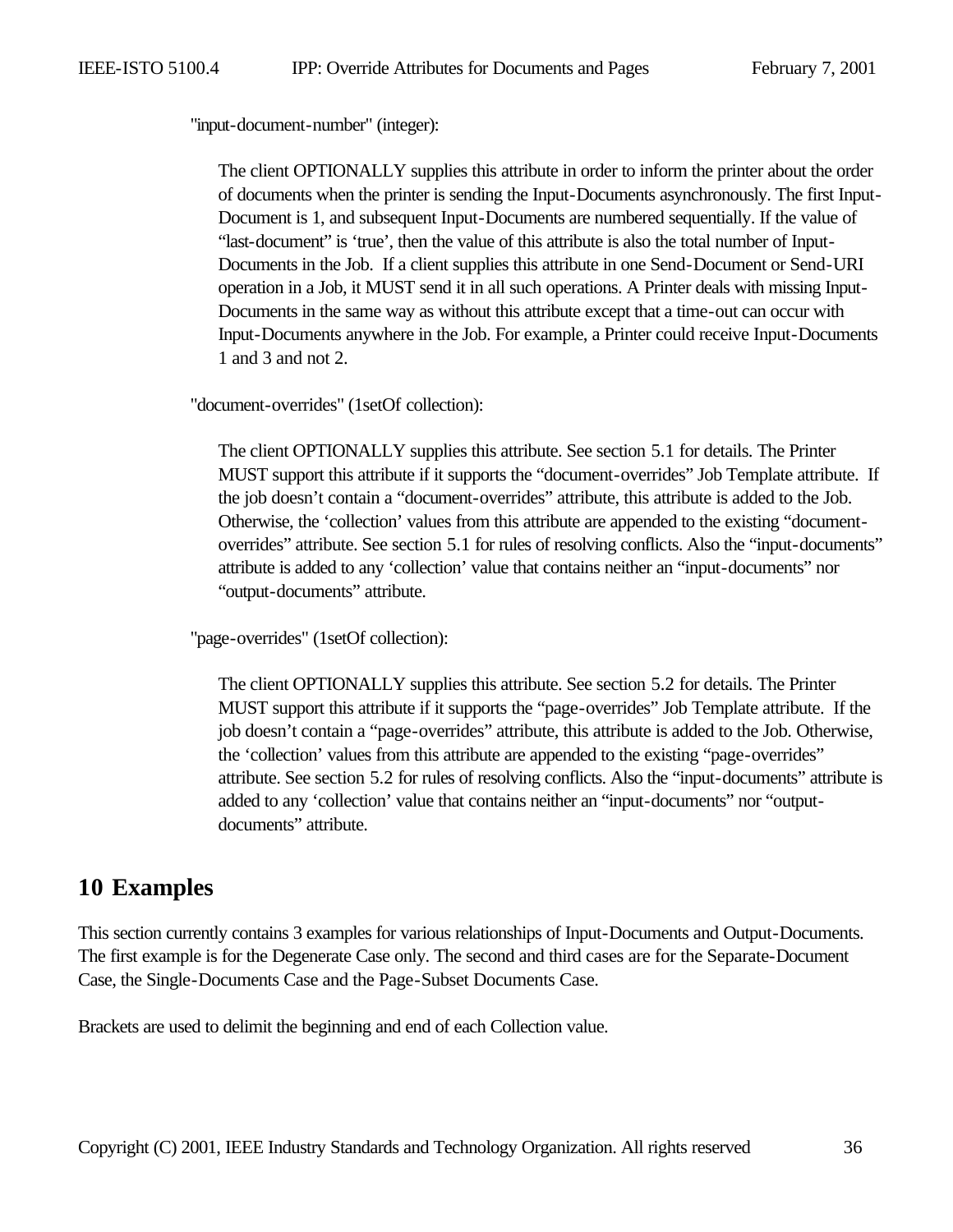"input-document-number" (integer):

The client OPTIONALLY supplies this attribute in order to inform the printer about the order of documents when the printer is sending the Input-Documents asynchronously. The first Input-Document is 1, and subsequent Input-Documents are numbered sequentially. If the value of “last-document” is ‘true’, then the value of this attribute is also the total number of Input-Documents in the Job. If a client supplies this attribute in one Send-Document or Send-URI operation in a Job, it MUST send it in all such operations. A Printer deals with missing Input-Documents in the same way as without this attribute except that a time-out can occur with Input-Documents anywhere in the Job. For example, a Printer could receive Input-Documents 1 and 3 and not 2.

"document-overrides" (1setOf collection):

The client OPTIONALLY supplies this attribute. See section 5.1 for details. The Printer MUST support this attribute if it supports the “document-overrides” Job Template attribute. If the job doesn’t contain a “document-overrides” attribute, this attribute is added to the Job. Otherwise, the ‘collection’ values from this attribute are appended to the existing “document-overrides” attribute. See section 5.1 for rules of resolving conflicts. Also the “input-documents” attribute is added to any ‘collection’ value that contains neither an “input-documents” nor “output-documents” attribute.

"page-overrides" (1setOf collection):

The client OPTIONALLY supplies this attribute. See section 5.2 for details. The Printer MUST support this attribute if it supports the “page-overrides” Job Template attribute. If the job doesn’t contain a “page-overrides” attribute, this attribute is added to the Job. Otherwise, the ‘collection’ values from this attribute are appended to the existing “page-overrides” attribute. See section 5.2 for rules of resolving conflicts. Also the “input-documents” attribute is added to any ‘collection’ value that contains neither an “input-documents” nor “output-documents” attribute.

# 10 Examples

This section currently contains 3 examples for various relationships of Input-Documents and Output-Documents. The first example is for the Degenerate Case only. The second and third cases are for the Separate-Document Case, the Single-Documents Case and the Page-Subset Documents Case.

Brackets are used to delimit the beginning and end of each Collection value.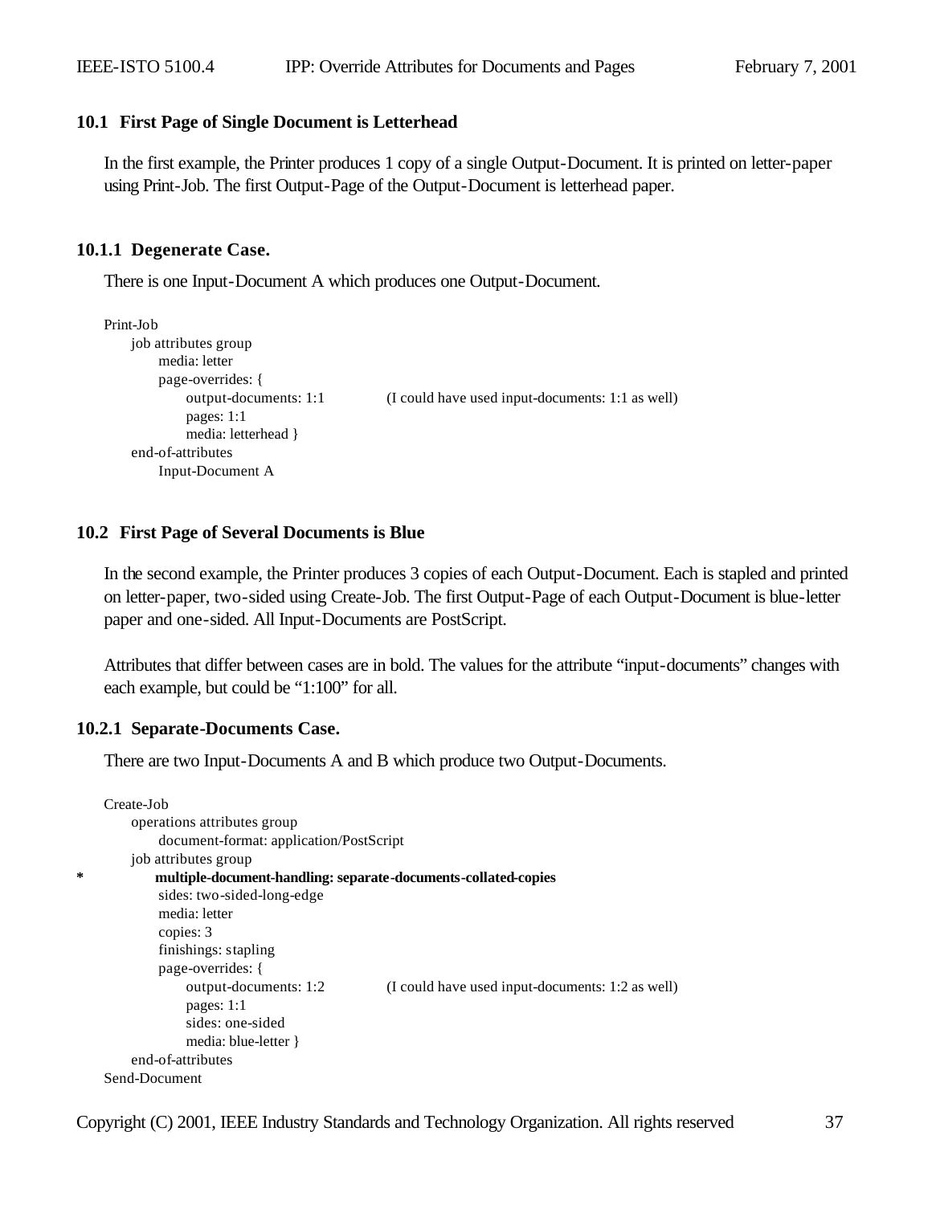### 10.1 First Page of Single Document is Letterhead

In the first example, the Printer produces 1 copy of a single Output-Document. It is printed on letter-paper using Print-Job. The first Output-Page of the Output-Document is letterhead paper.

#### 10.1.1 Degenerate Case.

There is one Input-Document A which produces one Output-Document.

```
Print-Job
     job attributes group
          media: letter
          page-overrides: {
               output-documents: 1:1          (I could have used input-documents: 1:1 as well)
               pages: 1:1
               media: letterhead }
     end-of-attributes
          Input-Document A
```

### 10.2 First Page of Several Documents is Blue

In the second example, the Printer produces 3 copies of each Output-Document. Each is stapled and printed on letter-paper, two-sided using Create-Job. The first Output-Page of each Output-Document is blue-letter paper and one-sided. All Input-Documents are PostScript.

Attributes that differ between cases are in bold. The values for the attribute "input-documents" changes with each example, but could be "1:100" for all.

#### 10.2.1 Separate-Documents Case.

There are two Input-Documents A and B which produce two Output-Documents.

```
Create-Job
     operations attributes group
          document-format: application/PostScript
     job attributes group
*         multiple-document-handling: separate-documents-collated-copies
          sides: two-sided-long-edge
          media: letter
          copies: 3
          finishings: stapling
          page-overrides: {
               output-documents: 1:2          (I could have used input-documents: 1:2 as well)
               pages: 1:1
               sides: one-sided
               media: blue-letter }
     end-of-attributes
Send-Document
```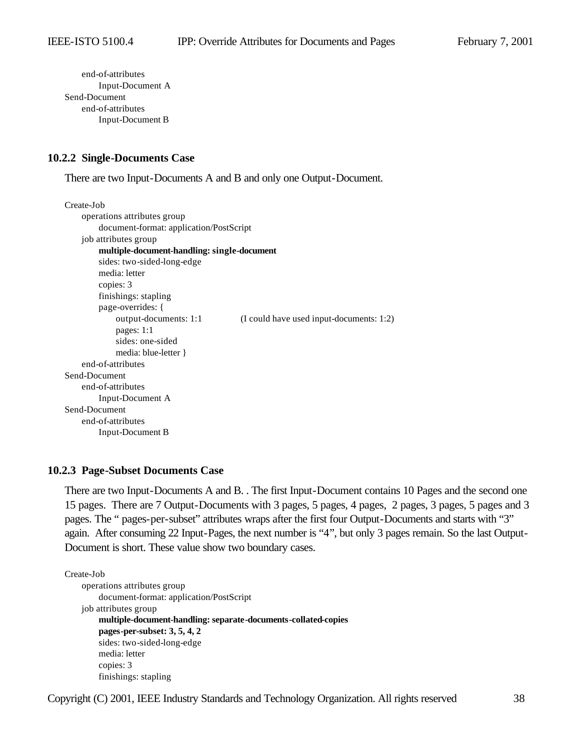```
    end-of-attributes
        Input-Document A
Send-Document
    end-of-attributes
        Input-Document B
```

### 10.2.2 Single-Documents Case

There are two Input-Documents A and B and only one Output-Document.

```
Create-Job
    operations attributes group
        document-format: application/PostScript
    job attributes group
        multiple-document-handling: single-document
        sides: two-sided-long-edge
        media: letter
        copies: 3
        finishings: stapling
        page-overrides: {
            output-documents: 1:1          (I could have used input-documents: 1:2)
            pages: 1:1
            sides: one-sided
            media: blue-letter }
    end-of-attributes
Send-Document
    end-of-attributes
        Input-Document A
Send-Document
    end-of-attributes
        Input-Document B
```

### 10.2.3 Page-Subset Documents Case

There are two Input-Documents A and B. . The first Input-Document contains 10 Pages and the second one 15 pages. There are 7 Output-Documents with 3 pages, 5 pages, 4 pages, 2 pages, 3 pages, 5 pages and 3 pages. The " pages-per-subset" attributes wraps after the first four Output-Documents and starts with "3" again. After consuming 22 Input-Pages, the next number is "4", but only 3 pages remain. So the last Output-Document is short. These value show two boundary cases.

```
Create-Job
    operations attributes group
        document-format: application/PostScript
    job attributes group
        multiple-document-handling: separate-documents-collated-copies
        pages-per-subset: 3, 5, 4, 2
        sides: two-sided-long-edge
        media: letter
        copies: 3
        finishings: stapling
```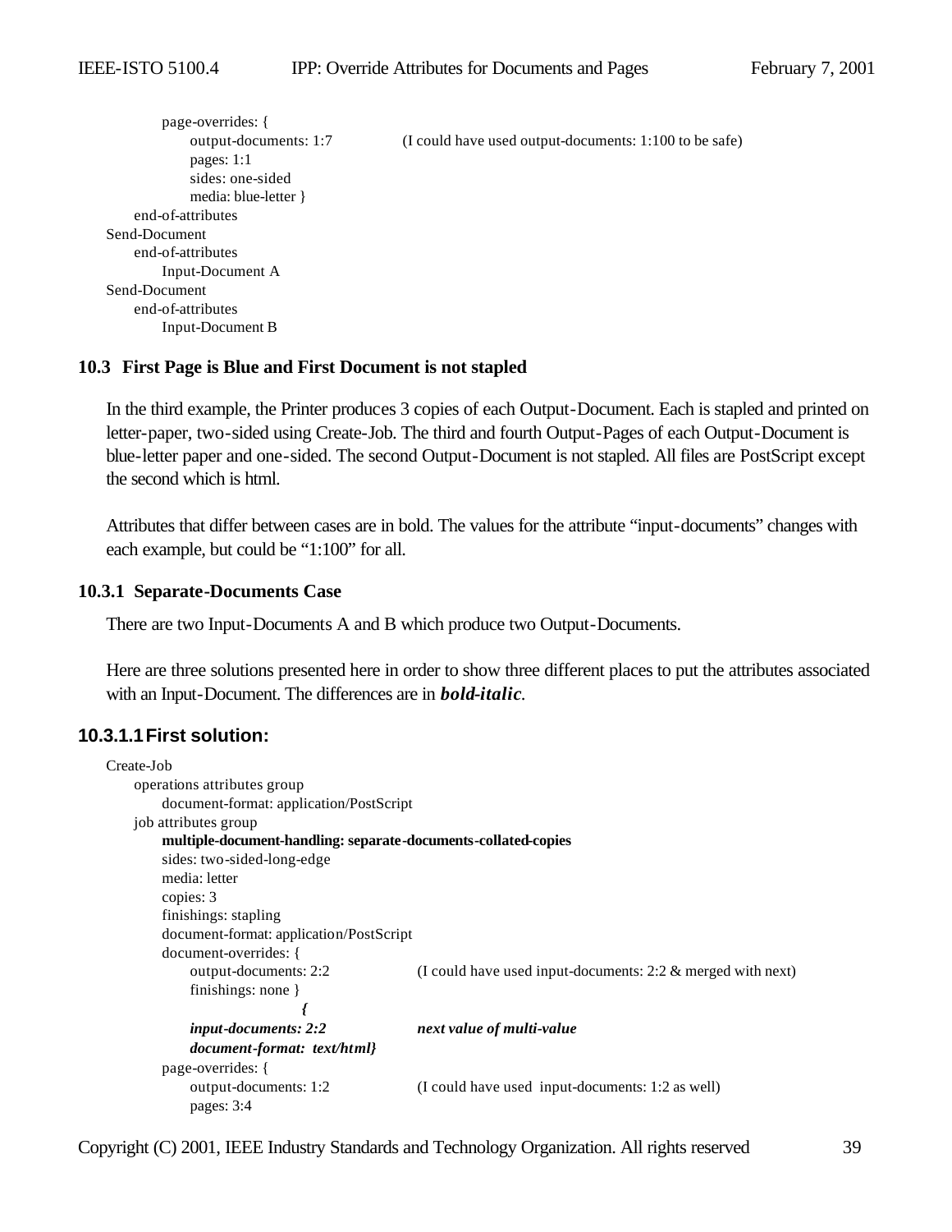```
        page-overrides: {
            output-documents: 1:7           (I could have used output-documents: 1:100 to be safe)
            pages: 1:1
            sides: one-sided
            media: blue-letter }
    end-of-attributes
Send-Document
    end-of-attributes
        Input-Document A
Send-Document
    end-of-attributes
        Input-Document B
```

### 10.3 First Page is Blue and First Document is not stapled

In the third example, the Printer produces 3 copies of each Output-Document. Each is stapled and printed on letter-paper, two-sided using Create-Job. The third and fourth Output-Pages of each Output-Document is blue-letter paper and one-sided. The second Output-Document is not stapled. All files are PostScript except the second which is html.

Attributes that differ between cases are in bold. The values for the attribute "input-documents" changes with each example, but could be "1:100" for all.

#### 10.3.1 Separate-Documents Case

There are two Input-Documents A and B which produce two Output-Documents.

Here are three solutions presented here in order to show three different places to put the attributes associated with an Input-Document. The differences are in ***bold-italic***.

##### 10.3.1.1 First solution:

```
Create-Job
    operations attributes group
        document-format: application/PostScript
    job attributes group
        multiple-document-handling: separate-documents-collated-copies
        sides: two-sided-long-edge
        media: letter
        copies: 3
        finishings: stapling
        document-format: application/PostScript
        document-overrides: {
            output-documents: 2:2           (I could have used input-documents: 2:2 & merged with next)
            finishings: none }
                            {
            input-documents: 2:2            next value of multi-value
            document-format: text/html}
        page-overrides: {
            output-documents: 1:2           (I could have used input-documents: 1:2 as well)
            pages: 3:4
```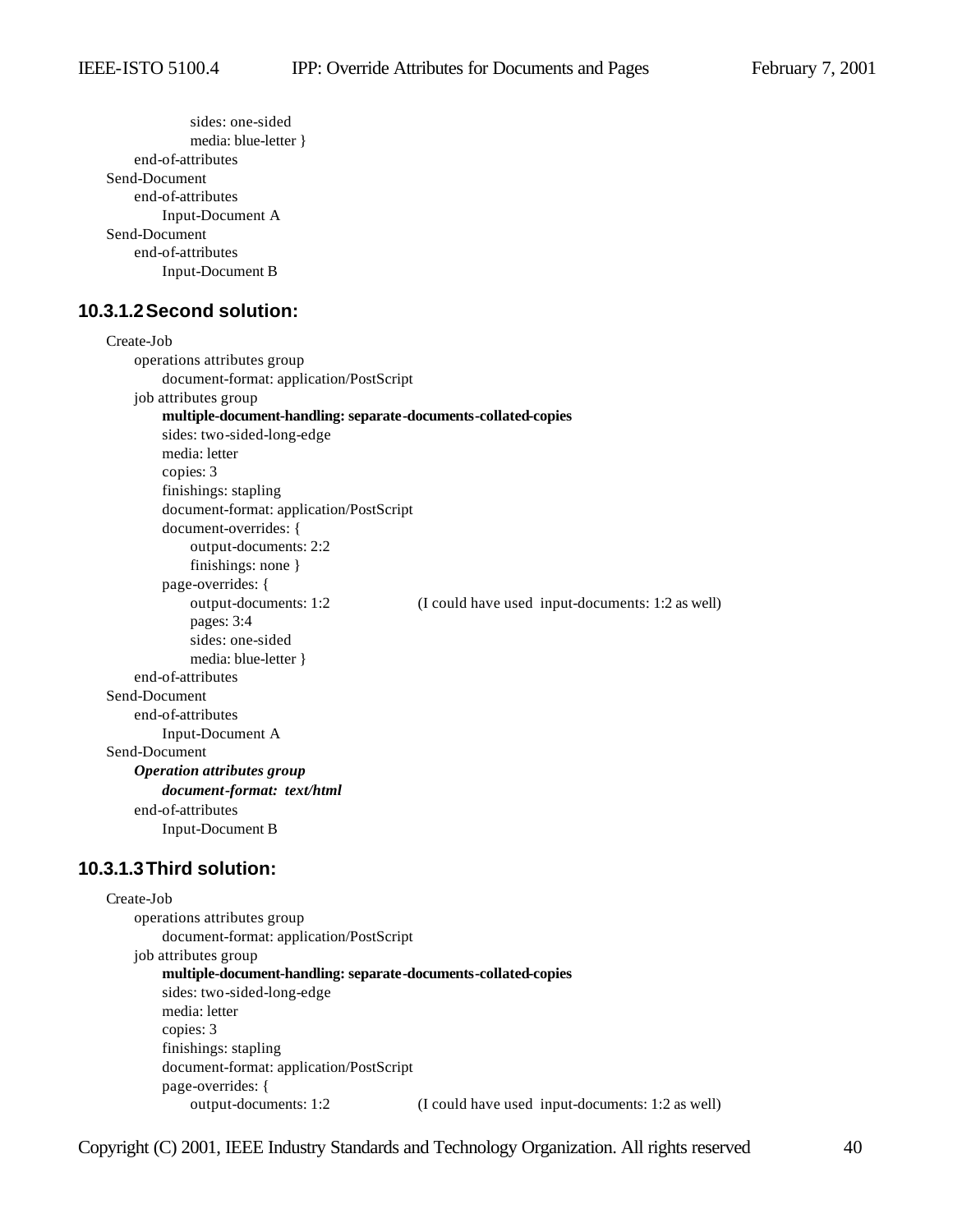```
            sides: one-sided
            media: blue-letter }
    end-of-attributes
Send-Document
    end-of-attributes
        Input-Document A
Send-Document
    end-of-attributes
        Input-Document B
```

#### 10.3.1.2 Second solution:

Create-Job  
    operations attributes group  
        document-format: application/PostScript  
    job attributes group  
        **multiple-document-handling: separate-documents-collated-copies**  
        sides: two-sided-long-edge  
        media: letter  
        copies: 3  
        finishings: stapling  
        document-format: application/PostScript  
        document-overrides: {  
            output-documents: 2:2  
            finishings: none }  
        page-overrides: {  
            output-documents: 1:2        (I could have used input-documents: 1:2 as well)  
            pages: 3:4  
            sides: one-sided  
            media: blue-letter }  
    end-of-attributes  
Send-Document  
    end-of-attributes  
        Input-Document A  
Send-Document  
    ***Operation attributes group***  
        ***document-format: text/html***  
    end-of-attributes  
        Input-Document B

#### 10.3.1.3 Third solution:

Create-Job  
    operations attributes group  
        document-format: application/PostScript  
    job attributes group  
        **multiple-document-handling: separate-documents-collated-copies**  
        sides: two-sided-long-edge  
        media: letter  
        copies: 3  
        finishings: stapling  
        document-format: application/PostScript  
        page-overrides: {  
            output-documents: 1:2        (I could have used input-documents: 1:2 as well)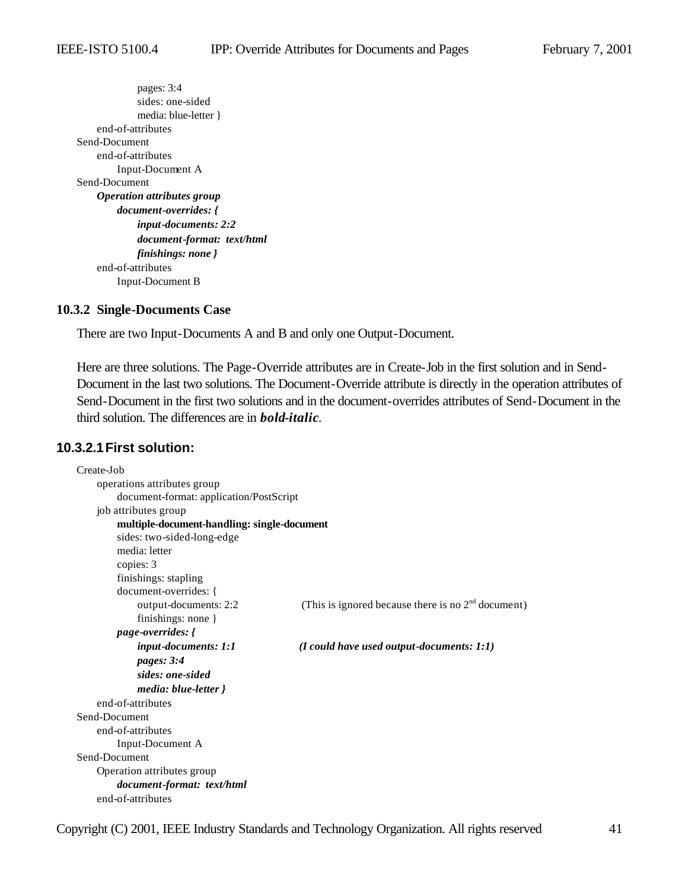```
            pages: 3:4
            sides: one-sided
            media: blue-letter }
    end-of-attributes
Send-Document
    end-of-attributes
        Input-Document A
Send-Document
    Operation attributes group
        document-overrides: {
            input-documents: 2:2
            document-format:  text/html
            finishings: none }
    end-of-attributes
        Input-Document B
```

(In the original, the "Operation attributes group" and document-overrides lines of the second Send-Document are shown in *bold-italic*.)

### 10.3.2 Single-Documents Case

There are two Input-Documents A and B and only one Output-Document.

Here are three solutions. The Page-Override attributes are in Create-Job in the first solution and in Send-Document in the last two solutions. The Document-Override attribute is directly in the operation attributes of Send-Document in the first two solutions and in the document-overrides attributes of Send-Document in the third solution. The differences are in ***bold-italic***.

#### 10.3.2.1 First solution:

```
Create-Job
    operations attributes group
        document-format: application/PostScript
    job attributes group
        multiple-document-handling: single-document
        sides: two-sided-long-edge
        media: letter
        copies: 3
        finishings: stapling
        document-overrides: {
            output-documents: 2:2          (This is ignored because there is no 2nd document)
            finishings: none }
        page-overrides: {
            input-documents: 1:1           (I could have used output-documents: 1:1)
            pages: 3:4
            sides: one-sided
            media: blue-letter }
    end-of-attributes
Send-Document
    end-of-attributes
        Input-Document A
Send-Document
    Operation attributes group
        document-format:  text/html
    end-of-attributes
```

(In the original, "multiple-document-handling: single-document" is shown in **bold**; the page-overrides block, its comment, and "document-format: text/html" in the second Send-Document are shown in *bold-italic*.)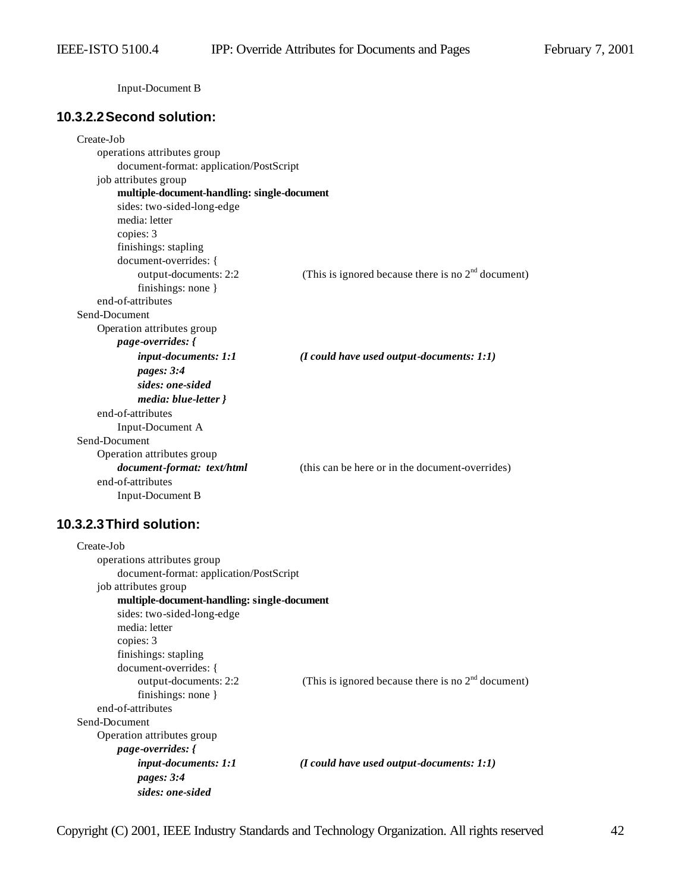Input-Document B

### 10.3.2.2 Second solution:

```
Create-Job
    operations attributes group
        document-format: application/PostScript
    job attributes group
        multiple-document-handling: single-document
        sides: two-sided-long-edge
        media: letter
        copies: 3
        finishings: stapling
        document-overrides: {
            output-documents: 2:2          (This is ignored because there is no 2nd document)
            finishings: none }
    end-of-attributes
Send-Document
    Operation attributes group
        page-overrides: {
            input-documents: 1:1           (I could have used output-documents: 1:1)
            pages: 3:4
            sides: one-sided
            media: blue-letter }
    end-of-attributes
        Input-Document A
Send-Document
    Operation attributes group
        document-format:  text/html        (this can be here or in the document-overrides)
    end-of-attributes
        Input-Document B
```

### 10.3.2.3 Third solution:

```
Create-Job
    operations attributes group
        document-format: application/PostScript
    job attributes group
        multiple-document-handling: single-document
        sides: two-sided-long-edge
        media: letter
        copies: 3
        finishings: stapling
        document-overrides: {
            output-documents: 2:2          (This is ignored because there is no 2nd document)
            finishings: none }
    end-of-attributes
Send-Document
    Operation attributes group
        page-overrides: {
            input-documents: 1:1           (I could have used output-documents: 1:1)
            pages: 3:4
            sides: one-sided
```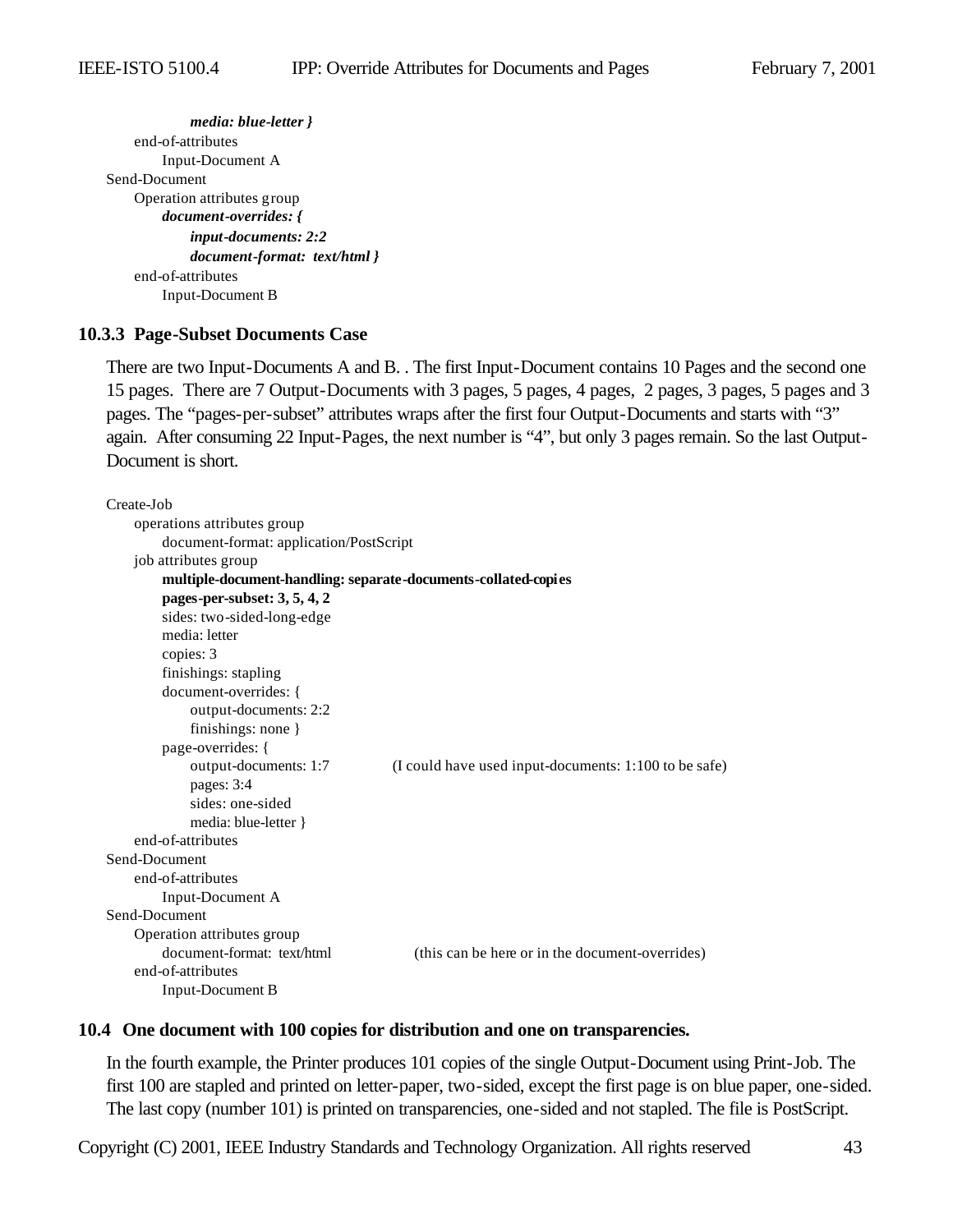```
            media: blue-letter }
    end-of-attributes
        Input-Document A
Send-Document
    Operation attributes group
        document-overrides: {
            input-documents: 2:2
            document-format:  text/html }
    end-of-attributes
        Input-Document B
```

### 10.3.3 Page-Subset Documents Case

There are two Input-Documents A and B. . The first Input-Document contains 10 Pages and the second one 15 pages. There are 7 Output-Documents with 3 pages, 5 pages, 4 pages, 2 pages, 3 pages, 5 pages and 3 pages. The "pages-per-subset" attributes wraps after the first four Output-Documents and starts with "3" again. After consuming 22 Input-Pages, the next number is "4", but only 3 pages remain. So the last Output-Document is short.

```
Create-Job
    operations attributes group
        document-format: application/PostScript
    job attributes group
        multiple-document-handling: separate-documents-collated-copies
        pages-per-subset: 3, 5, 4, 2
        sides: two-sided-long-edge
        media: letter
        copies: 3
        finishings: stapling
        document-overrides: {
            output-documents: 2:2
            finishings: none }
        page-overrides: {
            output-documents: 1:7          (I could have used input-documents: 1:100 to be safe)
            pages: 3:4
            sides: one-sided
            media: blue-letter }
    end-of-attributes
Send-Document
    end-of-attributes
        Input-Document A
Send-Document
    Operation attributes group
        document-format:  text/html        (this can be here or in the document-overrides)
    end-of-attributes
        Input-Document B
```

## 10.4 One document with 100 copies for distribution and one on transparencies.

In the fourth example, the Printer produces 101 copies of the single Output-Document using Print-Job. The first 100 are stapled and printed on letter-paper, two-sided, except the first page is on blue paper, one-sided. The last copy (number 101) is printed on transparencies, one-sided and not stapled. The file is PostScript.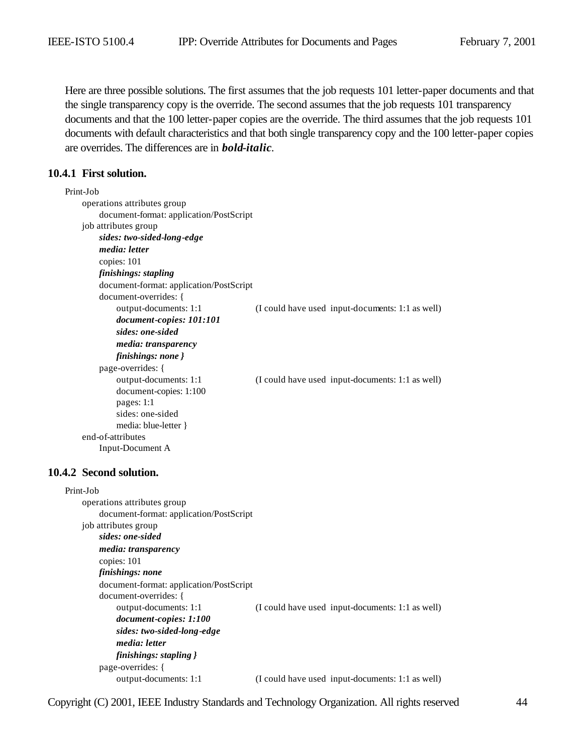Here are three possible solutions. The first assumes that the job requests 101 letter-paper documents and that the single transparency copy is the override. The second assumes that the job requests 101 transparency documents and that the 100 letter-paper copies are the override. The third assumes that the job requests 101 documents with default characteristics and that both single transparency copy and the 100 letter-paper copies are overrides. The differences are in ***bold-italic***.

### 10.4.1 First solution.

Print-Job
&nbsp;&nbsp;&nbsp;&nbsp;operations attributes group
&nbsp;&nbsp;&nbsp;&nbsp;&nbsp;&nbsp;&nbsp;&nbsp;document-format: application/PostScript
&nbsp;&nbsp;&nbsp;&nbsp;job attributes group
&nbsp;&nbsp;&nbsp;&nbsp;&nbsp;&nbsp;&nbsp;&nbsp;***sides: two-sided-long-edge***
&nbsp;&nbsp;&nbsp;&nbsp;&nbsp;&nbsp;&nbsp;&nbsp;***media: letter***
&nbsp;&nbsp;&nbsp;&nbsp;&nbsp;&nbsp;&nbsp;&nbsp;copies: 101
&nbsp;&nbsp;&nbsp;&nbsp;&nbsp;&nbsp;&nbsp;&nbsp;***finishings: stapling***
&nbsp;&nbsp;&nbsp;&nbsp;&nbsp;&nbsp;&nbsp;&nbsp;document-format: application/PostScript
&nbsp;&nbsp;&nbsp;&nbsp;&nbsp;&nbsp;&nbsp;&nbsp;document-overrides: {
&nbsp;&nbsp;&nbsp;&nbsp;&nbsp;&nbsp;&nbsp;&nbsp;&nbsp;&nbsp;&nbsp;&nbsp;output-documents: 1:1 &nbsp;&nbsp;&nbsp;&nbsp;&nbsp;&nbsp;&nbsp;&nbsp;(I could have used input-documents: 1:1 as well)
&nbsp;&nbsp;&nbsp;&nbsp;&nbsp;&nbsp;&nbsp;&nbsp;&nbsp;&nbsp;&nbsp;&nbsp;***document-copies: 101:101***
&nbsp;&nbsp;&nbsp;&nbsp;&nbsp;&nbsp;&nbsp;&nbsp;&nbsp;&nbsp;&nbsp;&nbsp;***sides: one-sided***
&nbsp;&nbsp;&nbsp;&nbsp;&nbsp;&nbsp;&nbsp;&nbsp;&nbsp;&nbsp;&nbsp;&nbsp;***media: transparency***
&nbsp;&nbsp;&nbsp;&nbsp;&nbsp;&nbsp;&nbsp;&nbsp;&nbsp;&nbsp;&nbsp;&nbsp;***finishings: none }***
&nbsp;&nbsp;&nbsp;&nbsp;&nbsp;&nbsp;&nbsp;&nbsp;page-overrides: {
&nbsp;&nbsp;&nbsp;&nbsp;&nbsp;&nbsp;&nbsp;&nbsp;&nbsp;&nbsp;&nbsp;&nbsp;output-documents: 1:1 &nbsp;&nbsp;&nbsp;&nbsp;&nbsp;&nbsp;&nbsp;&nbsp;(I could have used input-documents: 1:1 as well)
&nbsp;&nbsp;&nbsp;&nbsp;&nbsp;&nbsp;&nbsp;&nbsp;&nbsp;&nbsp;&nbsp;&nbsp;document-copies: 1:100
&nbsp;&nbsp;&nbsp;&nbsp;&nbsp;&nbsp;&nbsp;&nbsp;&nbsp;&nbsp;&nbsp;&nbsp;pages: 1:1
&nbsp;&nbsp;&nbsp;&nbsp;&nbsp;&nbsp;&nbsp;&nbsp;&nbsp;&nbsp;&nbsp;&nbsp;sides: one-sided
&nbsp;&nbsp;&nbsp;&nbsp;&nbsp;&nbsp;&nbsp;&nbsp;&nbsp;&nbsp;&nbsp;&nbsp;media: blue-letter }
&nbsp;&nbsp;&nbsp;&nbsp;end-of-attributes
&nbsp;&nbsp;&nbsp;&nbsp;&nbsp;&nbsp;&nbsp;&nbsp;Input-Document A

### 10.4.2 Second solution.

Print-Job
&nbsp;&nbsp;&nbsp;&nbsp;operations attributes group
&nbsp;&nbsp;&nbsp;&nbsp;&nbsp;&nbsp;&nbsp;&nbsp;document-format: application/PostScript
&nbsp;&nbsp;&nbsp;&nbsp;job attributes group
&nbsp;&nbsp;&nbsp;&nbsp;&nbsp;&nbsp;&nbsp;&nbsp;***sides: one-sided***
&nbsp;&nbsp;&nbsp;&nbsp;&nbsp;&nbsp;&nbsp;&nbsp;***media: transparency***
&nbsp;&nbsp;&nbsp;&nbsp;&nbsp;&nbsp;&nbsp;&nbsp;copies: 101
&nbsp;&nbsp;&nbsp;&nbsp;&nbsp;&nbsp;&nbsp;&nbsp;***finishings: none***
&nbsp;&nbsp;&nbsp;&nbsp;&nbsp;&nbsp;&nbsp;&nbsp;document-format: application/PostScript
&nbsp;&nbsp;&nbsp;&nbsp;&nbsp;&nbsp;&nbsp;&nbsp;document-overrides: {
&nbsp;&nbsp;&nbsp;&nbsp;&nbsp;&nbsp;&nbsp;&nbsp;&nbsp;&nbsp;&nbsp;&nbsp;output-documents: 1:1 &nbsp;&nbsp;&nbsp;&nbsp;&nbsp;&nbsp;&nbsp;&nbsp;(I could have used input-documents: 1:1 as well)
&nbsp;&nbsp;&nbsp;&nbsp;&nbsp;&nbsp;&nbsp;&nbsp;&nbsp;&nbsp;&nbsp;&nbsp;***document-copies: 1:100***
&nbsp;&nbsp;&nbsp;&nbsp;&nbsp;&nbsp;&nbsp;&nbsp;&nbsp;&nbsp;&nbsp;&nbsp;***sides: two-sided-long-edge***
&nbsp;&nbsp;&nbsp;&nbsp;&nbsp;&nbsp;&nbsp;&nbsp;&nbsp;&nbsp;&nbsp;&nbsp;***media: letter***
&nbsp;&nbsp;&nbsp;&nbsp;&nbsp;&nbsp;&nbsp;&nbsp;&nbsp;&nbsp;&nbsp;&nbsp;***finishings: stapling }***
&nbsp;&nbsp;&nbsp;&nbsp;&nbsp;&nbsp;&nbsp;&nbsp;page-overrides: {
&nbsp;&nbsp;&nbsp;&nbsp;&nbsp;&nbsp;&nbsp;&nbsp;&nbsp;&nbsp;&nbsp;&nbsp;output-documents: 1:1 &nbsp;&nbsp;&nbsp;&nbsp;&nbsp;&nbsp;&nbsp;&nbsp;(I could have used input-documents: 1:1 as well)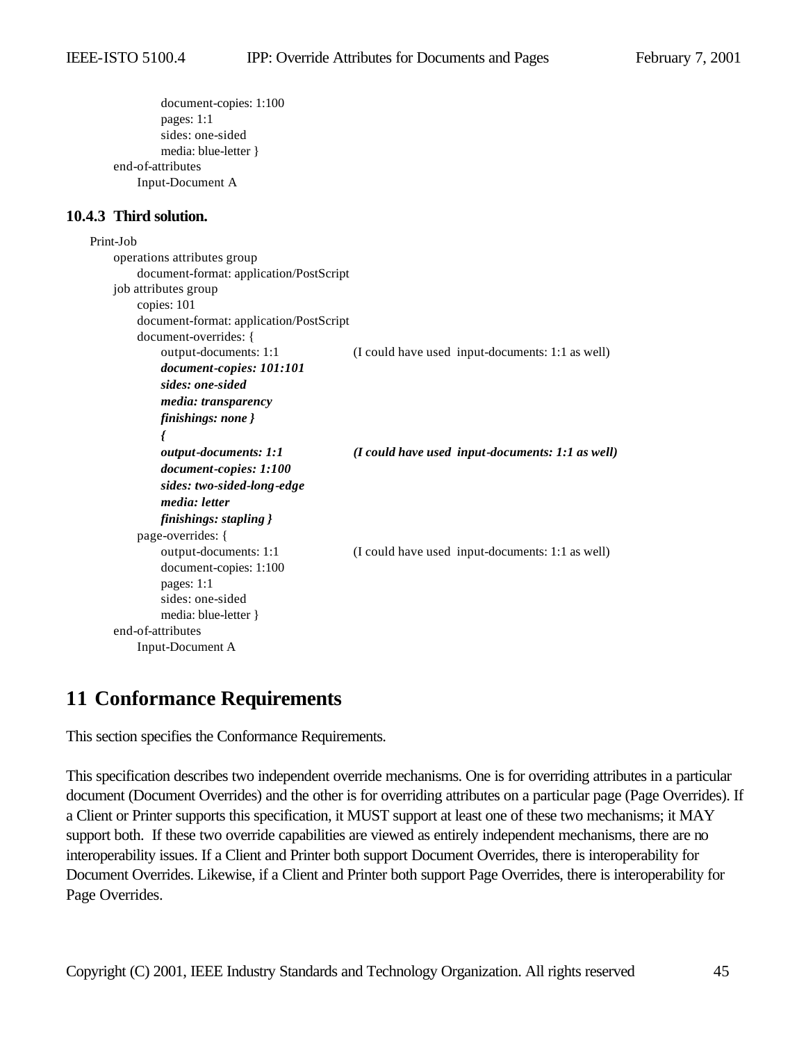```
            document-copies: 1:100
            pages: 1:1
            sides: one-sided
            media: blue-letter }
    end-of-attributes
        Input-Document A
```

### 10.4.3 Third solution.

```
Print-Job
    operations attributes group
        document-format: application/PostScript
    job attributes group
        copies: 101
        document-format: application/PostScript
        document-overrides: {
            output-documents: 1:1            (I could have used  input-documents: 1:1 as well)
            document-copies: 101:101
            sides: one-sided
            media: transparency
            finishings: none }
            {
            output-documents: 1:1            (I could have used  input-documents: 1:1 as well)
            document-copies: 1:100
            sides: two-sided-long-edge
            media: letter
            finishings: stapling }
        page-overrides: {
            output-documents: 1:1            (I could have used  input-documents: 1:1 as well)
            document-copies: 1:100
            pages: 1:1
            sides: one-sided
            media: blue-letter }
    end-of-attributes
        Input-Document A
```

# 11 Conformance Requirements

This section specifies the Conformance Requirements.

This specification describes two independent override mechanisms. One is for overriding attributes in a particular document (Document Overrides) and the other is for overriding attributes on a particular page (Page Overrides). If a Client or Printer supports this specification, it MUST support at least one of these two mechanisms; it MAY support both. If these two override capabilities are viewed as entirely independent mechanisms, there are no interoperability issues. If a Client and Printer both support Document Overrides, there is interoperability for Document Overrides. Likewise, if a Client and Printer both support Page Overrides, there is interoperability for Page Overrides.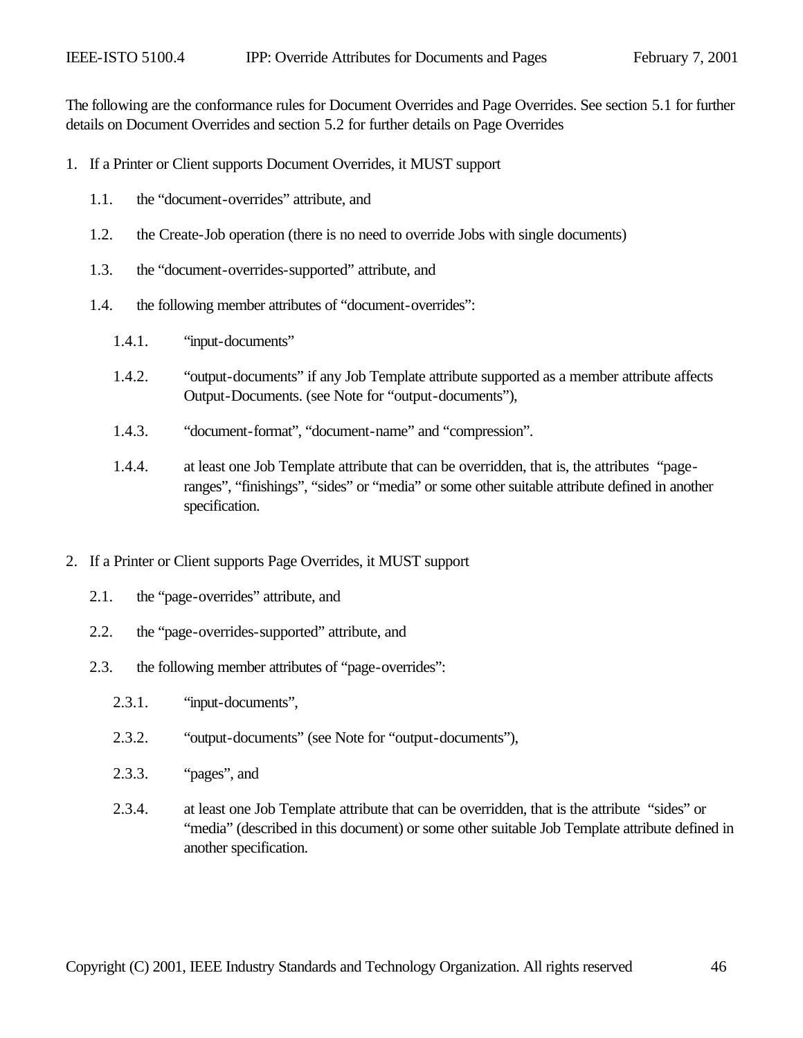The following are the conformance rules for Document Overrides and Page Overrides. See section 5.1 for further details on Document Overrides and section 5.2 for further details on Page Overrides

1. If a Printer or Client supports Document Overrides, it MUST support

   1.1. the "document-overrides" attribute, and

   1.2. the Create-Job operation (there is no need to override Jobs with single documents)

   1.3. the "document-overrides-supported" attribute, and

   1.4. the following member attributes of "document-overrides":

      1.4.1. "input-documents"

      1.4.2. "output-documents" if any Job Template attribute supported as a member attribute affects Output-Documents. (see Note for "output-documents"),

      1.4.3. "document-format", "document-name" and "compression".

      1.4.4. at least one Job Template attribute that can be overridden, that is, the attributes "page-ranges", "finishings", "sides" or "media" or some other suitable attribute defined in another specification.

2. If a Printer or Client supports Page Overrides, it MUST support

   2.1. the "page-overrides" attribute, and

   2.2. the "page-overrides-supported" attribute, and

   2.3. the following member attributes of "page-overrides":

      2.3.1. "input-documents",

      2.3.2. "output-documents" (see Note for "output-documents"),

      2.3.3. "pages", and

      2.3.4. at least one Job Template attribute that can be overridden, that is the attribute "sides" or "media" (described in this document) or some other suitable Job Template attribute defined in another specification.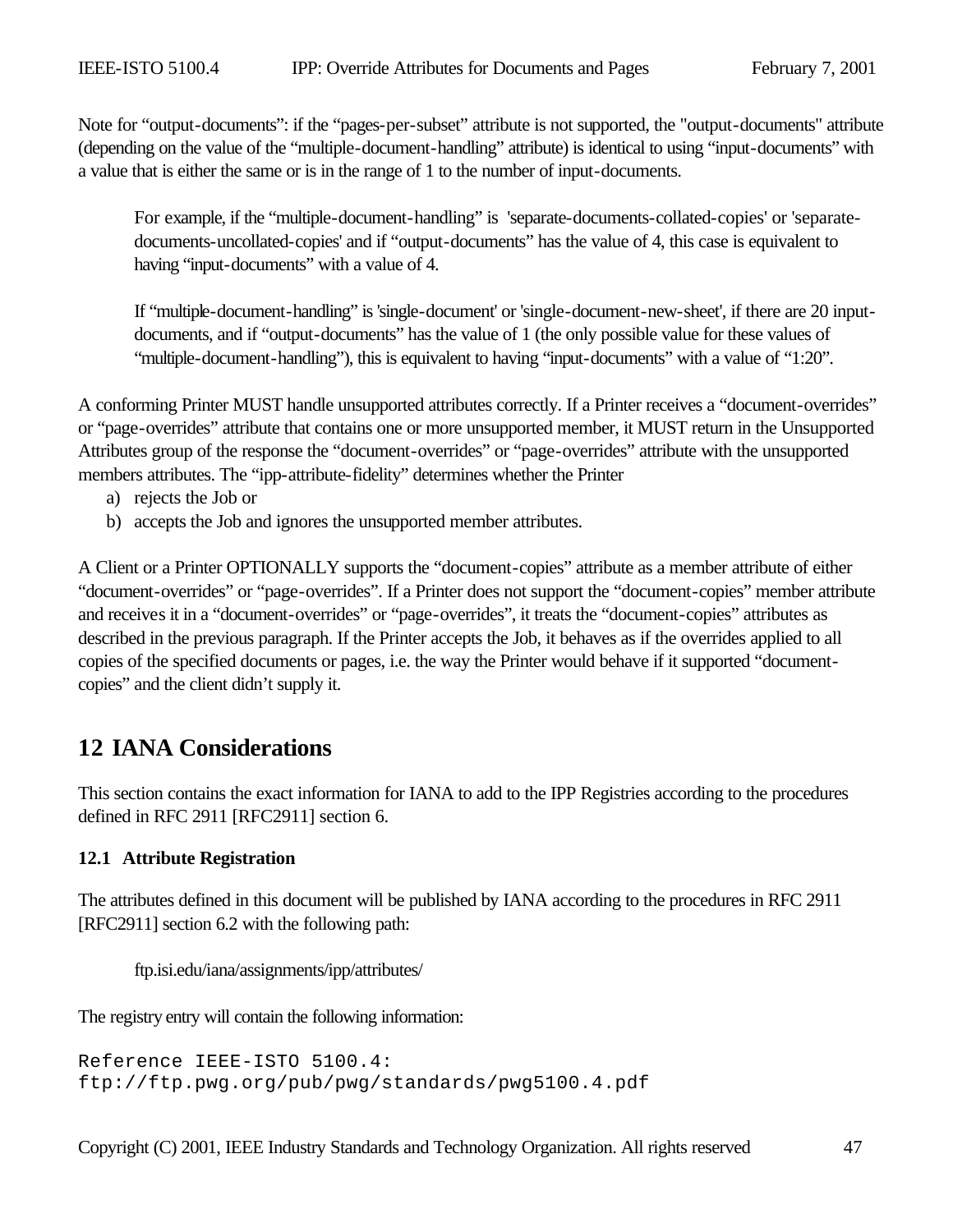Note for "output-documents": if the "pages-per-subset" attribute is not supported, the "output-documents" attribute (depending on the value of the "multiple-document-handling" attribute) is identical to using "input-documents" with a value that is either the same or is in the range of 1 to the number of input-documents.

> For example, if the "multiple-document-handling" is 'separate-documents-collated-copies' or 'separate-documents-uncollated-copies' and if "output-documents" has the value of 4, this case is equivalent to having "input-documents" with a value of 4.
>
> If "multiple-document-handling" is 'single-document' or 'single-document-new-sheet', if there are 20 input-documents, and if "output-documents" has the value of 1 (the only possible value for these values of "multiple-document-handling"), this is equivalent to having "input-documents" with a value of "1:20".

A conforming Printer MUST handle unsupported attributes correctly. If a Printer receives a "document-overrides" or "page-overrides" attribute that contains one or more unsupported member, it MUST return in the Unsupported Attributes group of the response the "document-overrides" or "page-overrides" attribute with the unsupported members attributes. The "ipp-attribute-fidelity" determines whether the Printer

a) rejects the Job or
b) accepts the Job and ignores the unsupported member attributes.

A Client or a Printer OPTIONALLY supports the "document-copies" attribute as a member attribute of either "document-overrides" or "page-overrides". If a Printer does not support the "document-copies" member attribute and receives it in a "document-overrides" or "page-overrides", it treats the "document-copies" attributes as described in the previous paragraph. If the Printer accepts the Job, it behaves as if the overrides applied to all copies of the specified documents or pages, i.e. the way the Printer would behave if it supported "document-copies" and the client didn't supply it.

# 12 IANA Considerations

This section contains the exact information for IANA to add to the IPP Registries according to the procedures defined in RFC 2911 [RFC2911] section 6.

### 12.1 Attribute Registration

The attributes defined in this document will be published by IANA according to the procedures in RFC 2911 [RFC2911] section 6.2 with the following path:

> ftp.isi.edu/iana/assignments/ipp/attributes/

The registry entry will contain the following information:

```
Reference IEEE-ISTO 5100.4:
ftp://ftp.pwg.org/pub/pwg/standards/pwg5100.4.pdf
```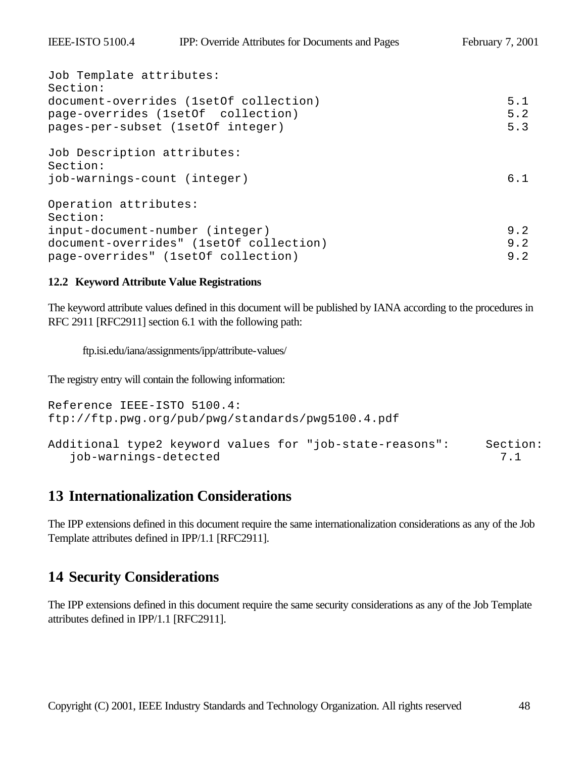```
Job Template attributes:
Section:
document-overrides (1setOf collection)                              5.1
page-overrides (1setOf  collection)                                 5.2
pages-per-subset (1setOf integer)                                   5.3

Job Description attributes:
Section:
job-warnings-count (integer)                                        6.1

Operation attributes:
Section:
input-document-number (integer)                                     9.2
document-overrides" (1setOf collection)                             9.2
page-overrides" (1setOf collection)                                 9.2
```

### 12.2 Keyword Attribute Value Registrations

The keyword attribute values defined in this document will be published by IANA according to the procedures in RFC 2911 [RFC2911] section 6.1 with the following path:

ftp.isi.edu/iana/assignments/ipp/attribute-values/

The registry entry will contain the following information:

```
Reference IEEE-ISTO 5100.4:
ftp://ftp.pwg.org/pub/pwg/standards/pwg5100.4.pdf

Additional type2 keyword values for "job-state-reasons":     Section:
   job-warnings-detected                                       7.1
```

## 13 Internationalization Considerations

The IPP extensions defined in this document require the same internationalization considerations as any of the Job Template attributes defined in IPP/1.1 [RFC2911].

## 14 Security Considerations

The IPP extensions defined in this document require the same security considerations as any of the Job Template attributes defined in IPP/1.1 [RFC2911].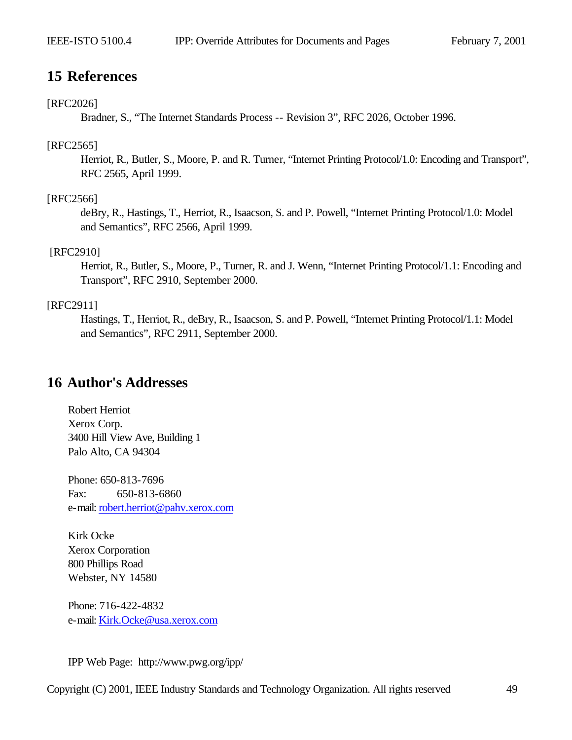# 15 References

[RFC2026]

Bradner, S., “The Internet Standards Process -- Revision 3”, RFC 2026, October 1996.

[RFC2565]

Herriot, R., Butler, S., Moore, P. and R. Turner, “Internet Printing Protocol/1.0: Encoding and Transport”, RFC 2565, April 1999.

[RFC2566]

deBry, R., Hastings, T., Herriot, R., Isaacson, S. and P. Powell, “Internet Printing Protocol/1.0: Model and Semantics”, RFC 2566, April 1999.

[RFC2910]

Herriot, R., Butler, S., Moore, P., Turner, R. and J. Wenn, “Internet Printing Protocol/1.1: Encoding and Transport”, RFC 2910, September 2000.

[RFC2911]

Hastings, T., Herriot, R., deBry, R., Isaacson, S. and P. Powell, “Internet Printing Protocol/1.1: Model and Semantics”, RFC 2911, September 2000.

# 16 Author's Addresses

Robert Herriot
Xerox Corp.
3400 Hill View Ave, Building 1
Palo Alto, CA 94304

Phone: 650-813-7696
Fax: 650-813-6860
e-mail: robert.herriot@pahv.xerox.com

Kirk Ocke
Xerox Corporation
800 Phillips Road
Webster, NY 14580

Phone: 716-422-4832
e-mail: Kirk.Ocke@usa.xerox.com

IPP Web Page: http://www.pwg.org/ipp/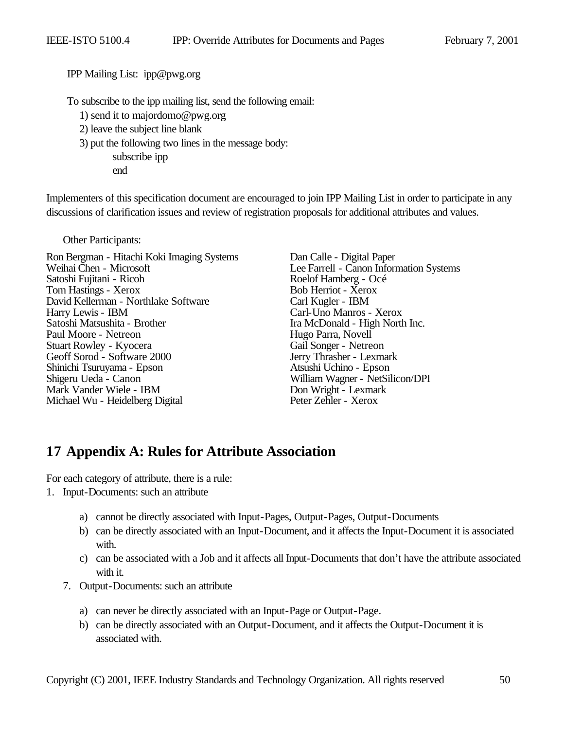IPP Mailing List: ipp@pwg.org

To subscribe to the ipp mailing list, send the following email:

1) send it to majordomo@pwg.org
2) leave the subject line blank
3) put the following two lines in the message body:

    subscribe ipp
    end

Implementers of this specification document are encouraged to join IPP Mailing List in order to participate in any discussions of clarification issues and review of registration proposals for additional attributes and values.

Other Participants:

Ron Bergman - Hitachi Koki Imaging Systems
Weihai Chen - Microsoft
Satoshi Fujitani - Ricoh
Tom Hastings - Xerox
David Kellerman - Northlake Software
Harry Lewis - IBM
Satoshi Matsushita - Brother
Paul Moore - Netreon
Stuart Rowley - Kyocera
Geoff Sorod - Software 2000
Shinichi Tsuruyama - Epson
Shigeru Ueda - Canon
Mark Vander Wiele - IBM
Michael Wu - Heidelberg Digital
Dan Calle - Digital Paper
Lee Farrell - Canon Information Systems
Roelof Hamberg - Océ
Bob Herriot - Xerox
Carl Kugler - IBM
Carl-Uno Manros - Xerox
Ira McDonald - High North Inc.
Hugo Parra, Novell
Gail Songer - Netreon
Jerry Thrasher - Lexmark
Atsushi Uchino - Epson
William Wagner - NetSilicon/DPI
Don Wright - Lexmark
Peter Zehler - Xerox

# 17 Appendix A: Rules for Attribute Association

For each category of attribute, there is a rule:

1. Input-Documents: such an attribute
   a) cannot be directly associated with Input-Pages, Output-Pages, Output-Documents
   b) can be directly associated with an Input-Document, and it affects the Input-Document it is associated with.
   c) can be associated with a Job and it affects all Input-Documents that don't have the attribute associated with it.

7. Output-Documents: such an attribute
   a) can never be directly associated with an Input-Page or Output-Page.
   b) can be directly associated with an Output-Document, and it affects the Output-Document it is associated with.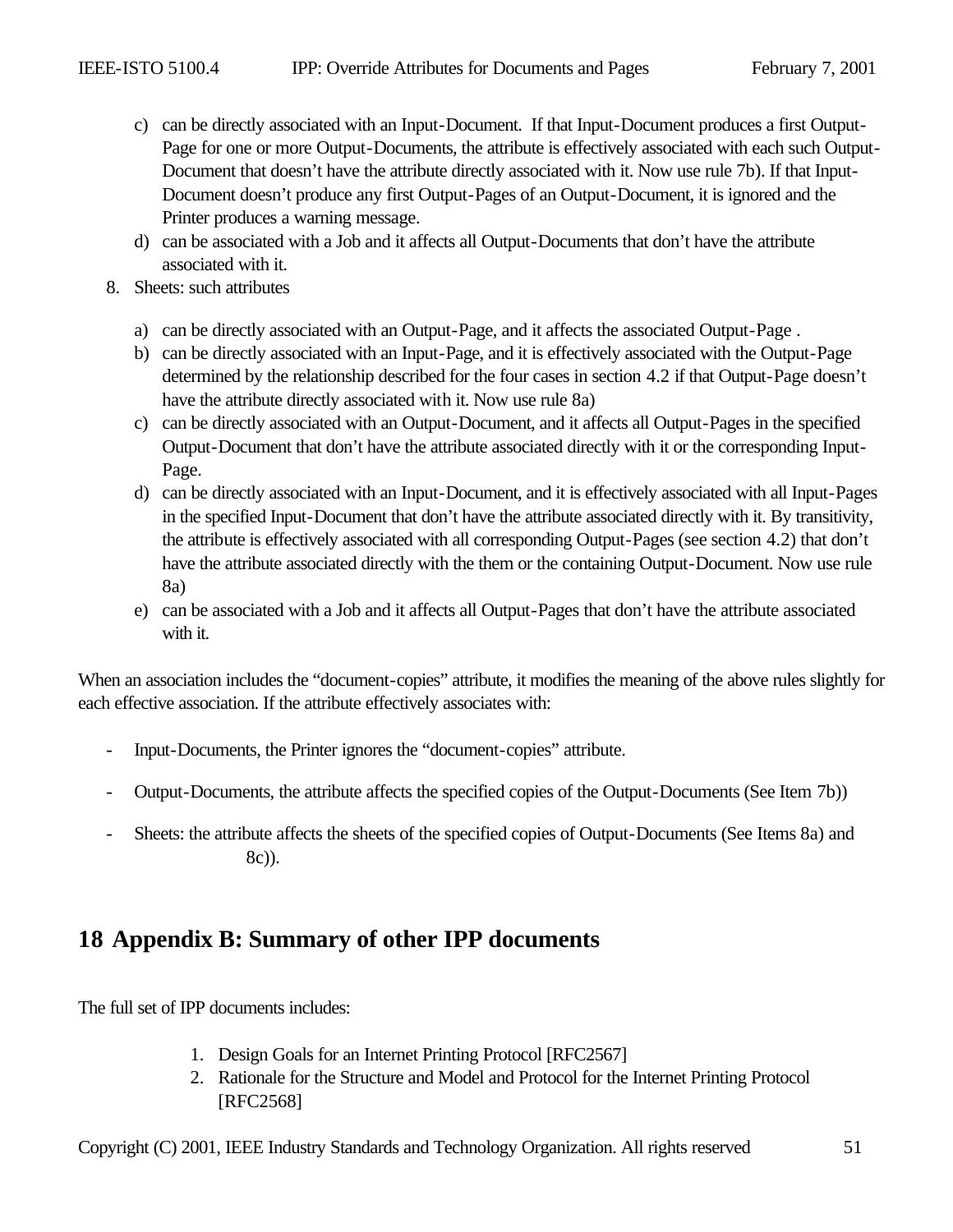c) can be directly associated with an Input-Document. If that Input-Document produces a first Output-Page for one or more Output-Documents, the attribute is effectively associated with each such Output-Document that doesn't have the attribute directly associated with it. Now use rule 7b). If that Input-Document doesn't produce any first Output-Pages of an Output-Document, it is ignored and the Printer produces a warning message.

d) can be associated with a Job and it affects all Output-Documents that don't have the attribute associated with it.

8. Sheets: such attributes

   a) can be directly associated with an Output-Page, and it affects the associated Output-Page .
   b) can be directly associated with an Input-Page, and it is effectively associated with the Output-Page determined by the relationship described for the four cases in section 4.2 if that Output-Page doesn't have the attribute directly associated with it. Now use rule 8a)
   c) can be directly associated with an Output-Document, and it affects all Output-Pages in the specified Output-Document that don't have the attribute associated directly with it or the corresponding Input-Page.
   d) can be directly associated with an Input-Document, and it is effectively associated with all Input-Pages in the specified Input-Document that don't have the attribute associated directly with it. By transitivity, the attribute is effectively associated with all corresponding Output-Pages (see section 4.2) that don't have the attribute associated directly with the them or the containing Output-Document. Now use rule 8a)
   e) can be associated with a Job and it affects all Output-Pages that don't have the attribute associated with it.

When an association includes the "document-copies" attribute, it modifies the meaning of the above rules slightly for each effective association. If the attribute effectively associates with:

- Input-Documents, the Printer ignores the "document-copies" attribute.
- Output-Documents, the attribute affects the specified copies of the Output-Documents (See Item 7b))
- Sheets: the attribute affects the sheets of the specified copies of Output-Documents (See Items 8a) and 8c)).

# 18 Appendix B: Summary of other IPP documents

The full set of IPP documents includes:

1. Design Goals for an Internet Printing Protocol [RFC2567]
2. Rationale for the Structure and Model and Protocol for the Internet Printing Protocol [RFC2568]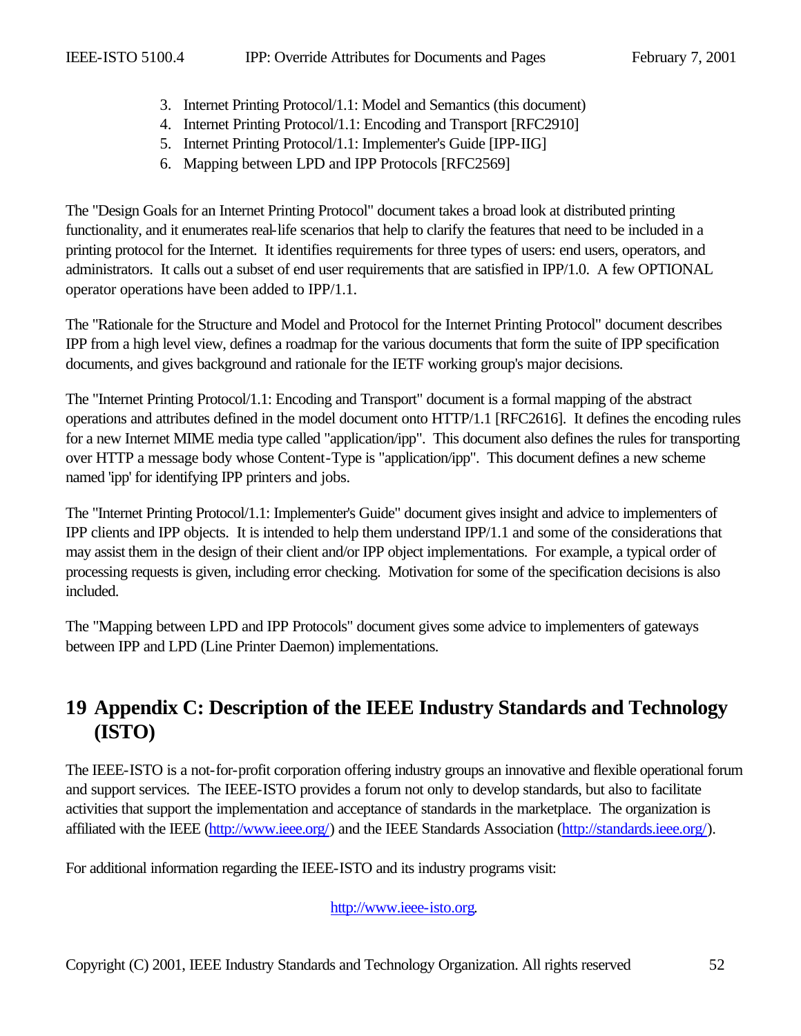3. Internet Printing Protocol/1.1: Model and Semantics (this document)
4. Internet Printing Protocol/1.1: Encoding and Transport [RFC2910]
5. Internet Printing Protocol/1.1: Implementer's Guide [IPP-IIG]
6. Mapping between LPD and IPP Protocols [RFC2569]

The "Design Goals for an Internet Printing Protocol" document takes a broad look at distributed printing functionality, and it enumerates real-life scenarios that help to clarify the features that need to be included in a printing protocol for the Internet. It identifies requirements for three types of users: end users, operators, and administrators. It calls out a subset of end user requirements that are satisfied in IPP/1.0. A few OPTIONAL operator operations have been added to IPP/1.1.

The "Rationale for the Structure and Model and Protocol for the Internet Printing Protocol" document describes IPP from a high level view, defines a roadmap for the various documents that form the suite of IPP specification documents, and gives background and rationale for the IETF working group's major decisions.

The "Internet Printing Protocol/1.1: Encoding and Transport" document is a formal mapping of the abstract operations and attributes defined in the model document onto HTTP/1.1 [RFC2616]. It defines the encoding rules for a new Internet MIME media type called "application/ipp". This document also defines the rules for transporting over HTTP a message body whose Content-Type is "application/ipp". This document defines a new scheme named 'ipp' for identifying IPP printers and jobs.

The "Internet Printing Protocol/1.1: Implementer's Guide" document gives insight and advice to implementers of IPP clients and IPP objects. It is intended to help them understand IPP/1.1 and some of the considerations that may assist them in the design of their client and/or IPP object implementations. For example, a typical order of processing requests is given, including error checking. Motivation for some of the specification decisions is also included.

The "Mapping between LPD and IPP Protocols" document gives some advice to implementers of gateways between IPP and LPD (Line Printer Daemon) implementations.

# 19 Appendix C: Description of the IEEE Industry Standards and Technology (ISTO)

The IEEE-ISTO is a not-for-profit corporation offering industry groups an innovative and flexible operational forum and support services. The IEEE-ISTO provides a forum not only to develop standards, but also to facilitate activities that support the implementation and acceptance of standards in the marketplace. The organization is affiliated with the IEEE (http://www.ieee.org/) and the IEEE Standards Association (http://standards.ieee.org/).

For additional information regarding the IEEE-ISTO and its industry programs visit:

http://www.ieee-isto.org.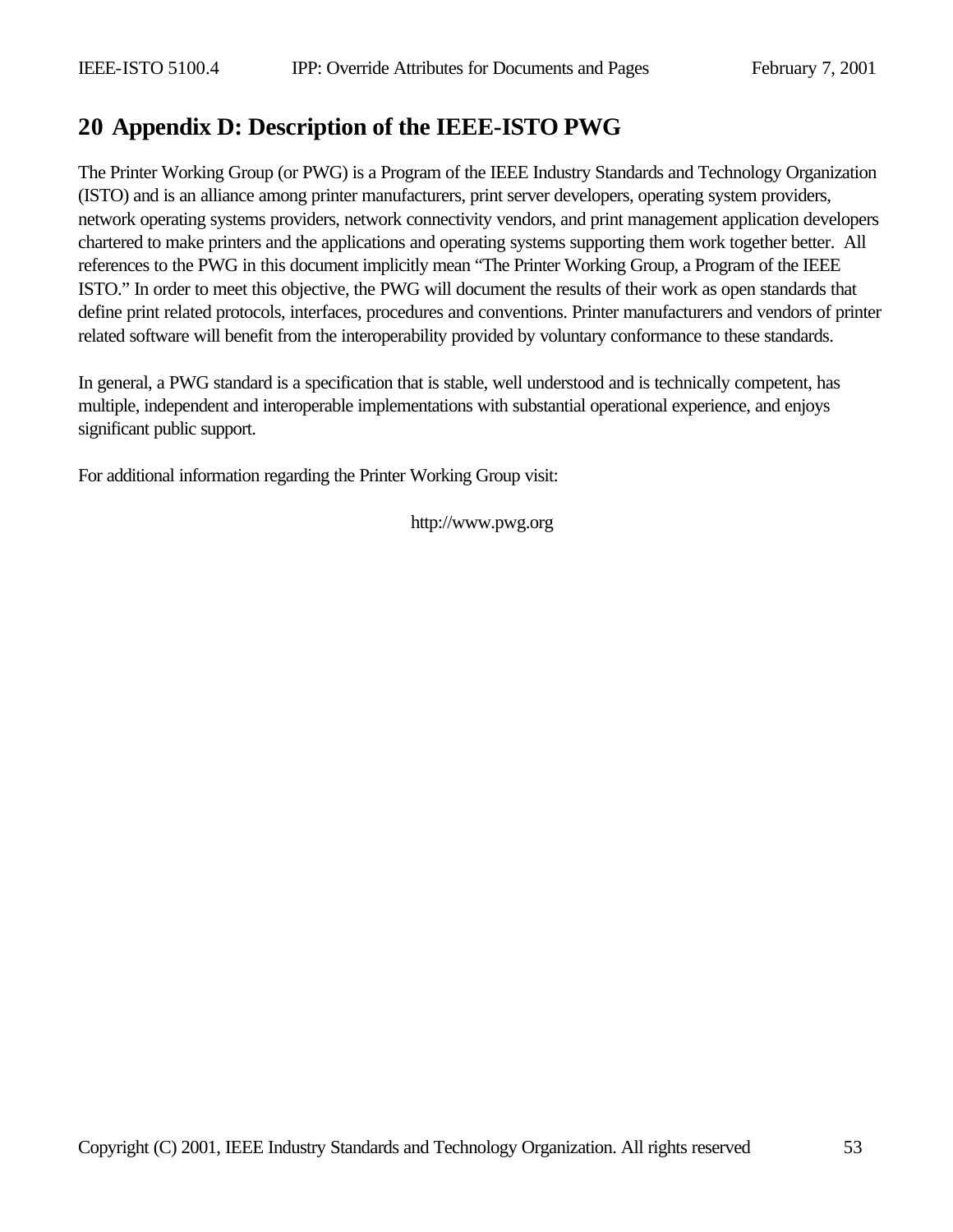# 20 Appendix D: Description of the IEEE-ISTO PWG

The Printer Working Group (or PWG) is a Program of the IEEE Industry Standards and Technology Organization (ISTO) and is an alliance among printer manufacturers, print server developers, operating system providers, network operating systems providers, network connectivity vendors, and print management application developers chartered to make printers and the applications and operating systems supporting them work together better. All references to the PWG in this document implicitly mean "The Printer Working Group, a Program of the IEEE ISTO." In order to meet this objective, the PWG will document the results of their work as open standards that define print related protocols, interfaces, procedures and conventions. Printer manufacturers and vendors of printer related software will benefit from the interoperability provided by voluntary conformance to these standards.

In general, a PWG standard is a specification that is stable, well understood and is technically competent, has multiple, independent and interoperable implementations with substantial operational experience, and enjoys significant public support.

For additional information regarding the Printer Working Group visit:

http://www.pwg.org